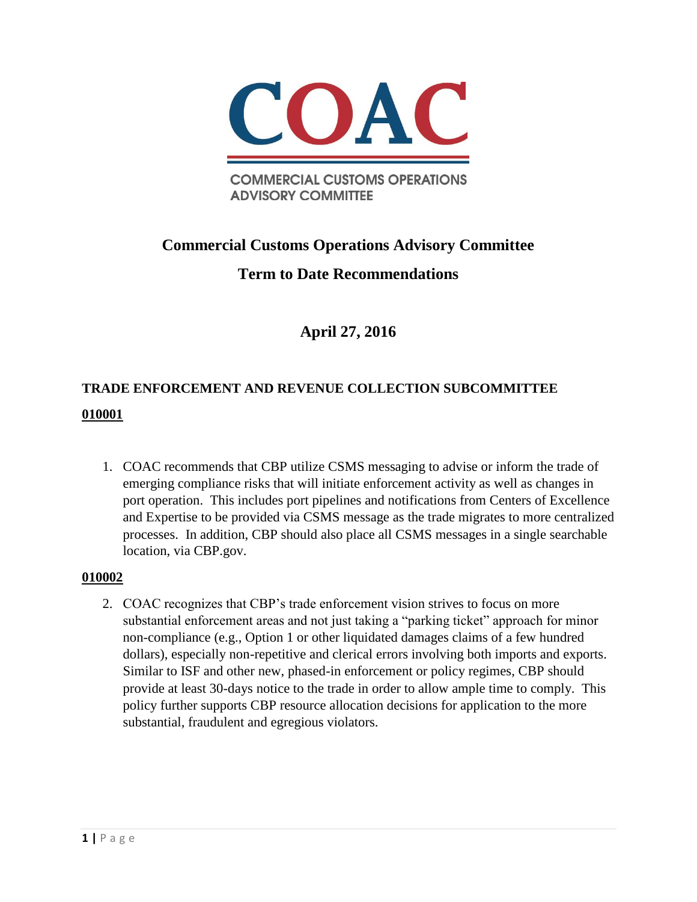COAC

COMMERCIAL CUSTOMS OPERATIONS ADVISORY COMMITTEE

# Commercial Customs Operations Advisory Committee

## Term to Date Recommendations

### April 27, 2016

### TRADE ENFORCEMENT AND REVENUE COLLECTION SUBCOMMITTEE

**010001**

1. COAC recommends that CBP utilize CSMS messaging to advise or inform the trade of emerging compliance risks that will initiate enforcement activity as well as changes in port operation. This includes port pipelines and notifications from Centers of Excellence and Expertise to be provided via CSMS message as the trade migrates to more centralized processes. In addition, CBP should also place all CSMS messages in a single searchable location, via CBP.gov.

**010002**

2. COAC recognizes that CBP's trade enforcement vision strives to focus on more substantial enforcement areas and not just taking a "parking ticket" approach for minor non-compliance (e.g., Option 1 or other liquidated damages claims of a few hundred dollars), especially non-repetitive and clerical errors involving both imports and exports. Similar to ISF and other new, phased-in enforcement or policy regimes, CBP should provide at least 30-days notice to the trade in order to allow ample time to comply. This policy further supports CBP resource allocation decisions for application to the more substantial, fraudulent and egregious violators.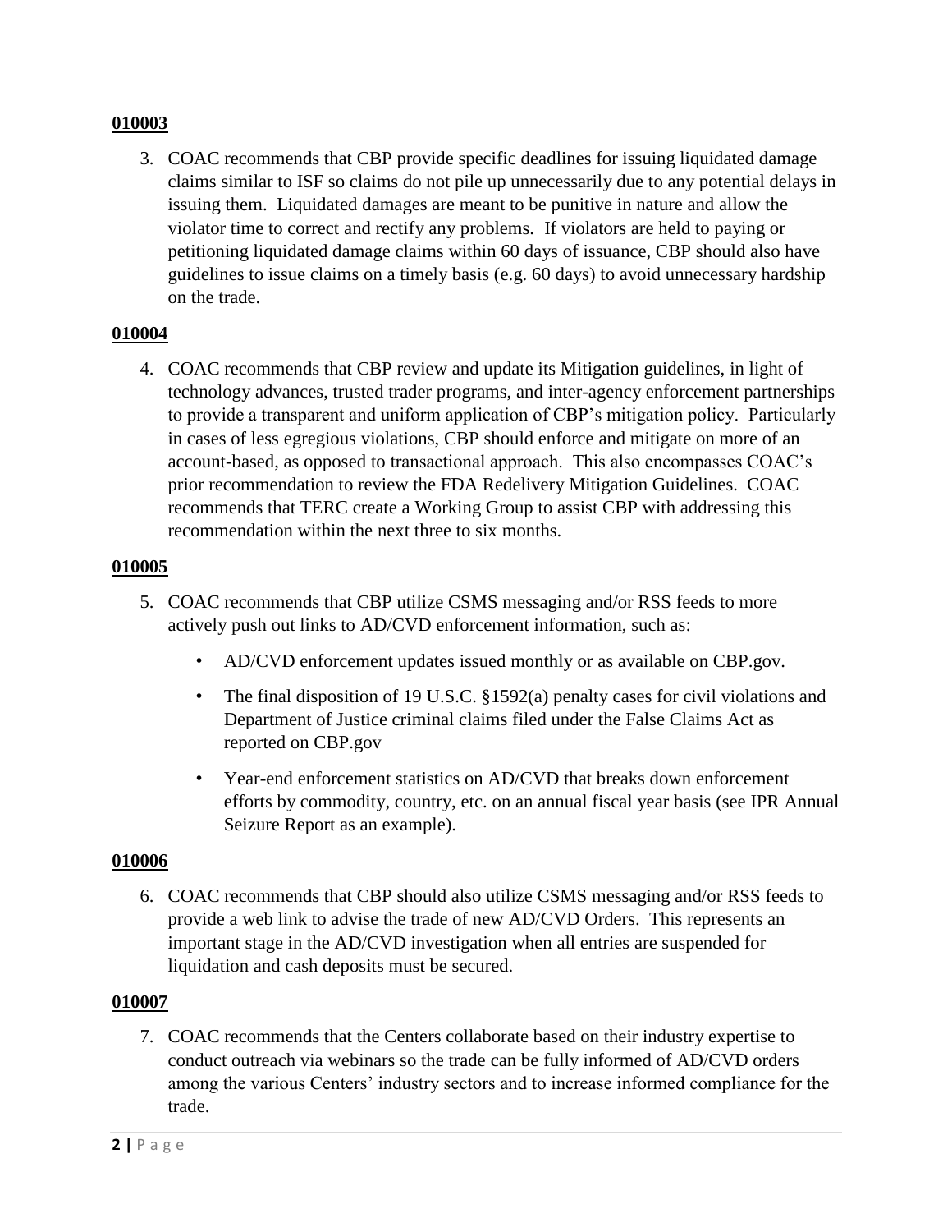**010003**

3. COAC recommends that CBP provide specific deadlines for issuing liquidated damage claims similar to ISF so claims do not pile up unnecessarily due to any potential delays in issuing them. Liquidated damages are meant to be punitive in nature and allow the violator time to correct and rectify any problems. If violators are held to paying or petitioning liquidated damage claims within 60 days of issuance, CBP should also have guidelines to issue claims on a timely basis (e.g. 60 days) to avoid unnecessary hardship on the trade.

**010004**

4. COAC recommends that CBP review and update its Mitigation guidelines, in light of technology advances, trusted trader programs, and inter-agency enforcement partnerships to provide a transparent and uniform application of CBP's mitigation policy. Particularly in cases of less egregious violations, CBP should enforce and mitigate on more of an account-based, as opposed to transactional approach. This also encompasses COAC's prior recommendation to review the FDA Redelivery Mitigation Guidelines. COAC recommends that TERC create a Working Group to assist CBP with addressing this recommendation within the next three to six months.

**010005**

5. COAC recommends that CBP utilize CSMS messaging and/or RSS feeds to more actively push out links to AD/CVD enforcement information, such as:
   - AD/CVD enforcement updates issued monthly or as available on CBP.gov.
   - The final disposition of 19 U.S.C. §1592(a) penalty cases for civil violations and Department of Justice criminal claims filed under the False Claims Act as reported on CBP.gov
   - Year-end enforcement statistics on AD/CVD that breaks down enforcement efforts by commodity, country, etc. on an annual fiscal year basis (see IPR Annual Seizure Report as an example).

**010006**

6. COAC recommends that CBP should also utilize CSMS messaging and/or RSS feeds to provide a web link to advise the trade of new AD/CVD Orders. This represents an important stage in the AD/CVD investigation when all entries are suspended for liquidation and cash deposits must be secured.

**010007**

7. COAC recommends that the Centers collaborate based on their industry expertise to conduct outreach via webinars so the trade can be fully informed of AD/CVD orders among the various Centers' industry sectors and to increase informed compliance for the trade.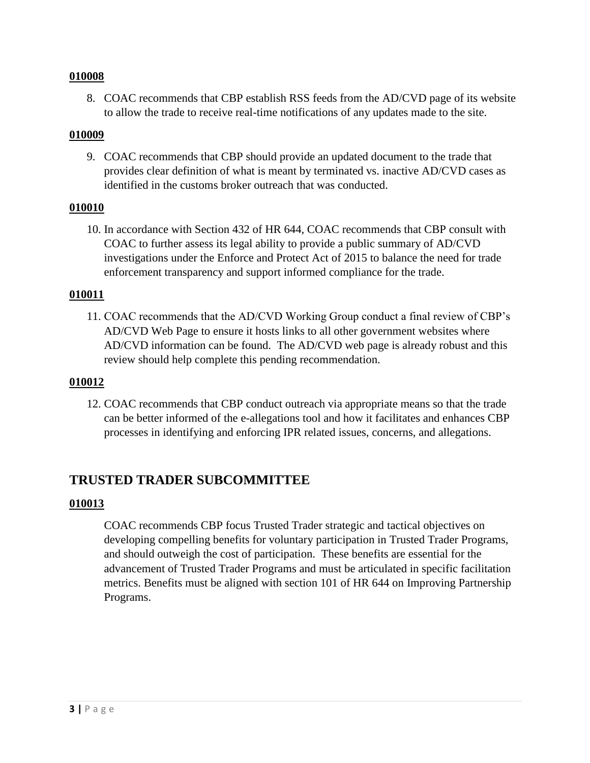**010008**

8. COAC recommends that CBP establish RSS feeds from the AD/CVD page of its website to allow the trade to receive real-time notifications of any updates made to the site.

**010009**

9. COAC recommends that CBP should provide an updated document to the trade that provides clear definition of what is meant by terminated vs. inactive AD/CVD cases as identified in the customs broker outreach that was conducted.

**010010**

10. In accordance with Section 432 of HR 644, COAC recommends that CBP consult with COAC to further assess its legal ability to provide a public summary of AD/CVD investigations under the Enforce and Protect Act of 2015 to balance the need for trade enforcement transparency and support informed compliance for the trade.

**010011**

11. COAC recommends that the AD/CVD Working Group conduct a final review of CBP's AD/CVD Web Page to ensure it hosts links to all other government websites where AD/CVD information can be found. The AD/CVD web page is already robust and this review should help complete this pending recommendation.

**010012**

12. COAC recommends that CBP conduct outreach via appropriate means so that the trade can be better informed of the e-allegations tool and how it facilitates and enhances CBP processes in identifying and enforcing IPR related issues, concerns, and allegations.

## TRUSTED TRADER SUBCOMMITTEE

**010013**

COAC recommends CBP focus Trusted Trader strategic and tactical objectives on developing compelling benefits for voluntary participation in Trusted Trader Programs, and should outweigh the cost of participation. These benefits are essential for the advancement of Trusted Trader Programs and must be articulated in specific facilitation metrics. Benefits must be aligned with section 101 of HR 644 on Improving Partnership Programs.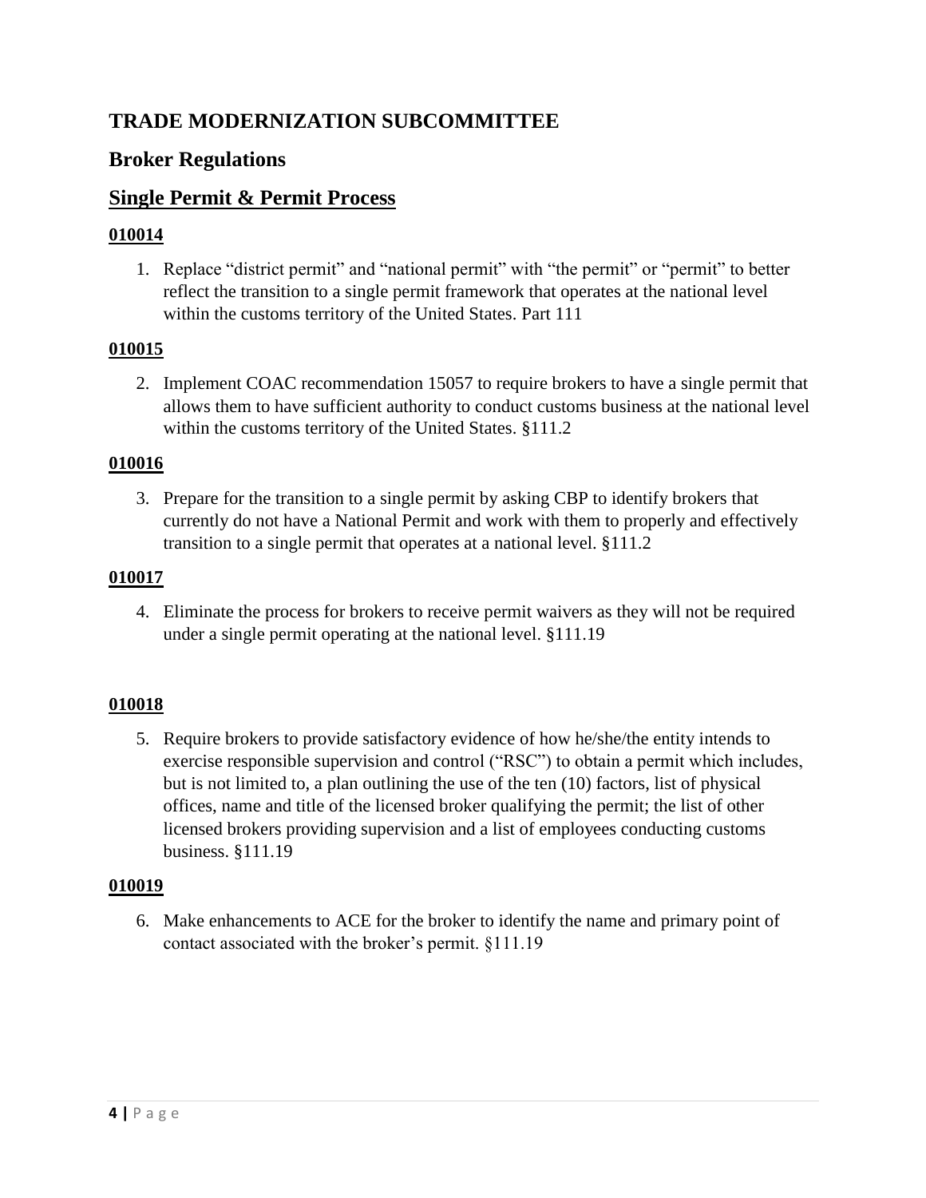## TRADE MODERNIZATION SUBCOMMITTEE

### Broker Regulations

### Single Permit & Permit Process

**010014**

1. Replace "district permit" and "national permit" with "the permit" or "permit" to better reflect the transition to a single permit framework that operates at the national level within the customs territory of the United States. Part 111

**010015**

2. Implement COAC recommendation 15057 to require brokers to have a single permit that allows them to have sufficient authority to conduct customs business at the national level within the customs territory of the United States. §111.2

**010016**

3. Prepare for the transition to a single permit by asking CBP to identify brokers that currently do not have a National Permit and work with them to properly and effectively transition to a single permit that operates at a national level. §111.2

**010017**

4. Eliminate the process for brokers to receive permit waivers as they will not be required under a single permit operating at the national level. §111.19

**010018**

5. Require brokers to provide satisfactory evidence of how he/she/the entity intends to exercise responsible supervision and control ("RSC") to obtain a permit which includes, but is not limited to, a plan outlining the use of the ten (10) factors, list of physical offices, name and title of the licensed broker qualifying the permit; the list of other licensed brokers providing supervision and a list of employees conducting customs business. §111.19

**010019**

6. Make enhancements to ACE for the broker to identify the name and primary point of contact associated with the broker's permit. §111.19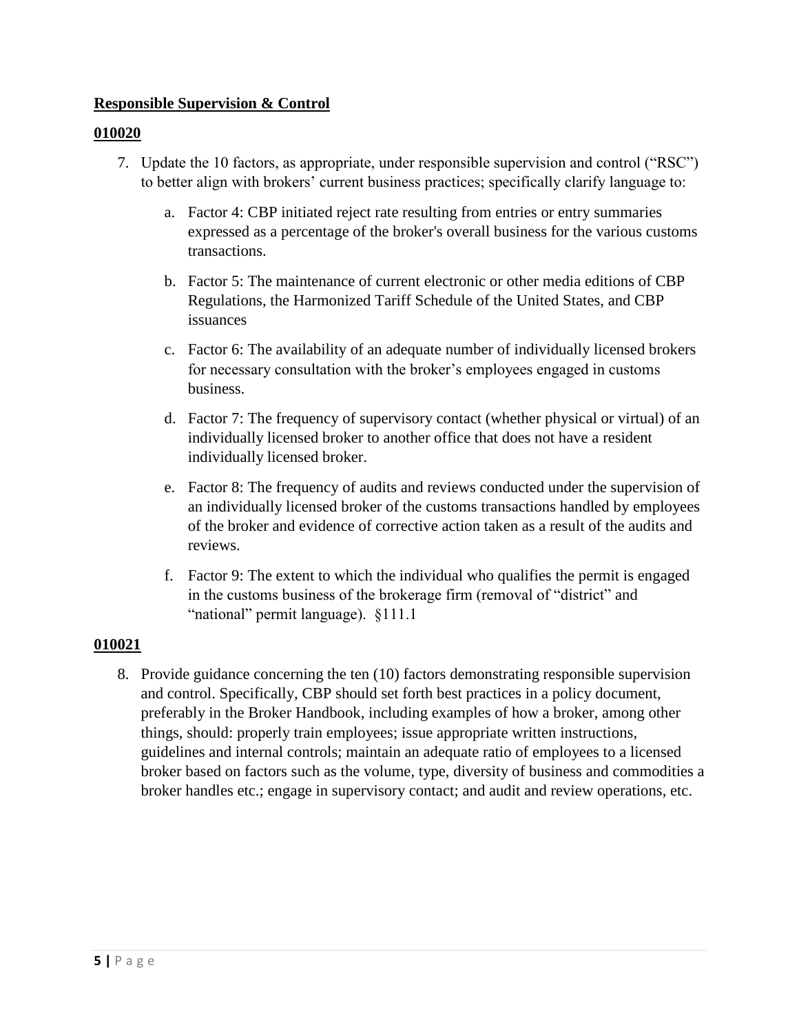**Responsible Supervision & Control**

**010020**

7. Update the 10 factors, as appropriate, under responsible supervision and control ("RSC") to better align with brokers' current business practices; specifically clarify language to:

    a. Factor 4: CBP initiated reject rate resulting from entries or entry summaries expressed as a percentage of the broker's overall business for the various customs transactions.

    b. Factor 5: The maintenance of current electronic or other media editions of CBP Regulations, the Harmonized Tariff Schedule of the United States, and CBP issuances

    c. Factor 6: The availability of an adequate number of individually licensed brokers for necessary consultation with the broker's employees engaged in customs business.

    d. Factor 7: The frequency of supervisory contact (whether physical or virtual) of an individually licensed broker to another office that does not have a resident individually licensed broker.

    e. Factor 8: The frequency of audits and reviews conducted under the supervision of an individually licensed broker of the customs transactions handled by employees of the broker and evidence of corrective action taken as a result of the audits and reviews.

    f. Factor 9: The extent to which the individual who qualifies the permit is engaged in the customs business of the brokerage firm (removal of "district" and "national" permit language). §111.1

**010021**

8. Provide guidance concerning the ten (10) factors demonstrating responsible supervision and control. Specifically, CBP should set forth best practices in a policy document, preferably in the Broker Handbook, including examples of how a broker, among other things, should: properly train employees; issue appropriate written instructions, guidelines and internal controls; maintain an adequate ratio of employees to a licensed broker based on factors such as the volume, type, diversity of business and commodities a broker handles etc.; engage in supervisory contact; and audit and review operations, etc.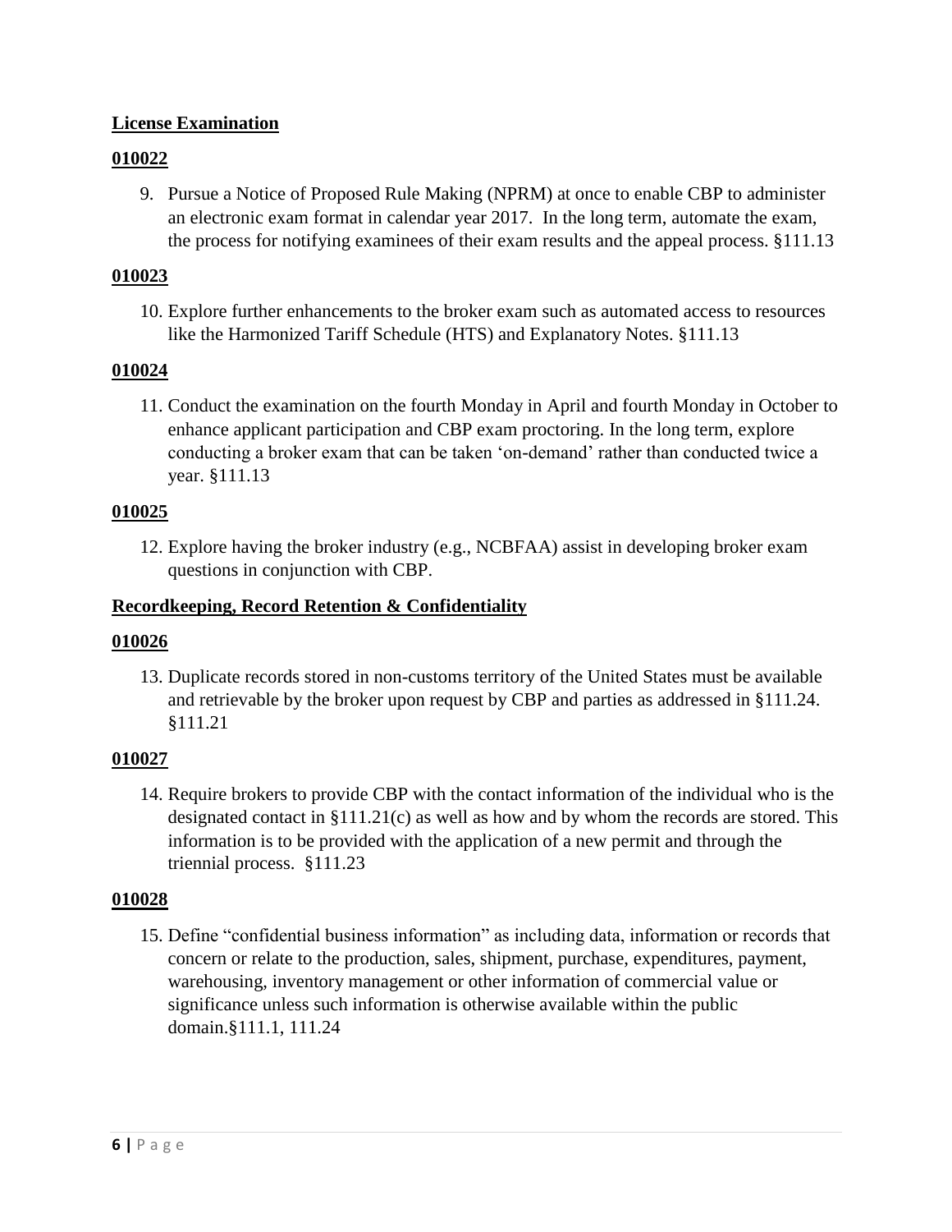**License Examination**

**010022**

9. Pursue a Notice of Proposed Rule Making (NPRM) at once to enable CBP to administer an electronic exam format in calendar year 2017. In the long term, automate the exam, the process for notifying examinees of their exam results and the appeal process. §111.13

**010023**

10. Explore further enhancements to the broker exam such as automated access to resources like the Harmonized Tariff Schedule (HTS) and Explanatory Notes. §111.13

**010024**

11. Conduct the examination on the fourth Monday in April and fourth Monday in October to enhance applicant participation and CBP exam proctoring. In the long term, explore conducting a broker exam that can be taken 'on-demand' rather than conducted twice a year. §111.13

**010025**

12. Explore having the broker industry (e.g., NCBFAA) assist in developing broker exam questions in conjunction with CBP.

**Recordkeeping, Record Retention & Confidentiality**

**010026**

13. Duplicate records stored in non-customs territory of the United States must be available and retrievable by the broker upon request by CBP and parties as addressed in §111.24. §111.21

**010027**

14. Require brokers to provide CBP with the contact information of the individual who is the designated contact in §111.21(c) as well as how and by whom the records are stored. This information is to be provided with the application of a new permit and through the triennial process. §111.23

**010028**

15. Define "confidential business information" as including data, information or records that concern or relate to the production, sales, shipment, purchase, expenditures, payment, warehousing, inventory management or other information of commercial value or significance unless such information is otherwise available within the public domain.§111.1, 111.24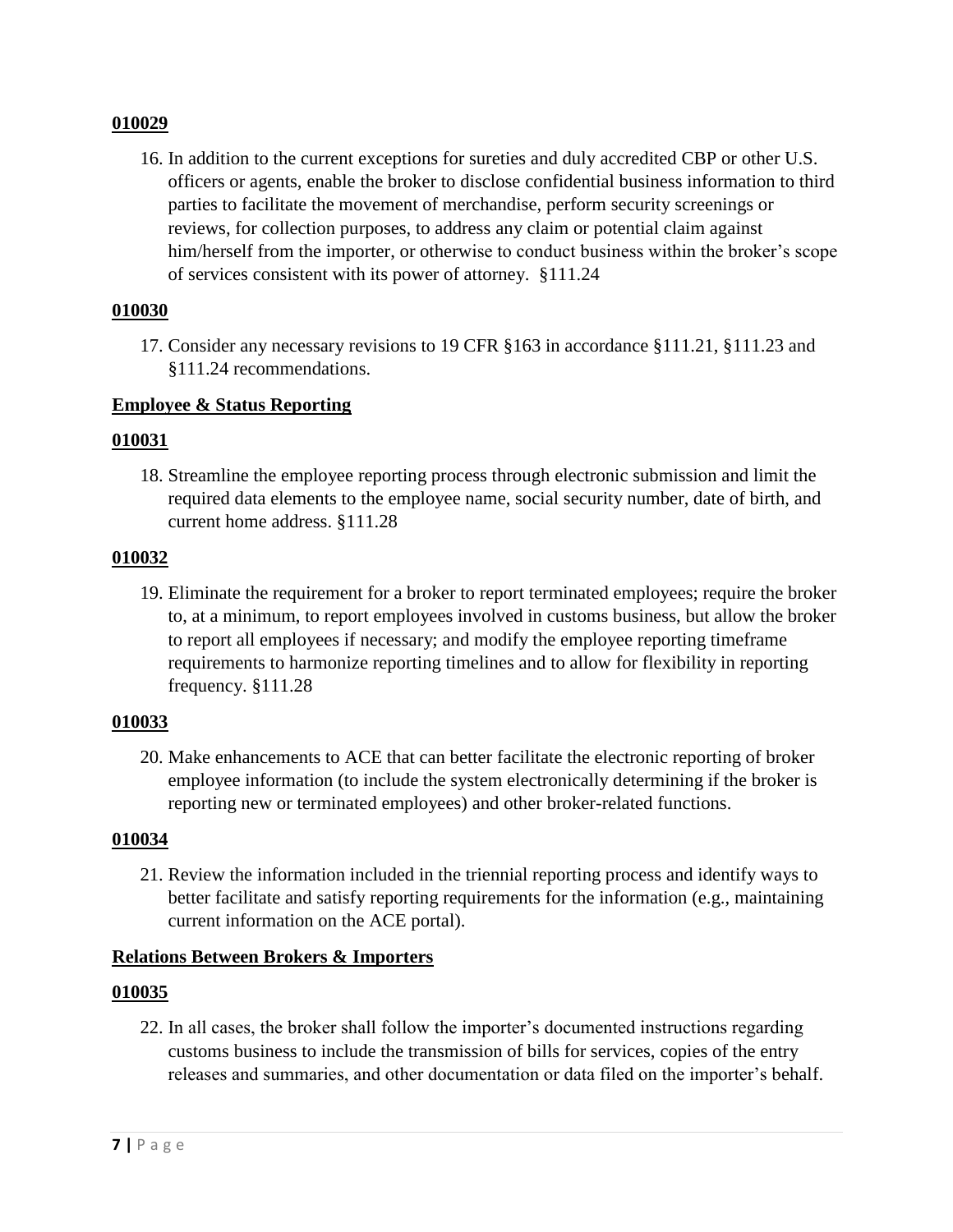**010029**

16. In addition to the current exceptions for sureties and duly accredited CBP or other U.S. officers or agents, enable the broker to disclose confidential business information to third parties to facilitate the movement of merchandise, perform security screenings or reviews, for collection purposes, to address any claim or potential claim against him/herself from the importer, or otherwise to conduct business within the broker's scope of services consistent with its power of attorney. §111.24

**010030**

17. Consider any necessary revisions to 19 CFR §163 in accordance §111.21, §111.23 and §111.24 recommendations.

**Employee & Status Reporting**

**010031**

18. Streamline the employee reporting process through electronic submission and limit the required data elements to the employee name, social security number, date of birth, and current home address. §111.28

**010032**

19. Eliminate the requirement for a broker to report terminated employees; require the broker to, at a minimum, to report employees involved in customs business, but allow the broker to report all employees if necessary; and modify the employee reporting timeframe requirements to harmonize reporting timelines and to allow for flexibility in reporting frequency. §111.28

**010033**

20. Make enhancements to ACE that can better facilitate the electronic reporting of broker employee information (to include the system electronically determining if the broker is reporting new or terminated employees) and other broker-related functions.

**010034**

21. Review the information included in the triennial reporting process and identify ways to better facilitate and satisfy reporting requirements for the information (e.g., maintaining current information on the ACE portal).

**Relations Between Brokers & Importers**

**010035**

22. In all cases, the broker shall follow the importer's documented instructions regarding customs business to include the transmission of bills for services, copies of the entry releases and summaries, and other documentation or data filed on the importer's behalf.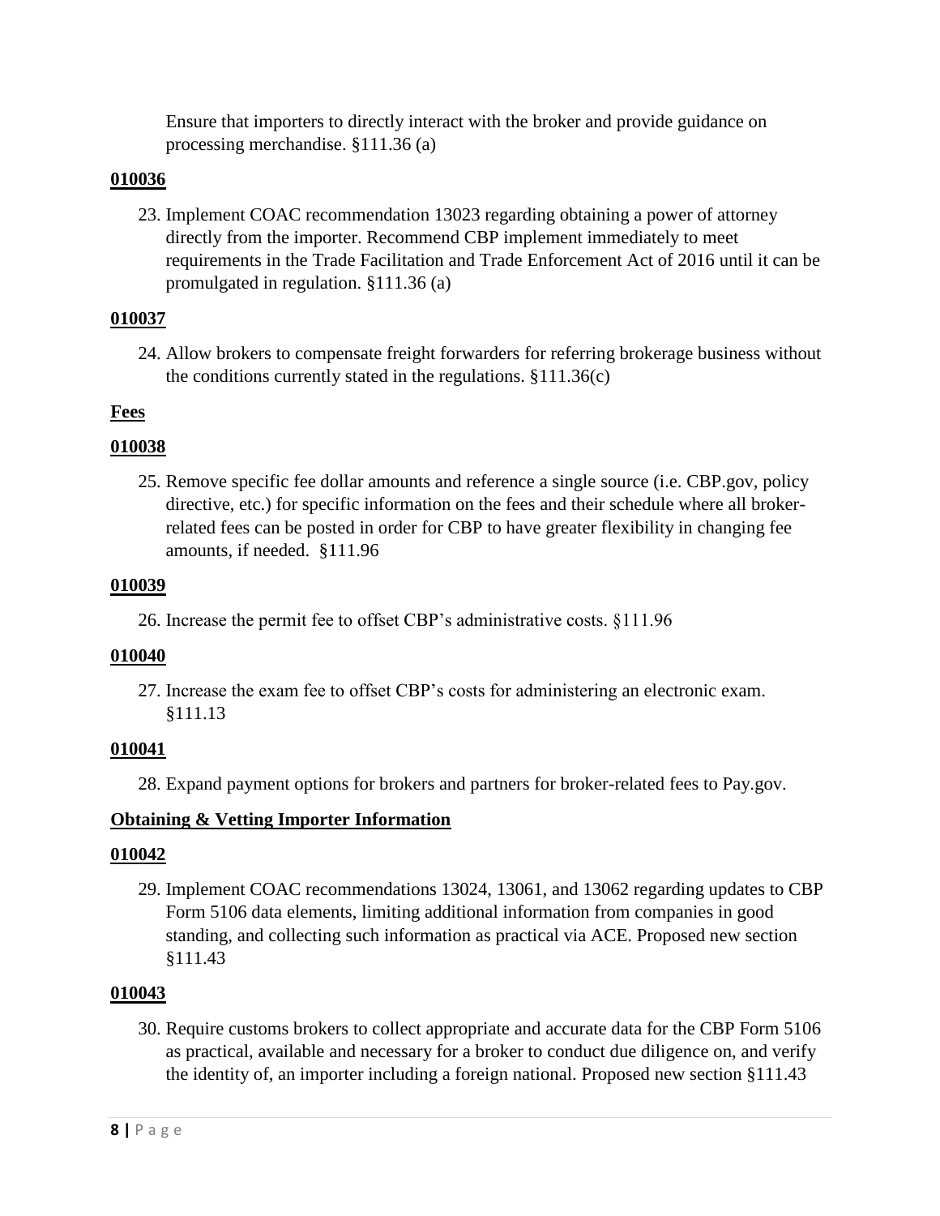Ensure that importers to directly interact with the broker and provide guidance on processing merchandise. §111.36 (a)

**010036**

23. Implement COAC recommendation 13023 regarding obtaining a power of attorney directly from the importer. Recommend CBP implement immediately to meet requirements in the Trade Facilitation and Trade Enforcement Act of 2016 until it can be promulgated in regulation. §111.36 (a)

**010037**

24. Allow brokers to compensate freight forwarders for referring brokerage business without the conditions currently stated in the regulations. §111.36(c)

**Fees**

**010038**

25. Remove specific fee dollar amounts and reference a single source (i.e. CBP.gov, policy directive, etc.) for specific information on the fees and their schedule where all broker-related fees can be posted in order for CBP to have greater flexibility in changing fee amounts, if needed. §111.96

**010039**

26. Increase the permit fee to offset CBP's administrative costs. §111.96

**010040**

27. Increase the exam fee to offset CBP's costs for administering an electronic exam. §111.13

**010041**

28. Expand payment options for brokers and partners for broker-related fees to Pay.gov.

**Obtaining & Vetting Importer Information**

**010042**

29. Implement COAC recommendations 13024, 13061, and 13062 regarding updates to CBP Form 5106 data elements, limiting additional information from companies in good standing, and collecting such information as practical via ACE. Proposed new section §111.43

**010043**

30. Require customs brokers to collect appropriate and accurate data for the CBP Form 5106 as practical, available and necessary for a broker to conduct due diligence on, and verify the identity of, an importer including a foreign national. Proposed new section §111.43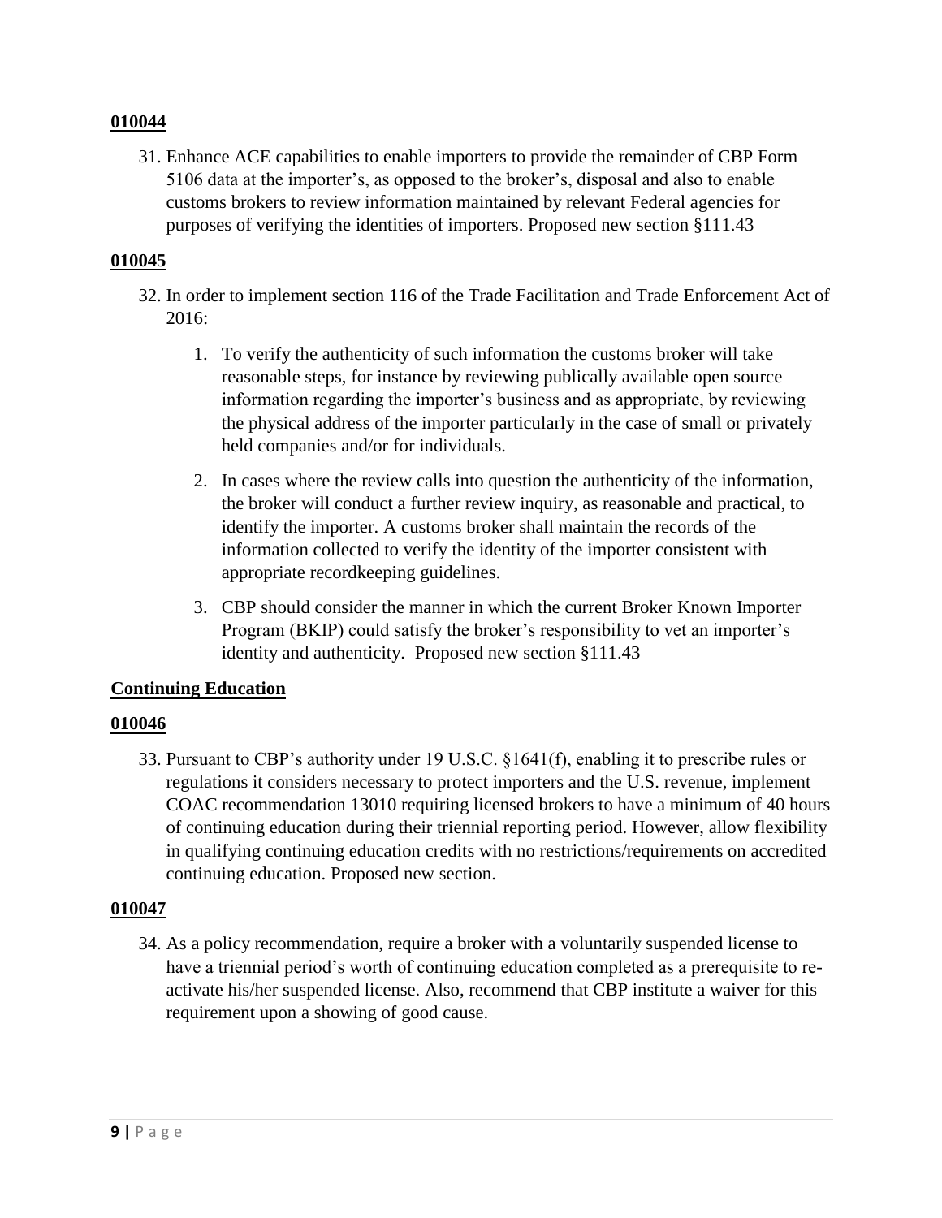**010044**

31. Enhance ACE capabilities to enable importers to provide the remainder of CBP Form 5106 data at the importer's, as opposed to the broker's, disposal and also to enable customs brokers to review information maintained by relevant Federal agencies for purposes of verifying the identities of importers. Proposed new section §111.43

**010045**

32. In order to implement section 116 of the Trade Facilitation and Trade Enforcement Act of 2016:

    1. To verify the authenticity of such information the customs broker will take reasonable steps, for instance by reviewing publically available open source information regarding the importer's business and as appropriate, by reviewing the physical address of the importer particularly in the case of small or privately held companies and/or for individuals.

    2. In cases where the review calls into question the authenticity of the information, the broker will conduct a further review inquiry, as reasonable and practical, to identify the importer. A customs broker shall maintain the records of the information collected to verify the identity of the importer consistent with appropriate recordkeeping guidelines.

    3. CBP should consider the manner in which the current Broker Known Importer Program (BKIP) could satisfy the broker's responsibility to vet an importer's identity and authenticity. Proposed new section §111.43

**Continuing Education**

**010046**

33. Pursuant to CBP's authority under 19 U.S.C. §1641(f), enabling it to prescribe rules or regulations it considers necessary to protect importers and the U.S. revenue, implement COAC recommendation 13010 requiring licensed brokers to have a minimum of 40 hours of continuing education during their triennial reporting period. However, allow flexibility in qualifying continuing education credits with no restrictions/requirements on accredited continuing education. Proposed new section.

**010047**

34. As a policy recommendation, require a broker with a voluntarily suspended license to have a triennial period's worth of continuing education completed as a prerequisite to re-activate his/her suspended license. Also, recommend that CBP institute a waiver for this requirement upon a showing of good cause.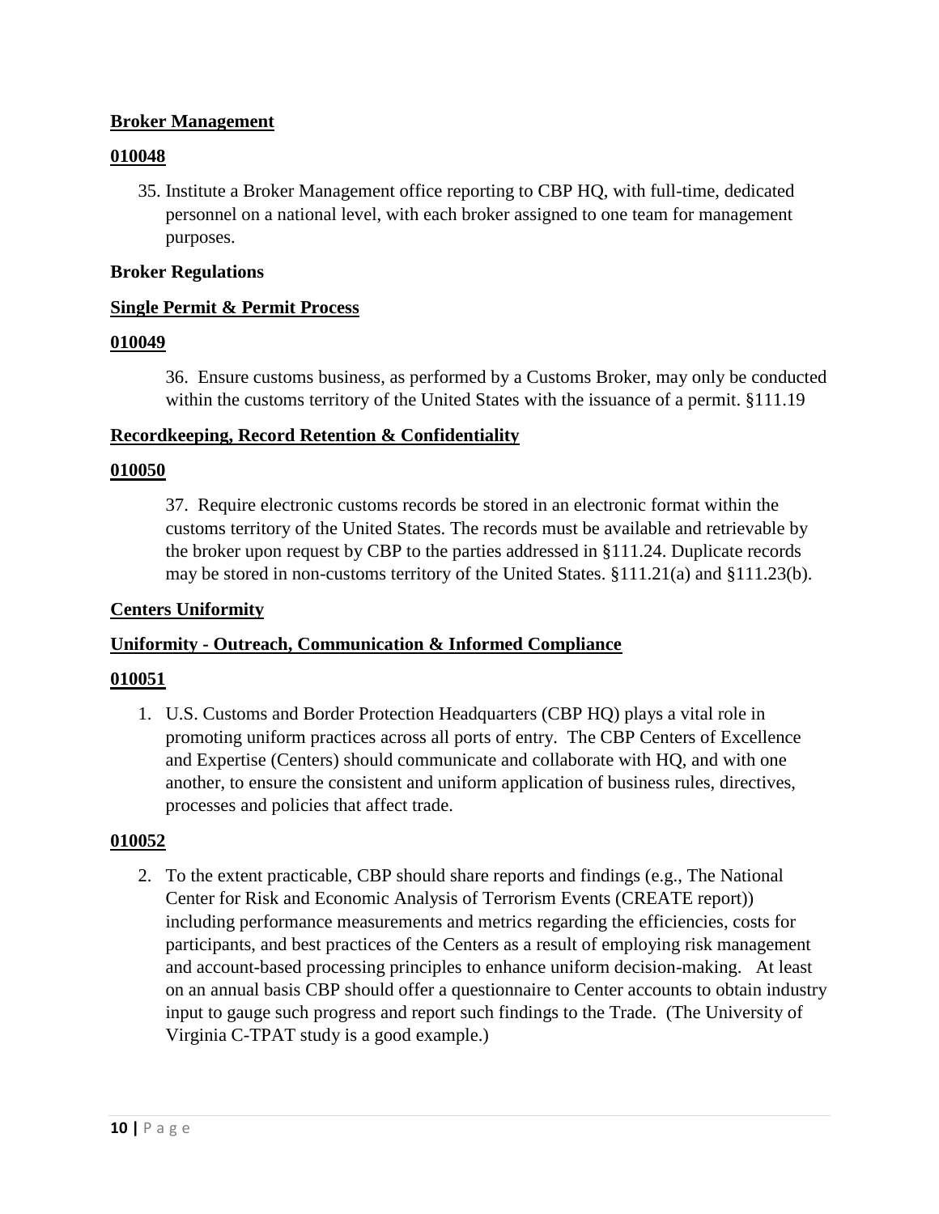**Broker Management**

**010048**

35. Institute a Broker Management office reporting to CBP HQ, with full-time, dedicated personnel on a national level, with each broker assigned to one team for management purposes.

**Broker Regulations**

**Single Permit & Permit Process**

**010049**

36. Ensure customs business, as performed by a Customs Broker, may only be conducted within the customs territory of the United States with the issuance of a permit. §111.19

**Recordkeeping, Record Retention & Confidentiality**

**010050**

37. Require electronic customs records be stored in an electronic format within the customs territory of the United States. The records must be available and retrievable by the broker upon request by CBP to the parties addressed in §111.24. Duplicate records may be stored in non-customs territory of the United States. §111.21(a) and §111.23(b).

**Centers Uniformity**

**Uniformity - Outreach, Communication & Informed Compliance**

**010051**

1. U.S. Customs and Border Protection Headquarters (CBP HQ) plays a vital role in promoting uniform practices across all ports of entry. The CBP Centers of Excellence and Expertise (Centers) should communicate and collaborate with HQ, and with one another, to ensure the consistent and uniform application of business rules, directives, processes and policies that affect trade.

**010052**

2. To the extent practicable, CBP should share reports and findings (e.g., The National Center for Risk and Economic Analysis of Terrorism Events (CREATE report)) including performance measurements and metrics regarding the efficiencies, costs for participants, and best practices of the Centers as a result of employing risk management and account-based processing principles to enhance uniform decision-making. At least on an annual basis CBP should offer a questionnaire to Center accounts to obtain industry input to gauge such progress and report such findings to the Trade. (The University of Virginia C-TPAT study is a good example.)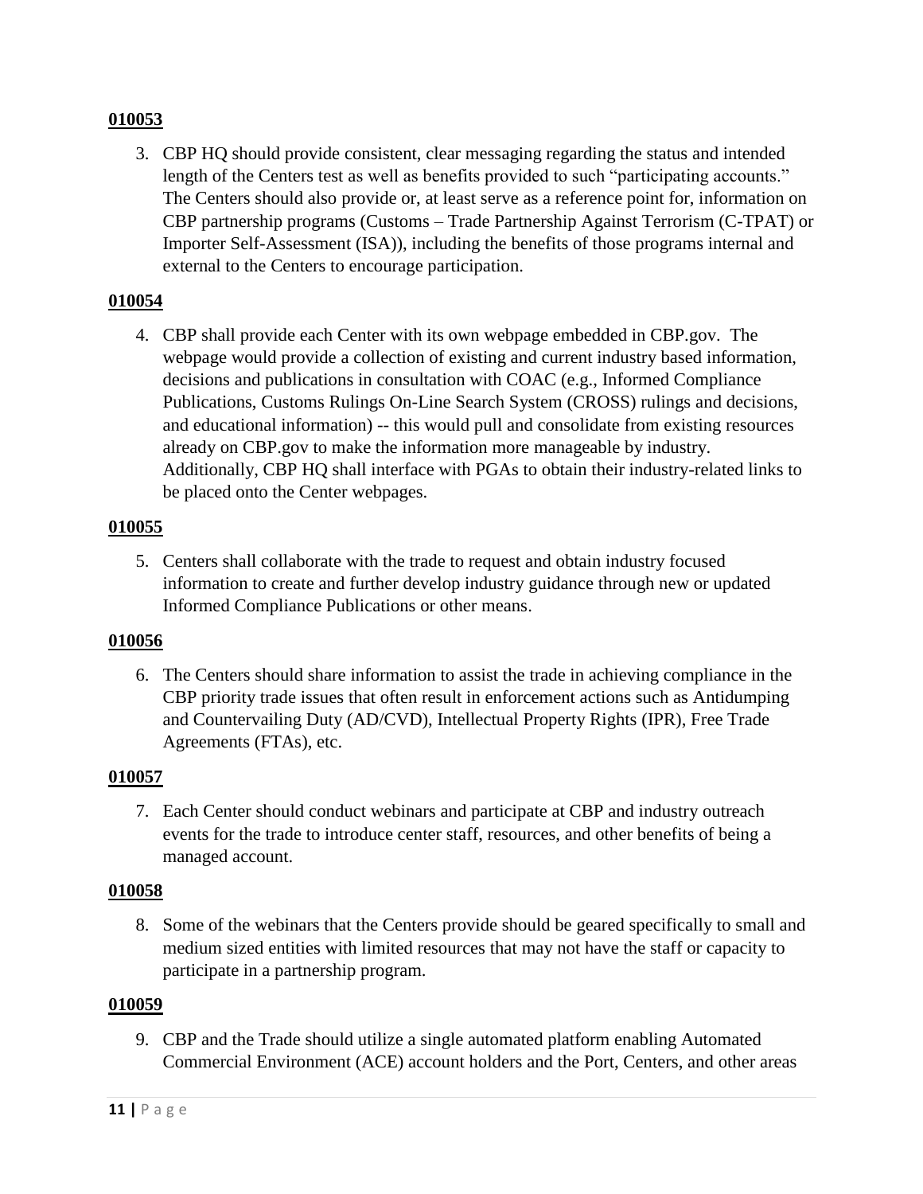**010053**

3. CBP HQ should provide consistent, clear messaging regarding the status and intended length of the Centers test as well as benefits provided to such "participating accounts." The Centers should also provide or, at least serve as a reference point for, information on CBP partnership programs (Customs – Trade Partnership Against Terrorism (C-TPAT) or Importer Self-Assessment (ISA)), including the benefits of those programs internal and external to the Centers to encourage participation.

**010054**

4. CBP shall provide each Center with its own webpage embedded in CBP.gov. The webpage would provide a collection of existing and current industry based information, decisions and publications in consultation with COAC (e.g., Informed Compliance Publications, Customs Rulings On-Line Search System (CROSS) rulings and decisions, and educational information) -- this would pull and consolidate from existing resources already on CBP.gov to make the information more manageable by industry. Additionally, CBP HQ shall interface with PGAs to obtain their industry-related links to be placed onto the Center webpages.

**010055**

5. Centers shall collaborate with the trade to request and obtain industry focused information to create and further develop industry guidance through new or updated Informed Compliance Publications or other means.

**010056**

6. The Centers should share information to assist the trade in achieving compliance in the CBP priority trade issues that often result in enforcement actions such as Antidumping and Countervailing Duty (AD/CVD), Intellectual Property Rights (IPR), Free Trade Agreements (FTAs), etc.

**010057**

7. Each Center should conduct webinars and participate at CBP and industry outreach events for the trade to introduce center staff, resources, and other benefits of being a managed account.

**010058**

8. Some of the webinars that the Centers provide should be geared specifically to small and medium sized entities with limited resources that may not have the staff or capacity to participate in a partnership program.

**010059**

9. CBP and the Trade should utilize a single automated platform enabling Automated Commercial Environment (ACE) account holders and the Port, Centers, and other areas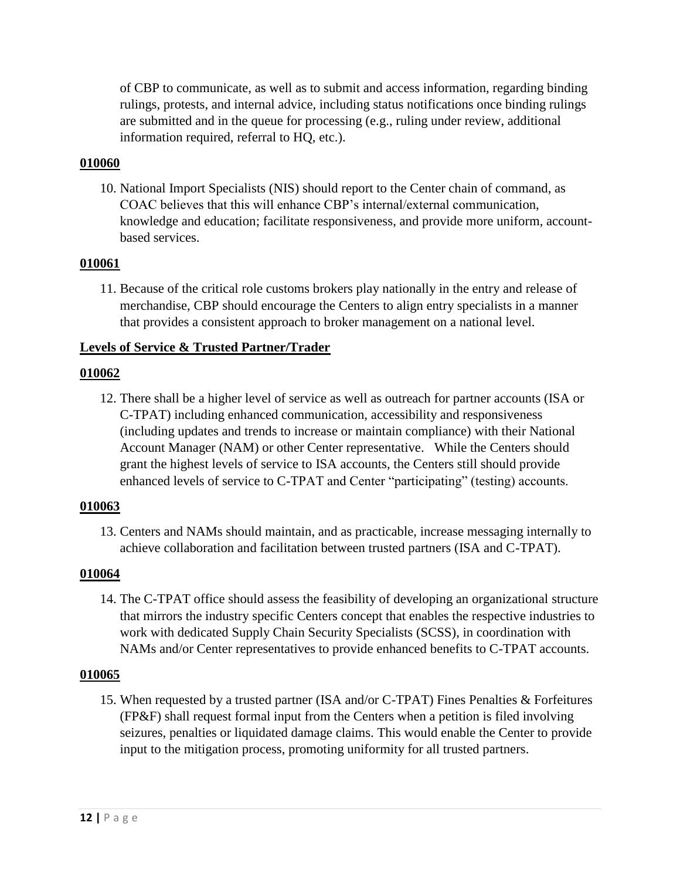of CBP to communicate, as well as to submit and access information, regarding binding rulings, protests, and internal advice, including status notifications once binding rulings are submitted and in the queue for processing (e.g., ruling under review, additional information required, referral to HQ, etc.).

**010060**

10. National Import Specialists (NIS) should report to the Center chain of command, as COAC believes that this will enhance CBP's internal/external communication, knowledge and education; facilitate responsiveness, and provide more uniform, account-based services.

**010061**

11. Because of the critical role customs brokers play nationally in the entry and release of merchandise, CBP should encourage the Centers to align entry specialists in a manner that provides a consistent approach to broker management on a national level.

**Levels of Service & Trusted Partner/Trader**

**010062**

12. There shall be a higher level of service as well as outreach for partner accounts (ISA or C-TPAT) including enhanced communication, accessibility and responsiveness (including updates and trends to increase or maintain compliance) with their National Account Manager (NAM) or other Center representative. While the Centers should grant the highest levels of service to ISA accounts, the Centers still should provide enhanced levels of service to C-TPAT and Center "participating" (testing) accounts.

**010063**

13. Centers and NAMs should maintain, and as practicable, increase messaging internally to achieve collaboration and facilitation between trusted partners (ISA and C-TPAT).

**010064**

14. The C-TPAT office should assess the feasibility of developing an organizational structure that mirrors the industry specific Centers concept that enables the respective industries to work with dedicated Supply Chain Security Specialists (SCSS), in coordination with NAMs and/or Center representatives to provide enhanced benefits to C-TPAT accounts.

**010065**

15. When requested by a trusted partner (ISA and/or C-TPAT) Fines Penalties & Forfeitures (FP&F) shall request formal input from the Centers when a petition is filed involving seizures, penalties or liquidated damage claims. This would enable the Center to provide input to the mitigation process, promoting uniformity for all trusted partners.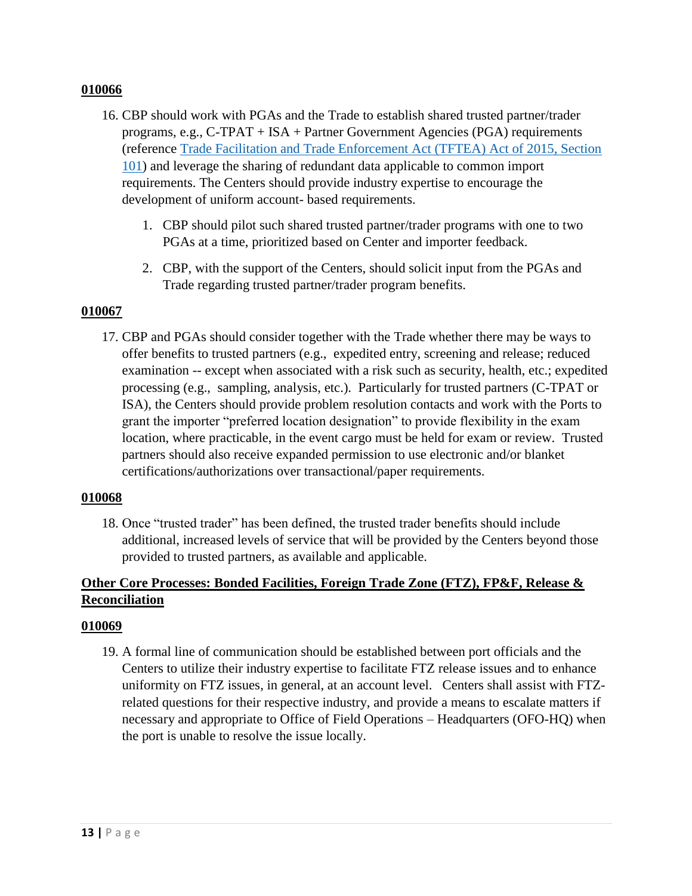**010066**

16. CBP should work with PGAs and the Trade to establish shared trusted partner/trader programs, e.g., C-TPAT + ISA + Partner Government Agencies (PGA) requirements (reference [Trade Facilitation and Trade Enforcement Act (TFTEA) Act of 2015, Section 101]) and leverage the sharing of redundant data applicable to common import requirements. The Centers should provide industry expertise to encourage the development of uniform account- based requirements.

    1. CBP should pilot such shared trusted partner/trader programs with one to two PGAs at a time, prioritized based on Center and importer feedback.

    2. CBP, with the support of the Centers, should solicit input from the PGAs and Trade regarding trusted partner/trader program benefits.

**010067**

17. CBP and PGAs should consider together with the Trade whether there may be ways to offer benefits to trusted partners (e.g., expedited entry, screening and release; reduced examination -- except when associated with a risk such as security, health, etc.; expedited processing (e.g., sampling, analysis, etc.). Particularly for trusted partners (C-TPAT or ISA), the Centers should provide problem resolution contacts and work with the Ports to grant the importer "preferred location designation" to provide flexibility in the exam location, where practicable, in the event cargo must be held for exam or review. Trusted partners should also receive expanded permission to use electronic and/or blanket certifications/authorizations over transactional/paper requirements.

**010068**

18. Once "trusted trader" has been defined, the trusted trader benefits should include additional, increased levels of service that will be provided by the Centers beyond those provided to trusted partners, as available and applicable.

**Other Core Processes: Bonded Facilities, Foreign Trade Zone (FTZ), FP&F, Release & Reconciliation**

**010069**

19. A formal line of communication should be established between port officials and the Centers to utilize their industry expertise to facilitate FTZ release issues and to enhance uniformity on FTZ issues, in general, at an account level. Centers shall assist with FTZ-related questions for their respective industry, and provide a means to escalate matters if necessary and appropriate to Office of Field Operations – Headquarters (OFO-HQ) when the port is unable to resolve the issue locally.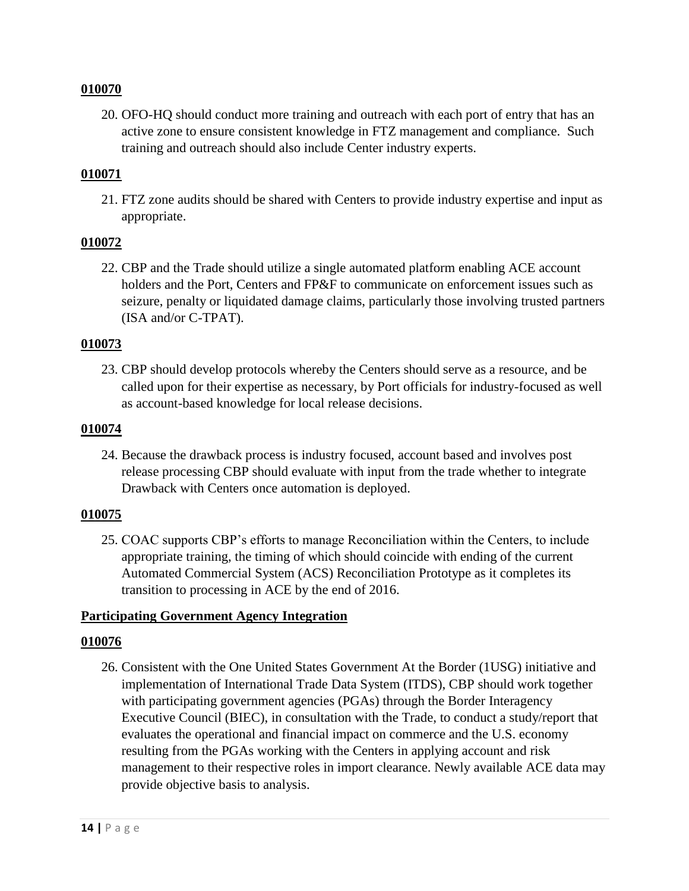**010070**

20. OFO-HQ should conduct more training and outreach with each port of entry that has an active zone to ensure consistent knowledge in FTZ management and compliance. Such training and outreach should also include Center industry experts.

**010071**

21. FTZ zone audits should be shared with Centers to provide industry expertise and input as appropriate.

**010072**

22. CBP and the Trade should utilize a single automated platform enabling ACE account holders and the Port, Centers and FP&F to communicate on enforcement issues such as seizure, penalty or liquidated damage claims, particularly those involving trusted partners (ISA and/or C-TPAT).

**010073**

23. CBP should develop protocols whereby the Centers should serve as a resource, and be called upon for their expertise as necessary, by Port officials for industry-focused as well as account-based knowledge for local release decisions.

**010074**

24. Because the drawback process is industry focused, account based and involves post release processing CBP should evaluate with input from the trade whether to integrate Drawback with Centers once automation is deployed.

**010075**

25. COAC supports CBP's efforts to manage Reconciliation within the Centers, to include appropriate training, the timing of which should coincide with ending of the current Automated Commercial System (ACS) Reconciliation Prototype as it completes its transition to processing in ACE by the end of 2016.

**Participating Government Agency Integration**

**010076**

26. Consistent with the One United States Government At the Border (1USG) initiative and implementation of International Trade Data System (ITDS), CBP should work together with participating government agencies (PGAs) through the Border Interagency Executive Council (BIEC), in consultation with the Trade, to conduct a study/report that evaluates the operational and financial impact on commerce and the U.S. economy resulting from the PGAs working with the Centers in applying account and risk management to their respective roles in import clearance. Newly available ACE data may provide objective basis to analysis.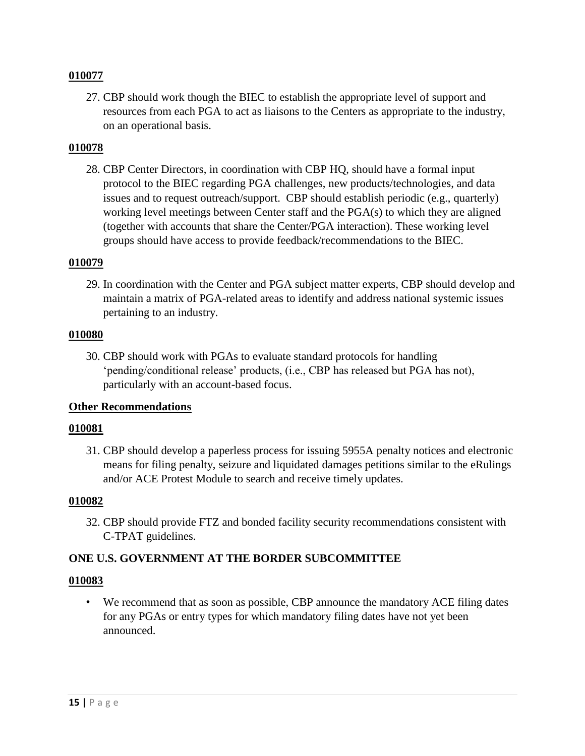**010077**

27. CBP should work though the BIEC to establish the appropriate level of support and resources from each PGA to act as liaisons to the Centers as appropriate to the industry, on an operational basis.

**010078**

28. CBP Center Directors, in coordination with CBP HQ, should have a formal input protocol to the BIEC regarding PGA challenges, new products/technologies, and data issues and to request outreach/support. CBP should establish periodic (e.g., quarterly) working level meetings between Center staff and the PGA(s) to which they are aligned (together with accounts that share the Center/PGA interaction). These working level groups should have access to provide feedback/recommendations to the BIEC.

**010079**

29. In coordination with the Center and PGA subject matter experts, CBP should develop and maintain a matrix of PGA-related areas to identify and address national systemic issues pertaining to an industry.

**010080**

30. CBP should work with PGAs to evaluate standard protocols for handling 'pending/conditional release' products, (i.e., CBP has released but PGA has not), particularly with an account-based focus.

**Other Recommendations**

**010081**

31. CBP should develop a paperless process for issuing 5955A penalty notices and electronic means for filing penalty, seizure and liquidated damages petitions similar to the eRulings and/or ACE Protest Module to search and receive timely updates.

**010082**

32. CBP should provide FTZ and bonded facility security recommendations consistent with C-TPAT guidelines.

## ONE U.S. GOVERNMENT AT THE BORDER SUBCOMMITTEE

**010083**

- We recommend that as soon as possible, CBP announce the mandatory ACE filing dates for any PGAs or entry types for which mandatory filing dates have not yet been announced.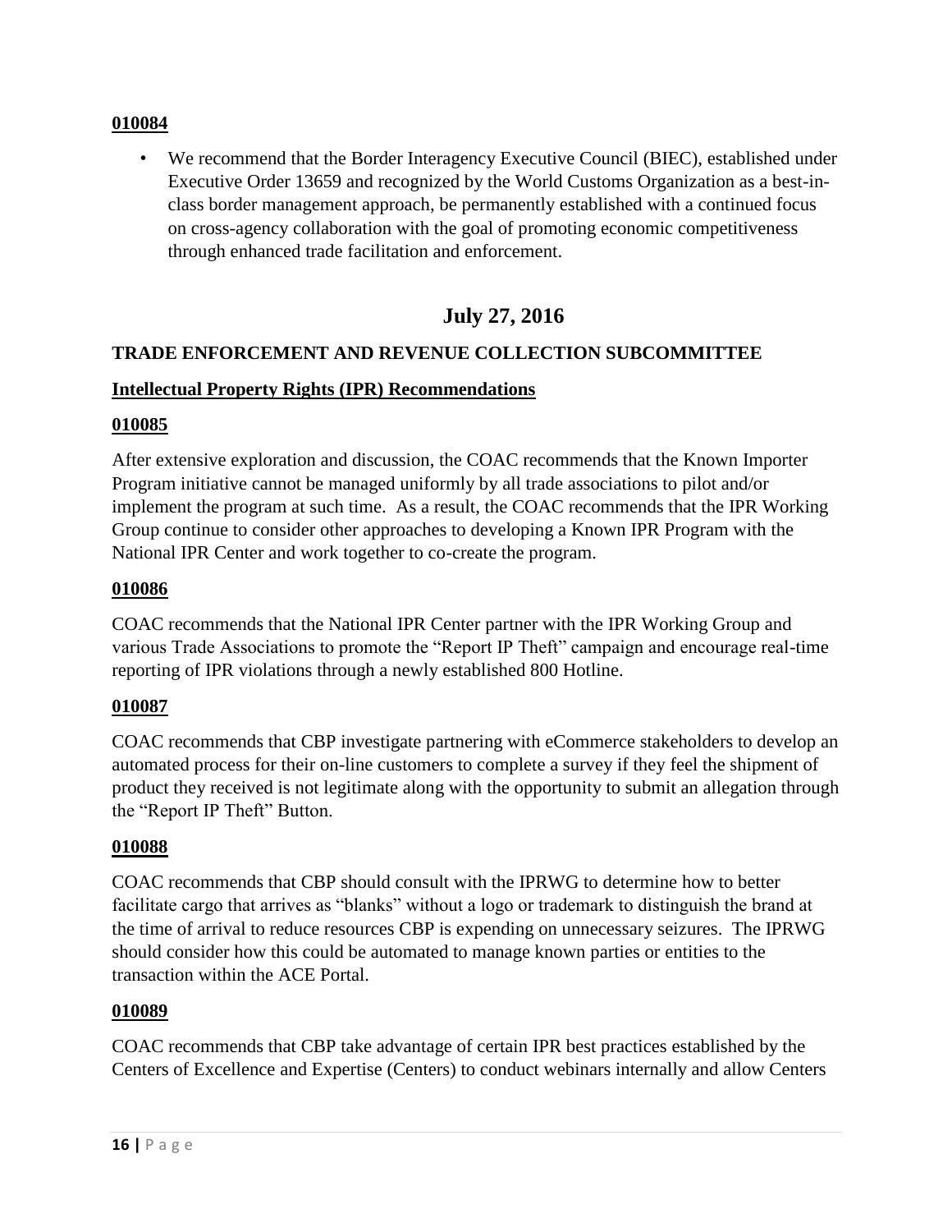**010084**

- We recommend that the Border Interagency Executive Council (BIEC), established under Executive Order 13659 and recognized by the World Customs Organization as a best-in-class border management approach, be permanently established with a continued focus on cross-agency collaboration with the goal of promoting economic competitiveness through enhanced trade facilitation and enforcement.

## July 27, 2016

### TRADE ENFORCEMENT AND REVENUE COLLECTION SUBCOMMITTEE

**Intellectual Property Rights (IPR) Recommendations**

**010085**

After extensive exploration and discussion, the COAC recommends that the Known Importer Program initiative cannot be managed uniformly by all trade associations to pilot and/or implement the program at such time. As a result, the COAC recommends that the IPR Working Group continue to consider other approaches to developing a Known IPR Program with the National IPR Center and work together to co-create the program.

**010086**

COAC recommends that the National IPR Center partner with the IPR Working Group and various Trade Associations to promote the "Report IP Theft" campaign and encourage real-time reporting of IPR violations through a newly established 800 Hotline.

**010087**

COAC recommends that CBP investigate partnering with eCommerce stakeholders to develop an automated process for their on-line customers to complete a survey if they feel the shipment of product they received is not legitimate along with the opportunity to submit an allegation through the "Report IP Theft" Button.

**010088**

COAC recommends that CBP should consult with the IPRWG to determine how to better facilitate cargo that arrives as "blanks" without a logo or trademark to distinguish the brand at the time of arrival to reduce resources CBP is expending on unnecessary seizures. The IPRWG should consider how this could be automated to manage known parties or entities to the transaction within the ACE Portal.

**010089**

COAC recommends that CBP take advantage of certain IPR best practices established by the Centers of Excellence and Expertise (Centers) to conduct webinars internally and allow Centers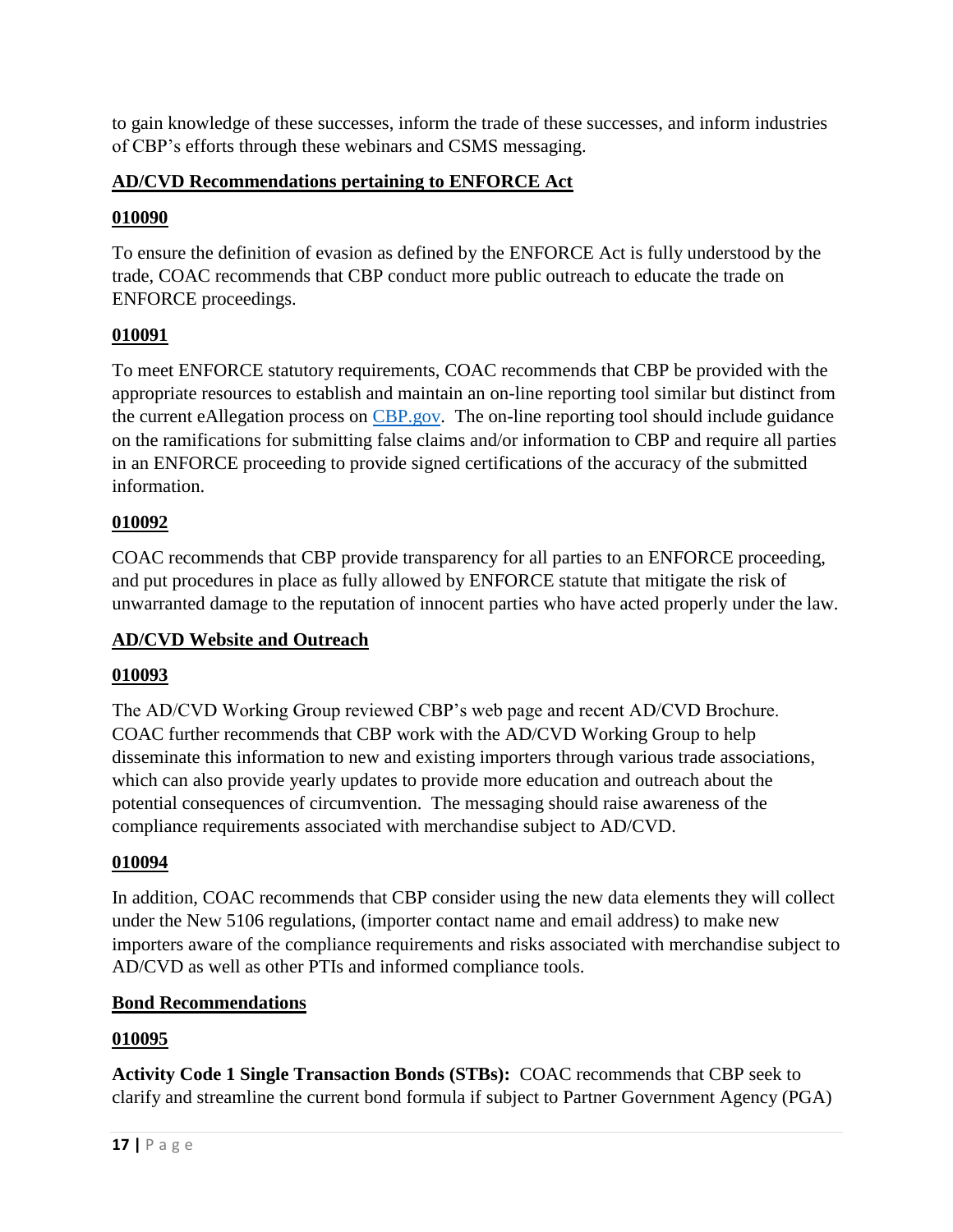to gain knowledge of these successes, inform the trade of these successes, and inform industries of CBP's efforts through these webinars and CSMS messaging.

**AD/CVD Recommendations pertaining to ENFORCE Act**

**010090**

To ensure the definition of evasion as defined by the ENFORCE Act is fully understood by the trade, COAC recommends that CBP conduct more public outreach to educate the trade on ENFORCE proceedings.

**010091**

To meet ENFORCE statutory requirements, COAC recommends that CBP be provided with the appropriate resources to establish and maintain an on-line reporting tool similar but distinct from the current eAllegation process on CBP.gov. The on-line reporting tool should include guidance on the ramifications for submitting false claims and/or information to CBP and require all parties in an ENFORCE proceeding to provide signed certifications of the accuracy of the submitted information.

**010092**

COAC recommends that CBP provide transparency for all parties to an ENFORCE proceeding, and put procedures in place as fully allowed by ENFORCE statute that mitigate the risk of unwarranted damage to the reputation of innocent parties who have acted properly under the law.

**AD/CVD Website and Outreach**

**010093**

The AD/CVD Working Group reviewed CBP's web page and recent AD/CVD Brochure. COAC further recommends that CBP work with the AD/CVD Working Group to help disseminate this information to new and existing importers through various trade associations, which can also provide yearly updates to provide more education and outreach about the potential consequences of circumvention. The messaging should raise awareness of the compliance requirements associated with merchandise subject to AD/CVD.

**010094**

In addition, COAC recommends that CBP consider using the new data elements they will collect under the New 5106 regulations, (importer contact name and email address) to make new importers aware of the compliance requirements and risks associated with merchandise subject to AD/CVD as well as other PTIs and informed compliance tools.

**Bond Recommendations**

**010095**

**Activity Code 1 Single Transaction Bonds (STBs):** COAC recommends that CBP seek to clarify and streamline the current bond formula if subject to Partner Government Agency (PGA)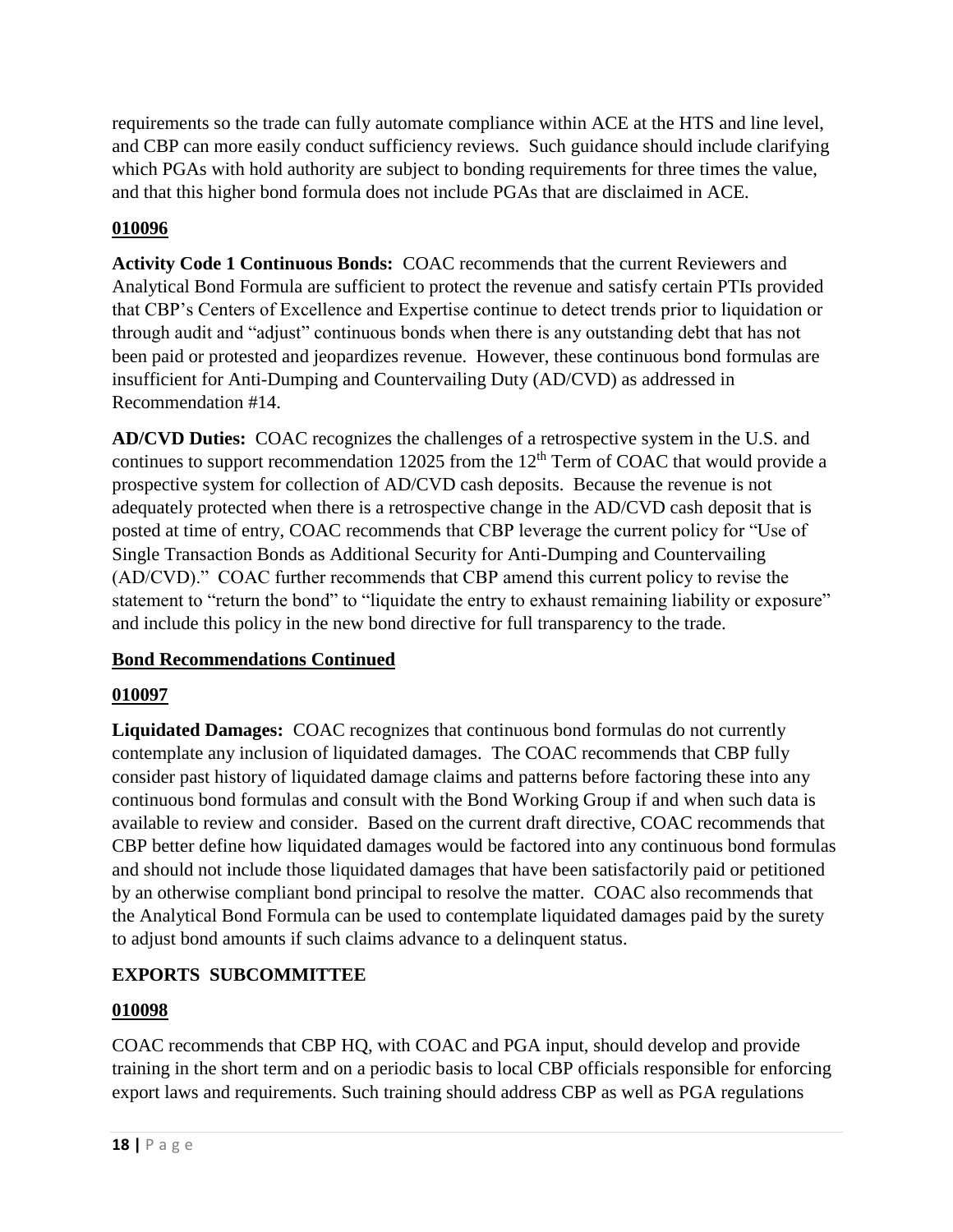requirements so the trade can fully automate compliance within ACE at the HTS and line level, and CBP can more easily conduct sufficiency reviews. Such guidance should include clarifying which PGAs with hold authority are subject to bonding requirements for three times the value, and that this higher bond formula does not include PGAs that are disclaimed in ACE.

**010096**

**Activity Code 1 Continuous Bonds:** COAC recommends that the current Reviewers and Analytical Bond Formula are sufficient to protect the revenue and satisfy certain PTIs provided that CBP's Centers of Excellence and Expertise continue to detect trends prior to liquidation or through audit and "adjust" continuous bonds when there is any outstanding debt that has not been paid or protested and jeopardizes revenue. However, these continuous bond formulas are insufficient for Anti-Dumping and Countervailing Duty (AD/CVD) as addressed in Recommendation #14.

**AD/CVD Duties:** COAC recognizes the challenges of a retrospective system in the U.S. and continues to support recommendation 12025 from the 12th Term of COAC that would provide a prospective system for collection of AD/CVD cash deposits. Because the revenue is not adequately protected when there is a retrospective change in the AD/CVD cash deposit that is posted at time of entry, COAC recommends that CBP leverage the current policy for "Use of Single Transaction Bonds as Additional Security for Anti-Dumping and Countervailing (AD/CVD)." COAC further recommends that CBP amend this current policy to revise the statement to "return the bond" to "liquidate the entry to exhaust remaining liability or exposure" and include this policy in the new bond directive for full transparency to the trade.

**Bond Recommendations Continued**

**010097**

**Liquidated Damages:** COAC recognizes that continuous bond formulas do not currently contemplate any inclusion of liquidated damages. The COAC recommends that CBP fully consider past history of liquidated damage claims and patterns before factoring these into any continuous bond formulas and consult with the Bond Working Group if and when such data is available to review and consider. Based on the current draft directive, COAC recommends that CBP better define how liquidated damages would be factored into any continuous bond formulas and should not include those liquidated damages that have been satisfactorily paid or petitioned by an otherwise compliant bond principal to resolve the matter. COAC also recommends that the Analytical Bond Formula can be used to contemplate liquidated damages paid by the surety to adjust bond amounts if such claims advance to a delinquent status.

## EXPORTS SUBCOMMITTEE

**010098**

COAC recommends that CBP HQ, with COAC and PGA input, should develop and provide training in the short term and on a periodic basis to local CBP officials responsible for enforcing export laws and requirements. Such training should address CBP as well as PGA regulations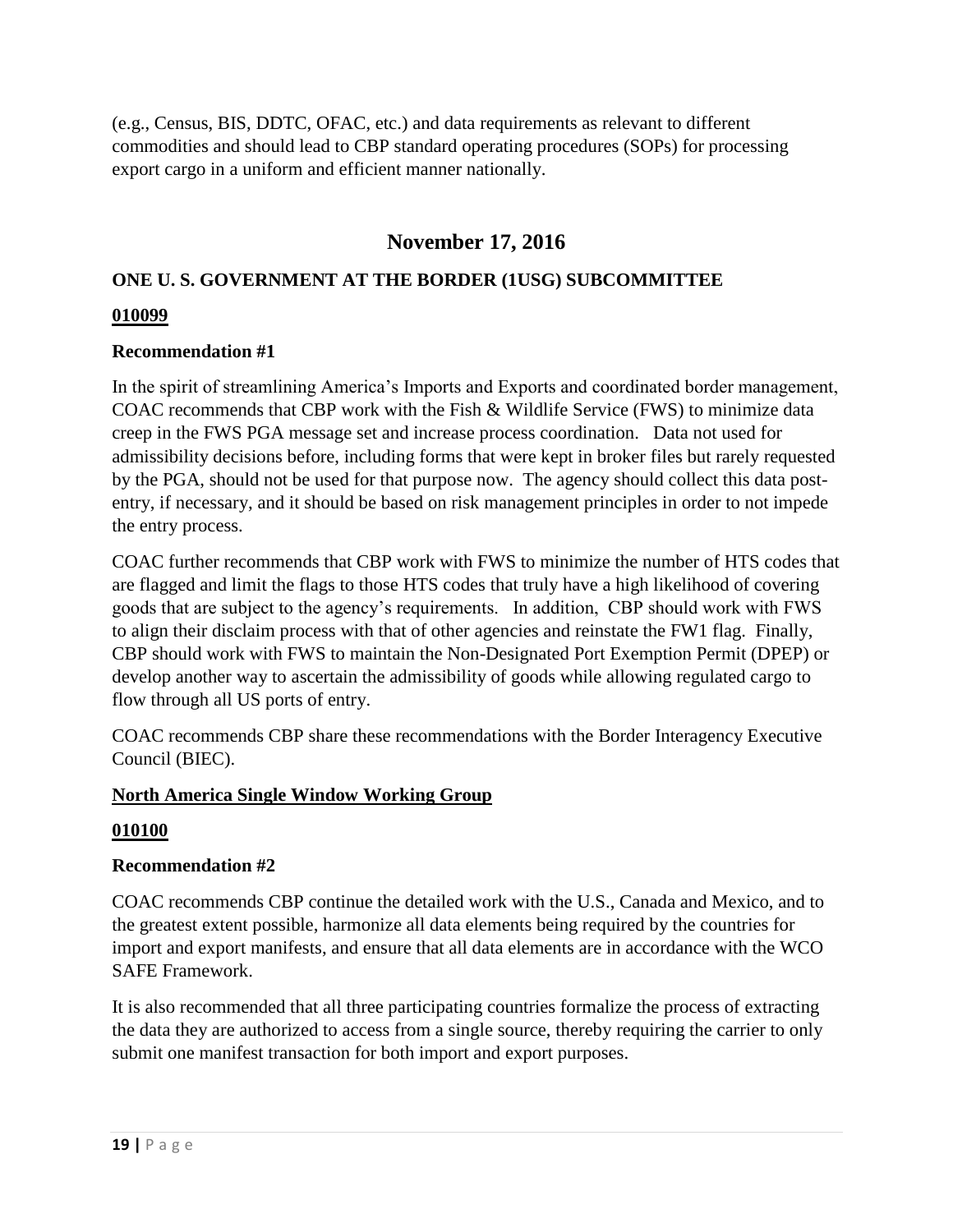(e.g., Census, BIS, DDTC, OFAC, etc.) and data requirements as relevant to different commodities and should lead to CBP standard operating procedures (SOPs) for processing export cargo in a uniform and efficient manner nationally.

## November 17, 2016

### ONE U. S. GOVERNMENT AT THE BORDER (1USG) SUBCOMMITTEE

**010099**

**Recommendation #1**

In the spirit of streamlining America's Imports and Exports and coordinated border management, COAC recommends that CBP work with the Fish & Wildlife Service (FWS) to minimize data creep in the FWS PGA message set and increase process coordination. Data not used for admissibility decisions before, including forms that were kept in broker files but rarely requested by the PGA, should not be used for that purpose now. The agency should collect this data post-entry, if necessary, and it should be based on risk management principles in order to not impede the entry process.

COAC further recommends that CBP work with FWS to minimize the number of HTS codes that are flagged and limit the flags to those HTS codes that truly have a high likelihood of covering goods that are subject to the agency's requirements. In addition, CBP should work with FWS to align their disclaim process with that of other agencies and reinstate the FW1 flag. Finally, CBP should work with FWS to maintain the Non-Designated Port Exemption Permit (DPEP) or develop another way to ascertain the admissibility of goods while allowing regulated cargo to flow through all US ports of entry.

COAC recommends CBP share these recommendations with the Border Interagency Executive Council (BIEC).

**North America Single Window Working Group**

**010100**

**Recommendation #2**

COAC recommends CBP continue the detailed work with the U.S., Canada and Mexico, and to the greatest extent possible, harmonize all data elements being required by the countries for import and export manifests, and ensure that all data elements are in accordance with the WCO SAFE Framework.

It is also recommended that all three participating countries formalize the process of extracting the data they are authorized to access from a single source, thereby requiring the carrier to only submit one manifest transaction for both import and export purposes.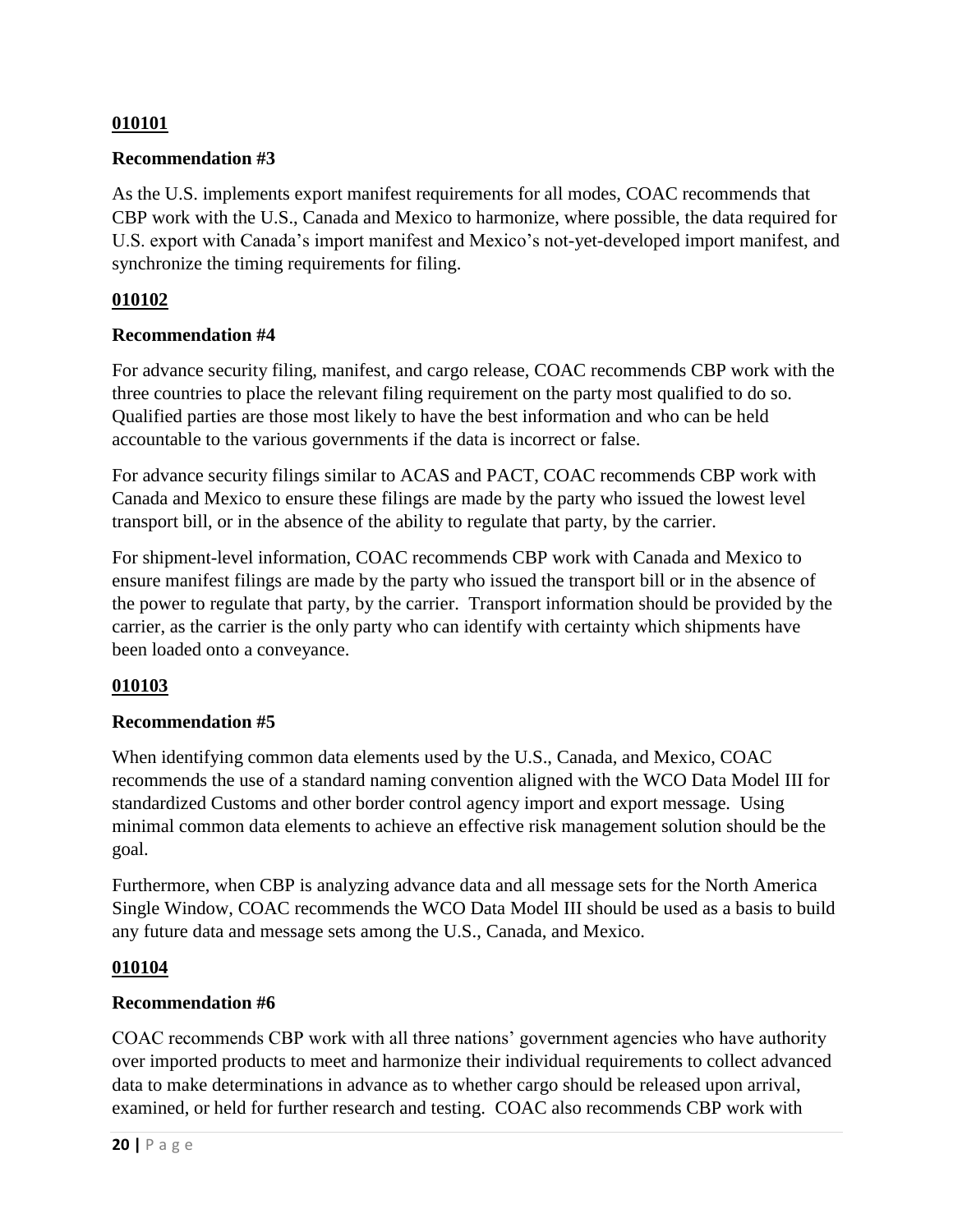**010101**

**Recommendation #3**

As the U.S. implements export manifest requirements for all modes, COAC recommends that CBP work with the U.S., Canada and Mexico to harmonize, where possible, the data required for U.S. export with Canada's import manifest and Mexico's not-yet-developed import manifest, and synchronize the timing requirements for filing.

**010102**

**Recommendation #4**

For advance security filing, manifest, and cargo release, COAC recommends CBP work with the three countries to place the relevant filing requirement on the party most qualified to do so. Qualified parties are those most likely to have the best information and who can be held accountable to the various governments if the data is incorrect or false.

For advance security filings similar to ACAS and PACT, COAC recommends CBP work with Canada and Mexico to ensure these filings are made by the party who issued the lowest level transport bill, or in the absence of the ability to regulate that party, by the carrier.

For shipment-level information, COAC recommends CBP work with Canada and Mexico to ensure manifest filings are made by the party who issued the transport bill or in the absence of the power to regulate that party, by the carrier. Transport information should be provided by the carrier, as the carrier is the only party who can identify with certainty which shipments have been loaded onto a conveyance.

**010103**

**Recommendation #5**

When identifying common data elements used by the U.S., Canada, and Mexico, COAC recommends the use of a standard naming convention aligned with the WCO Data Model III for standardized Customs and other border control agency import and export message. Using minimal common data elements to achieve an effective risk management solution should be the goal.

Furthermore, when CBP is analyzing advance data and all message sets for the North America Single Window, COAC recommends the WCO Data Model III should be used as a basis to build any future data and message sets among the U.S., Canada, and Mexico.

**010104**

**Recommendation #6**

COAC recommends CBP work with all three nations' government agencies who have authority over imported products to meet and harmonize their individual requirements to collect advanced data to make determinations in advance as to whether cargo should be released upon arrival, examined, or held for further research and testing. COAC also recommends CBP work with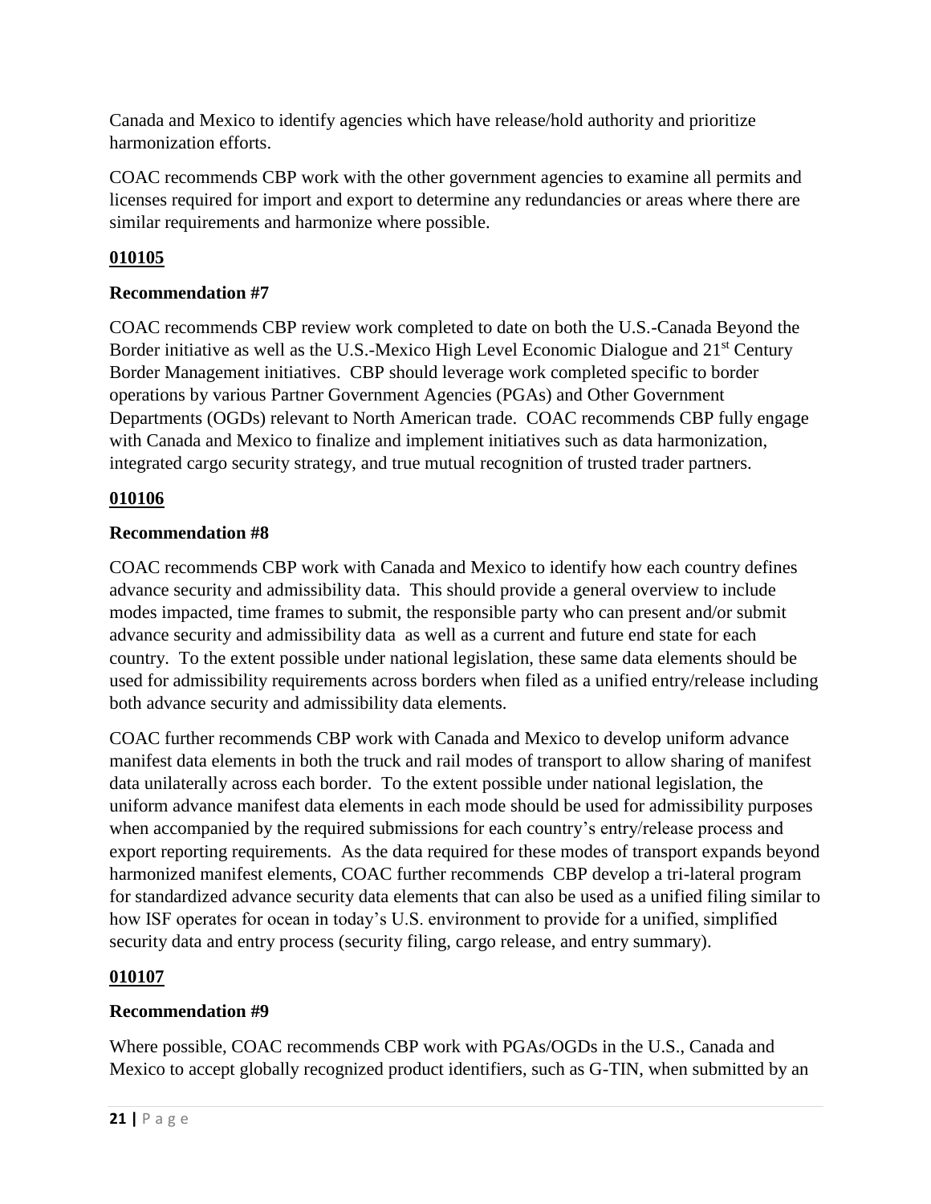Canada and Mexico to identify agencies which have release/hold authority and prioritize harmonization efforts.

COAC recommends CBP work with the other government agencies to examine all permits and licenses required for import and export to determine any redundancies or areas where there are similar requirements and harmonize where possible.

**010105**

**Recommendation #7**

COAC recommends CBP review work completed to date on both the U.S.-Canada Beyond the Border initiative as well as the U.S.-Mexico High Level Economic Dialogue and 21st Century Border Management initiatives. CBP should leverage work completed specific to border operations by various Partner Government Agencies (PGAs) and Other Government Departments (OGDs) relevant to North American trade. COAC recommends CBP fully engage with Canada and Mexico to finalize and implement initiatives such as data harmonization, integrated cargo security strategy, and true mutual recognition of trusted trader partners.

**010106**

**Recommendation #8**

COAC recommends CBP work with Canada and Mexico to identify how each country defines advance security and admissibility data. This should provide a general overview to include modes impacted, time frames to submit, the responsible party who can present and/or submit advance security and admissibility data as well as a current and future end state for each country. To the extent possible under national legislation, these same data elements should be used for admissibility requirements across borders when filed as a unified entry/release including both advance security and admissibility data elements.

COAC further recommends CBP work with Canada and Mexico to develop uniform advance manifest data elements in both the truck and rail modes of transport to allow sharing of manifest data unilaterally across each border. To the extent possible under national legislation, the uniform advance manifest data elements in each mode should be used for admissibility purposes when accompanied by the required submissions for each country's entry/release process and export reporting requirements. As the data required for these modes of transport expands beyond harmonized manifest elements, COAC further recommends CBP develop a tri-lateral program for standardized advance security data elements that can also be used as a unified filing similar to how ISF operates for ocean in today's U.S. environment to provide for a unified, simplified security data and entry process (security filing, cargo release, and entry summary).

**010107**

**Recommendation #9**

Where possible, COAC recommends CBP work with PGAs/OGDs in the U.S., Canada and Mexico to accept globally recognized product identifiers, such as G-TIN, when submitted by an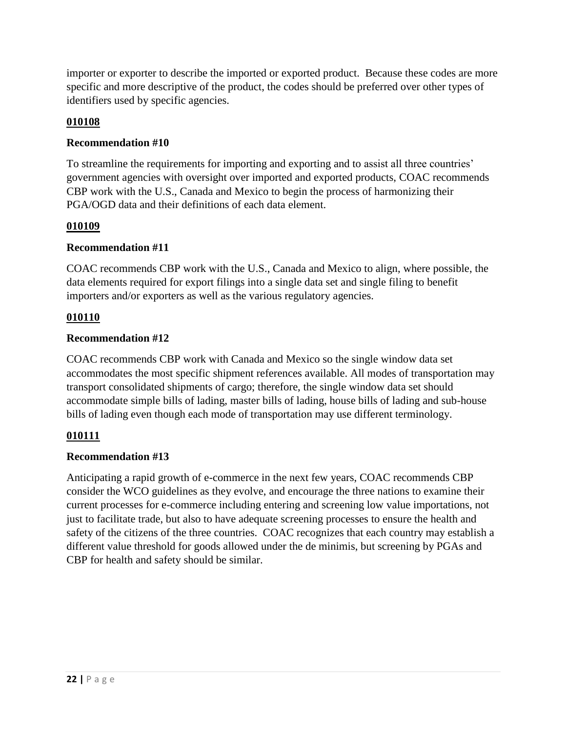importer or exporter to describe the imported or exported product. Because these codes are more specific and more descriptive of the product, the codes should be preferred over other types of identifiers used by specific agencies.

**010108**

**Recommendation #10**

To streamline the requirements for importing and exporting and to assist all three countries' government agencies with oversight over imported and exported products, COAC recommends CBP work with the U.S., Canada and Mexico to begin the process of harmonizing their PGA/OGD data and their definitions of each data element.

**010109**

**Recommendation #11**

COAC recommends CBP work with the U.S., Canada and Mexico to align, where possible, the data elements required for export filings into a single data set and single filing to benefit importers and/or exporters as well as the various regulatory agencies.

**010110**

**Recommendation #12**

COAC recommends CBP work with Canada and Mexico so the single window data set accommodates the most specific shipment references available. All modes of transportation may transport consolidated shipments of cargo; therefore, the single window data set should accommodate simple bills of lading, master bills of lading, house bills of lading and sub-house bills of lading even though each mode of transportation may use different terminology.

**010111**

**Recommendation #13**

Anticipating a rapid growth of e-commerce in the next few years, COAC recommends CBP consider the WCO guidelines as they evolve, and encourage the three nations to examine their current processes for e-commerce including entering and screening low value importations, not just to facilitate trade, but also to have adequate screening processes to ensure the health and safety of the citizens of the three countries. COAC recognizes that each country may establish a different value threshold for goods allowed under the de minimis, but screening by PGAs and CBP for health and safety should be similar.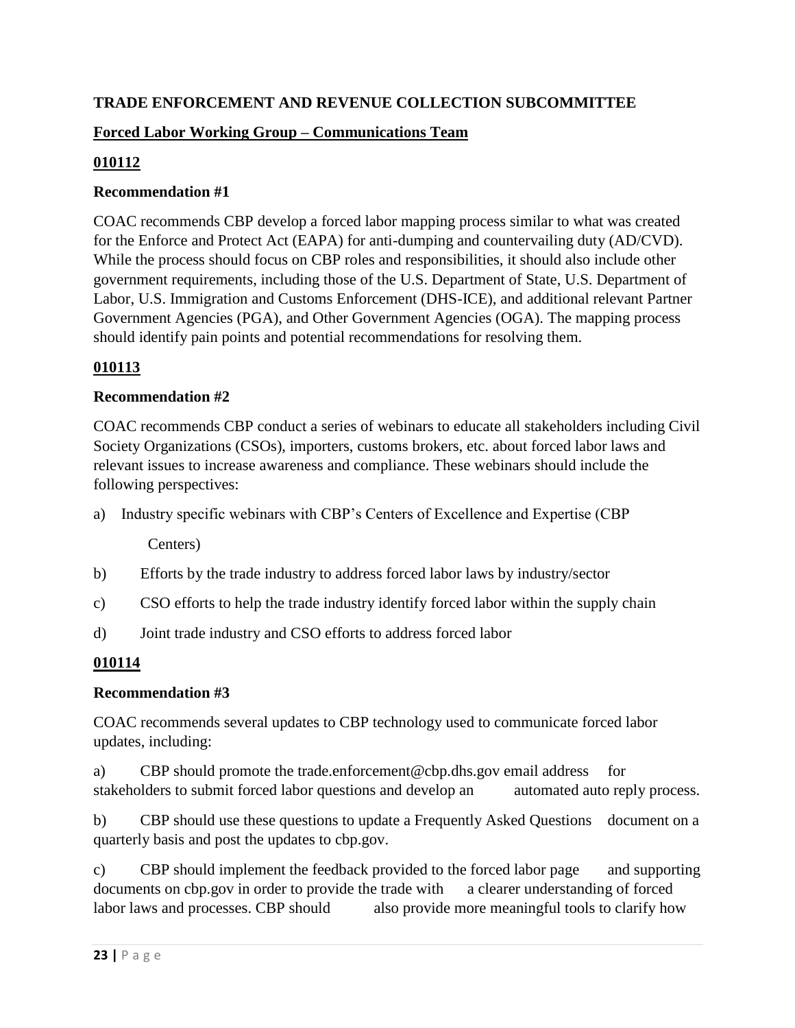**TRADE ENFORCEMENT AND REVENUE COLLECTION SUBCOMMITTEE**

**Forced Labor Working Group – Communications Team**

**010112**

**Recommendation #1**

COAC recommends CBP develop a forced labor mapping process similar to what was created for the Enforce and Protect Act (EAPA) for anti-dumping and countervailing duty (AD/CVD). While the process should focus on CBP roles and responsibilities, it should also include other government requirements, including those of the U.S. Department of State, U.S. Department of Labor, U.S. Immigration and Customs Enforcement (DHS-ICE), and additional relevant Partner Government Agencies (PGA), and Other Government Agencies (OGA). The mapping process should identify pain points and potential recommendations for resolving them.

**010113**

**Recommendation #2**

COAC recommends CBP conduct a series of webinars to educate all stakeholders including Civil Society Organizations (CSOs), importers, customs brokers, etc. about forced labor laws and relevant issues to increase awareness and compliance. These webinars should include the following perspectives:

a) Industry specific webinars with CBP's Centers of Excellence and Expertise (CBP Centers)

b) Efforts by the trade industry to address forced labor laws by industry/sector

c) CSO efforts to help the trade industry identify forced labor within the supply chain

d) Joint trade industry and CSO efforts to address forced labor

**010114**

**Recommendation #3**

COAC recommends several updates to CBP technology used to communicate forced labor updates, including:

a) CBP should promote the trade.enforcement@cbp.dhs.gov email address for stakeholders to submit forced labor questions and develop an automated auto reply process.

b) CBP should use these questions to update a Frequently Asked Questions document on a quarterly basis and post the updates to cbp.gov.

c) CBP should implement the feedback provided to the forced labor page and supporting documents on cbp.gov in order to provide the trade with a clearer understanding of forced labor laws and processes. CBP should also provide more meaningful tools to clarify how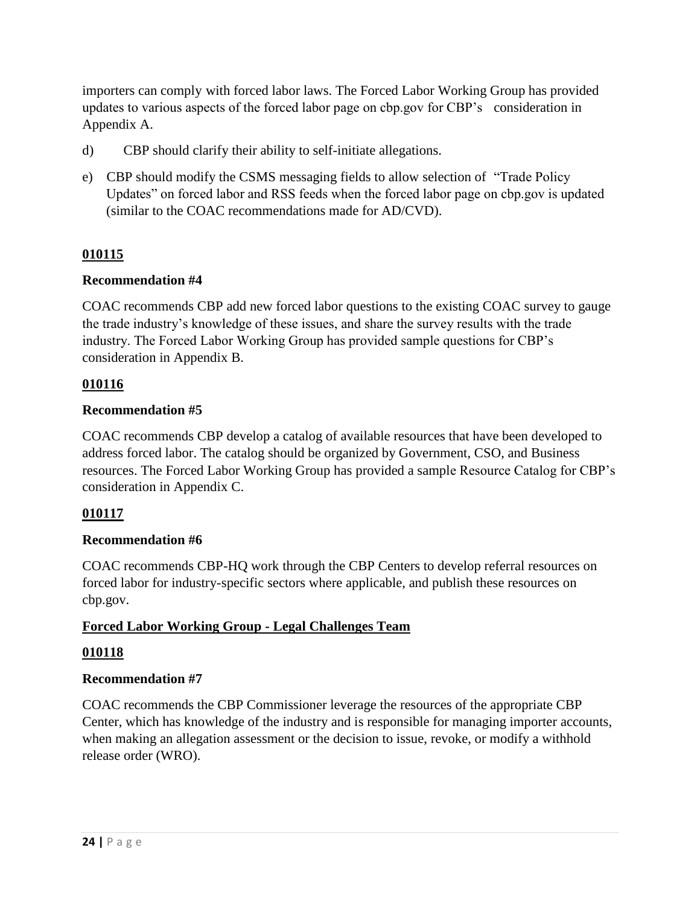importers can comply with forced labor laws. The Forced Labor Working Group has provided updates to various aspects of the forced labor page on cbp.gov for CBP's consideration in Appendix A.

d) CBP should clarify their ability to self-initiate allegations.

e) CBP should modify the CSMS messaging fields to allow selection of "Trade Policy Updates" on forced labor and RSS feeds when the forced labor page on cbp.gov is updated (similar to the COAC recommendations made for AD/CVD).

**010115**

**Recommendation #4**

COAC recommends CBP add new forced labor questions to the existing COAC survey to gauge the trade industry's knowledge of these issues, and share the survey results with the trade industry. The Forced Labor Working Group has provided sample questions for CBP's consideration in Appendix B.

**010116**

**Recommendation #5**

COAC recommends CBP develop a catalog of available resources that have been developed to address forced labor. The catalog should be organized by Government, CSO, and Business resources. The Forced Labor Working Group has provided a sample Resource Catalog for CBP's consideration in Appendix C.

**010117**

**Recommendation #6**

COAC recommends CBP-HQ work through the CBP Centers to develop referral resources on forced labor for industry-specific sectors where applicable, and publish these resources on cbp.gov.

**Forced Labor Working Group - Legal Challenges Team**

**010118**

**Recommendation #7**

COAC recommends the CBP Commissioner leverage the resources of the appropriate CBP Center, which has knowledge of the industry and is responsible for managing importer accounts, when making an allegation assessment or the decision to issue, revoke, or modify a withhold release order (WRO).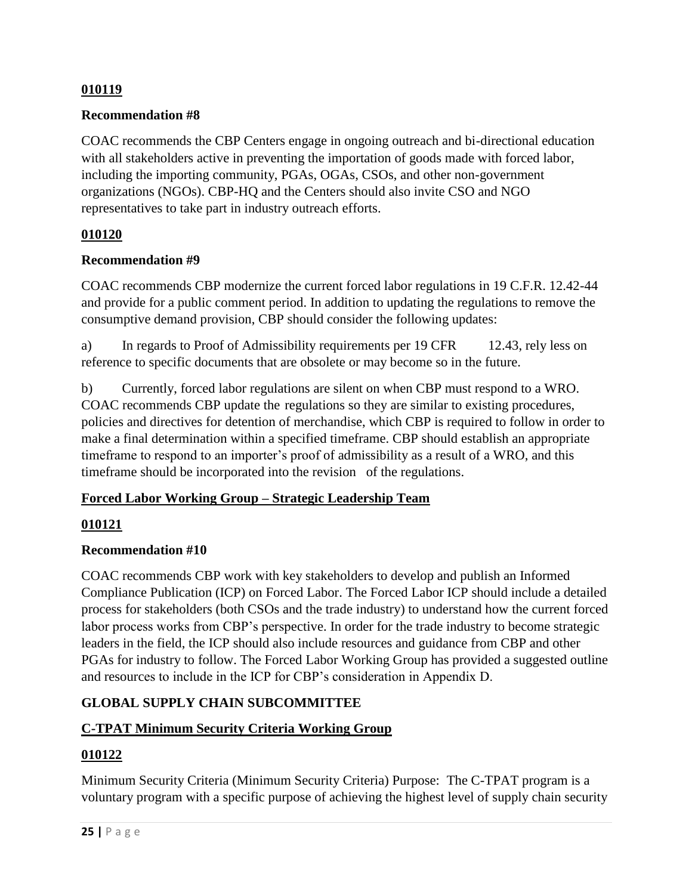**010119**

**Recommendation #8**

COAC recommends the CBP Centers engage in ongoing outreach and bi-directional education with all stakeholders active in preventing the importation of goods made with forced labor, including the importing community, PGAs, OGAs, CSOs, and other non-government organizations (NGOs). CBP-HQ and the Centers should also invite CSO and NGO representatives to take part in industry outreach efforts.

**010120**

**Recommendation #9**

COAC recommends CBP modernize the current forced labor regulations in 19 C.F.R. 12.42-44 and provide for a public comment period. In addition to updating the regulations to remove the consumptive demand provision, CBP should consider the following updates:

a) In regards to Proof of Admissibility requirements per 19 CFR 12.43, rely less on reference to specific documents that are obsolete or may become so in the future.

b) Currently, forced labor regulations are silent on when CBP must respond to a WRO. COAC recommends CBP update the regulations so they are similar to existing procedures, policies and directives for detention of merchandise, which CBP is required to follow in order to make a final determination within a specified timeframe. CBP should establish an appropriate timeframe to respond to an importer's proof of admissibility as a result of a WRO, and this timeframe should be incorporated into the revision of the regulations.

**Forced Labor Working Group – Strategic Leadership Team**

**010121**

**Recommendation #10**

COAC recommends CBP work with key stakeholders to develop and publish an Informed Compliance Publication (ICP) on Forced Labor. The Forced Labor ICP should include a detailed process for stakeholders (both CSOs and the trade industry) to understand how the current forced labor process works from CBP's perspective. In order for the trade industry to become strategic leaders in the field, the ICP should also include resources and guidance from CBP and other PGAs for industry to follow. The Forced Labor Working Group has provided a suggested outline and resources to include in the ICP for CBP's consideration in Appendix D.

## GLOBAL SUPPLY CHAIN SUBCOMMITTEE

**C-TPAT Minimum Security Criteria Working Group**

**010122**

Minimum Security Criteria (Minimum Security Criteria) Purpose: The C-TPAT program is a voluntary program with a specific purpose of achieving the highest level of supply chain security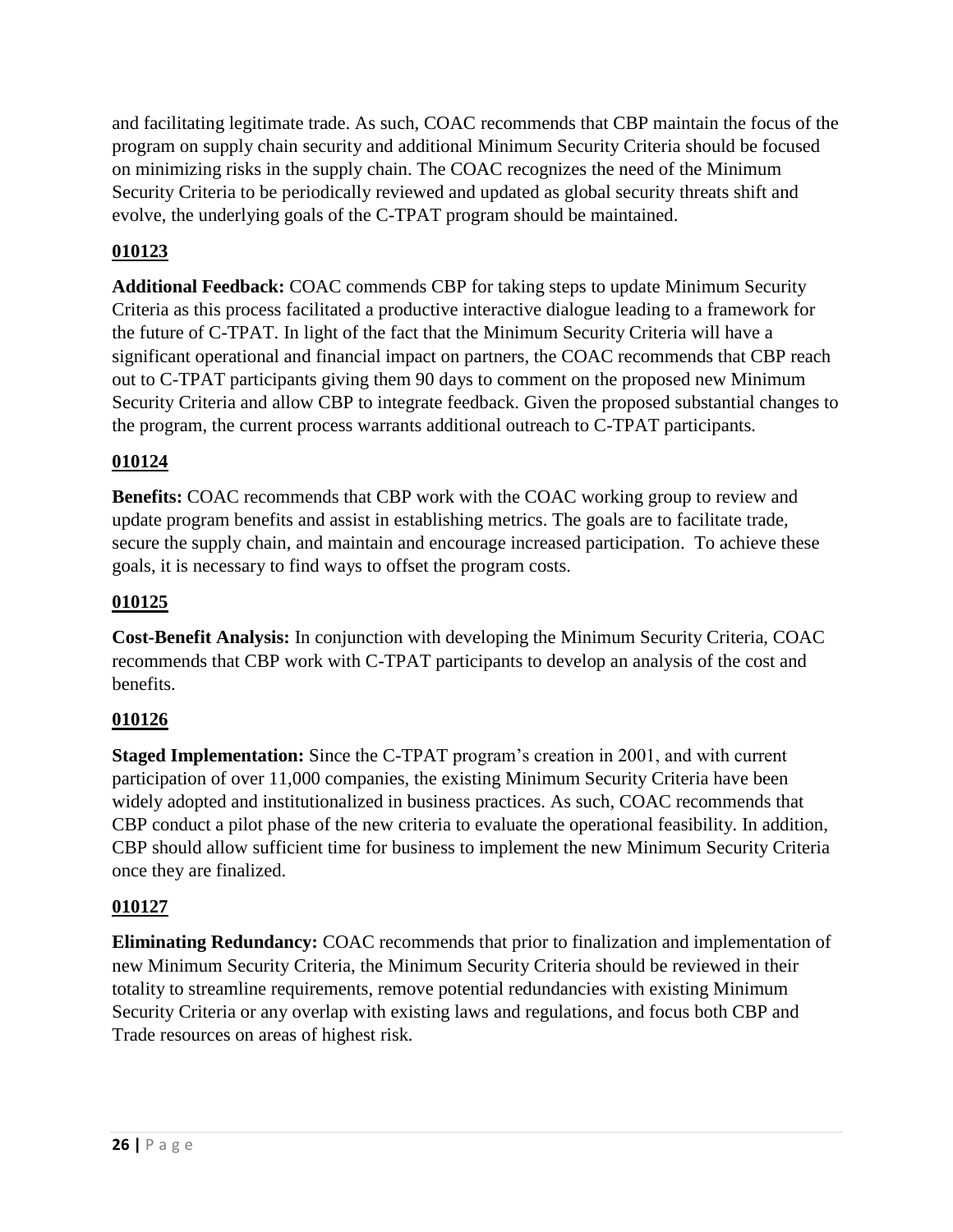and facilitating legitimate trade. As such, COAC recommends that CBP maintain the focus of the program on supply chain security and additional Minimum Security Criteria should be focused on minimizing risks in the supply chain. The COAC recognizes the need of the Minimum Security Criteria to be periodically reviewed and updated as global security threats shift and evolve, the underlying goals of the C-TPAT program should be maintained.

**010123**

**Additional Feedback:** COAC commends CBP for taking steps to update Minimum Security Criteria as this process facilitated a productive interactive dialogue leading to a framework for the future of C-TPAT. In light of the fact that the Minimum Security Criteria will have a significant operational and financial impact on partners, the COAC recommends that CBP reach out to C-TPAT participants giving them 90 days to comment on the proposed new Minimum Security Criteria and allow CBP to integrate feedback. Given the proposed substantial changes to the program, the current process warrants additional outreach to C-TPAT participants.

**010124**

**Benefits:** COAC recommends that CBP work with the COAC working group to review and update program benefits and assist in establishing metrics. The goals are to facilitate trade, secure the supply chain, and maintain and encourage increased participation. To achieve these goals, it is necessary to find ways to offset the program costs.

**010125**

**Cost-Benefit Analysis:** In conjunction with developing the Minimum Security Criteria, COAC recommends that CBP work with C-TPAT participants to develop an analysis of the cost and benefits.

**010126**

**Staged Implementation:** Since the C-TPAT program's creation in 2001, and with current participation of over 11,000 companies, the existing Minimum Security Criteria have been widely adopted and institutionalized in business practices. As such, COAC recommends that CBP conduct a pilot phase of the new criteria to evaluate the operational feasibility. In addition, CBP should allow sufficient time for business to implement the new Minimum Security Criteria once they are finalized.

**010127**

**Eliminating Redundancy:** COAC recommends that prior to finalization and implementation of new Minimum Security Criteria, the Minimum Security Criteria should be reviewed in their totality to streamline requirements, remove potential redundancies with existing Minimum Security Criteria or any overlap with existing laws and regulations, and focus both CBP and Trade resources on areas of highest risk.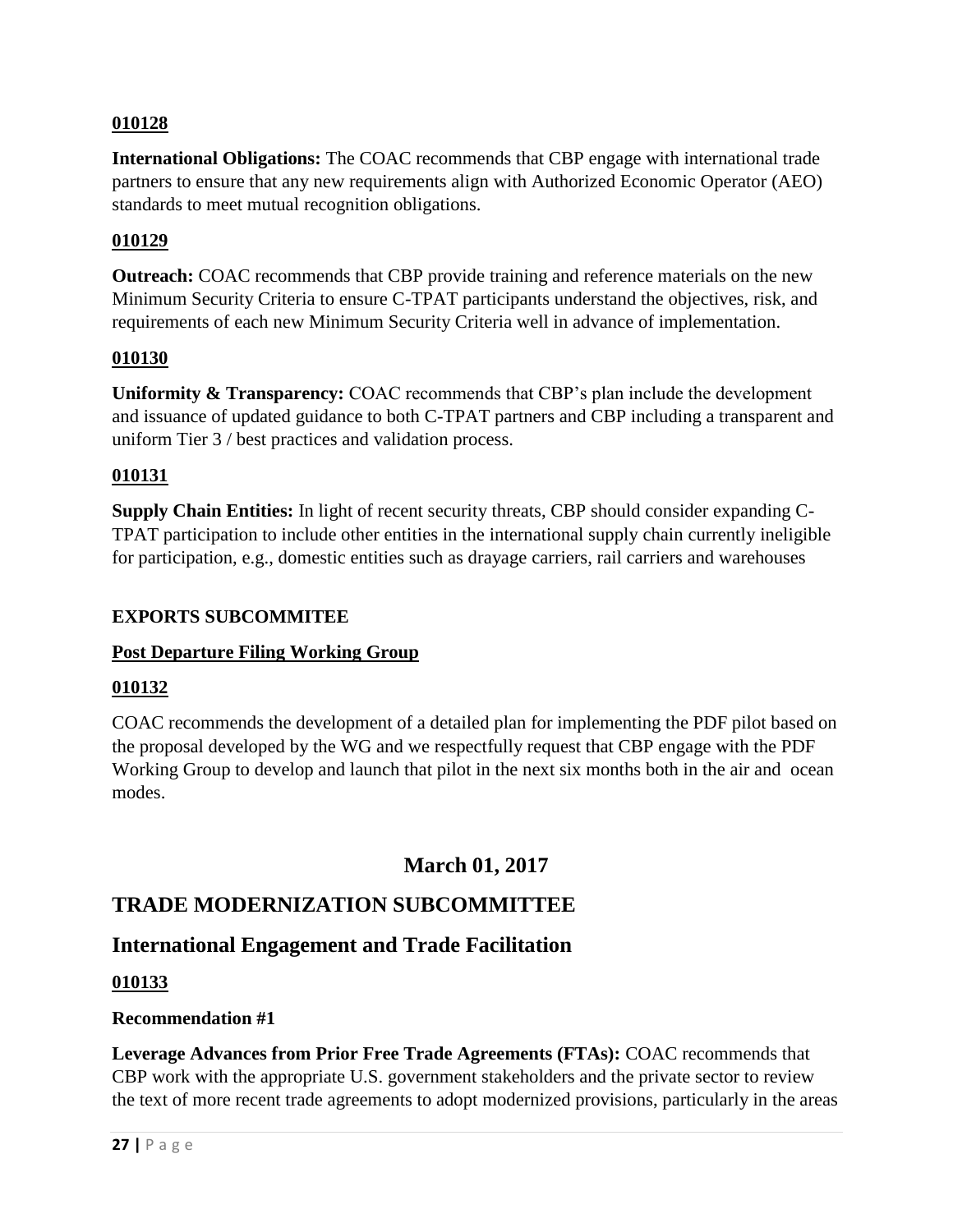**010128**

**International Obligations:** The COAC recommends that CBP engage with international trade partners to ensure that any new requirements align with Authorized Economic Operator (AEO) standards to meet mutual recognition obligations.

**010129**

**Outreach:** COAC recommends that CBP provide training and reference materials on the new Minimum Security Criteria to ensure C-TPAT participants understand the objectives, risk, and requirements of each new Minimum Security Criteria well in advance of implementation.

**010130**

**Uniformity & Transparency:** COAC recommends that CBP's plan include the development and issuance of updated guidance to both C-TPAT partners and CBP including a transparent and uniform Tier 3 / best practices and validation process.

**010131**

**Supply Chain Entities:** In light of recent security threats, CBP should consider expanding C-TPAT participation to include other entities in the international supply chain currently ineligible for participation, e.g., domestic entities such as drayage carriers, rail carriers and warehouses

**EXPORTS SUBCOMMITEE**

**Post Departure Filing Working Group**

**010132**

COAC recommends the development of a detailed plan for implementing the PDF pilot based on the proposal developed by the WG and we respectfully request that CBP engage with the PDF Working Group to develop and launch that pilot in the next six months both in the air and ocean modes.

## March 01, 2017

## TRADE MODERNIZATION SUBCOMMITTEE

## International Engagement and Trade Facilitation

**010133**

**Recommendation #1**

**Leverage Advances from Prior Free Trade Agreements (FTAs):** COAC recommends that CBP work with the appropriate U.S. government stakeholders and the private sector to review the text of more recent trade agreements to adopt modernized provisions, particularly in the areas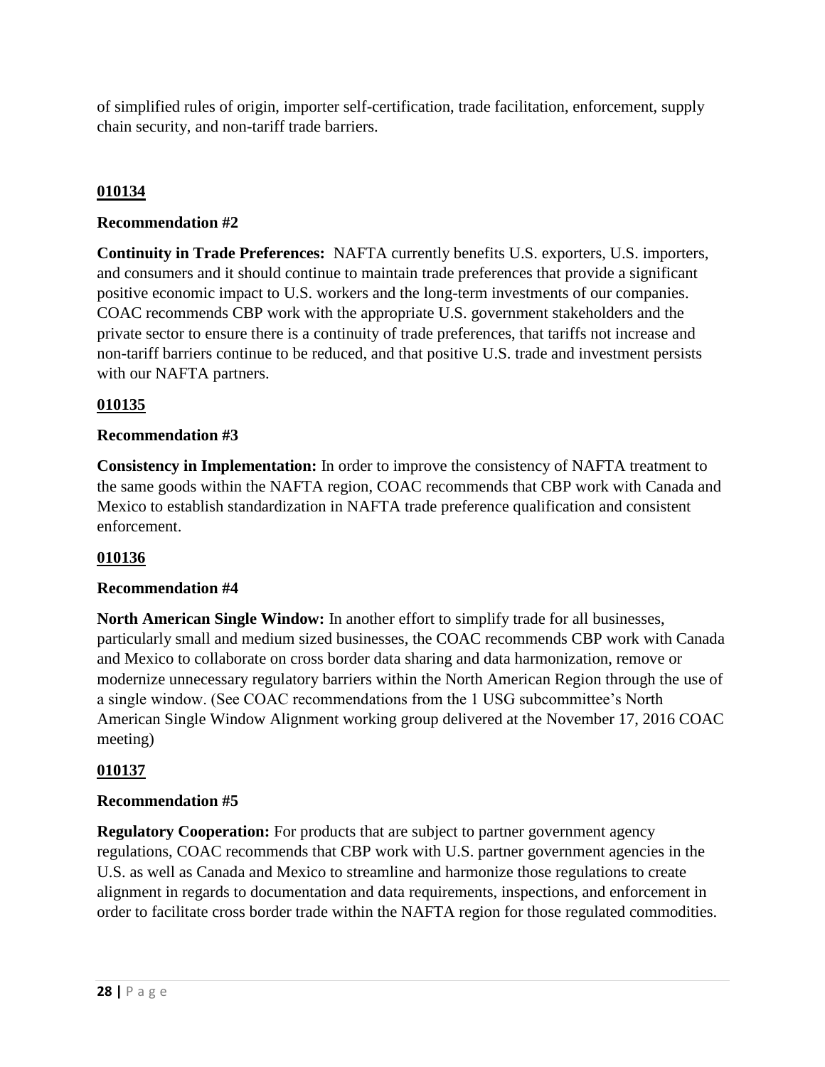of simplified rules of origin, importer self-certification, trade facilitation, enforcement, supply chain security, and non-tariff trade barriers.

**010134**

**Recommendation #2**

**Continuity in Trade Preferences:** NAFTA currently benefits U.S. exporters, U.S. importers, and consumers and it should continue to maintain trade preferences that provide a significant positive economic impact to U.S. workers and the long-term investments of our companies. COAC recommends CBP work with the appropriate U.S. government stakeholders and the private sector to ensure there is a continuity of trade preferences, that tariffs not increase and non-tariff barriers continue to be reduced, and that positive U.S. trade and investment persists with our NAFTA partners.

**010135**

**Recommendation #3**

**Consistency in Implementation:** In order to improve the consistency of NAFTA treatment to the same goods within the NAFTA region, COAC recommends that CBP work with Canada and Mexico to establish standardization in NAFTA trade preference qualification and consistent enforcement.

**010136**

**Recommendation #4**

**North American Single Window:** In another effort to simplify trade for all businesses, particularly small and medium sized businesses, the COAC recommends CBP work with Canada and Mexico to collaborate on cross border data sharing and data harmonization, remove or modernize unnecessary regulatory barriers within the North American Region through the use of a single window. (See COAC recommendations from the 1 USG subcommittee's North American Single Window Alignment working group delivered at the November 17, 2016 COAC meeting)

**010137**

**Recommendation #5**

**Regulatory Cooperation:** For products that are subject to partner government agency regulations, COAC recommends that CBP work with U.S. partner government agencies in the U.S. as well as Canada and Mexico to streamline and harmonize those regulations to create alignment in regards to documentation and data requirements, inspections, and enforcement in order to facilitate cross border trade within the NAFTA region for those regulated commodities.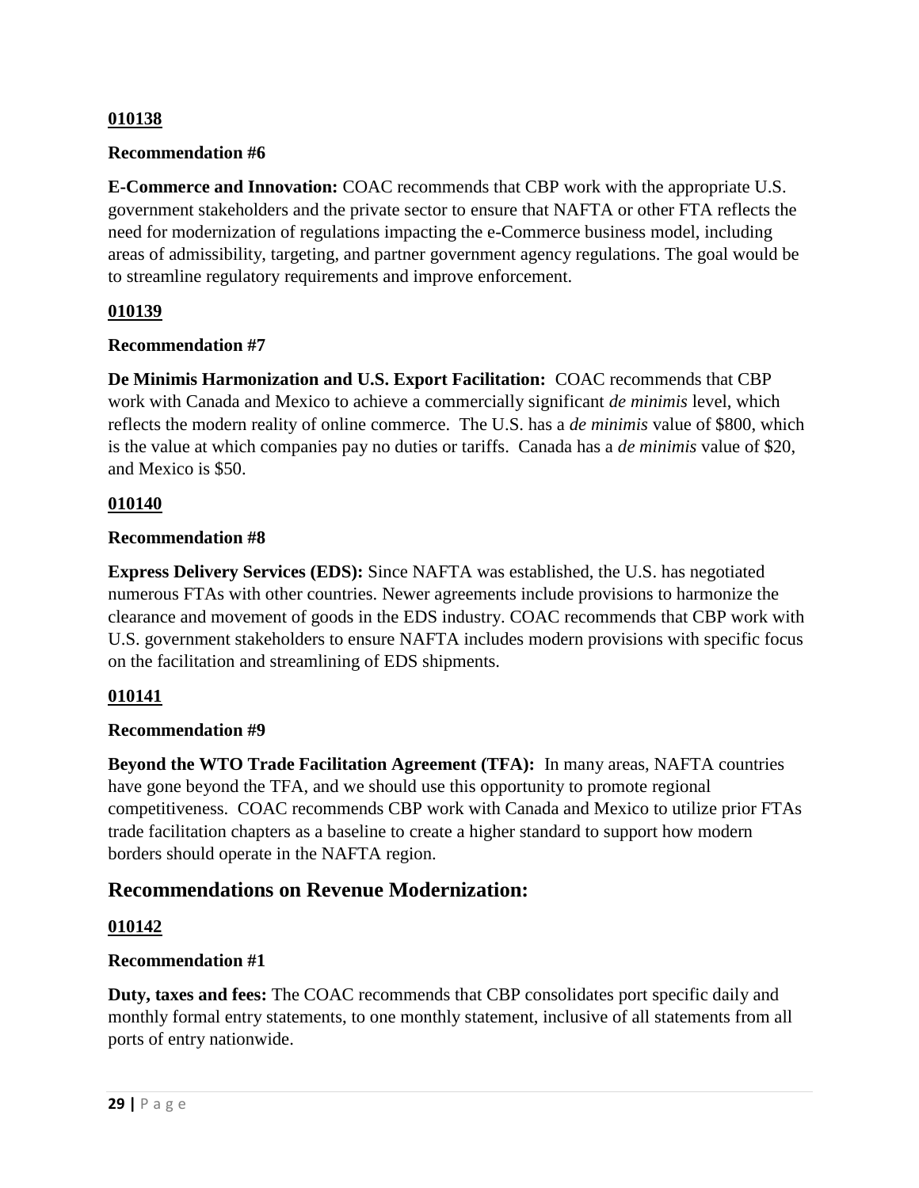**010138**

**Recommendation #6**

**E-Commerce and Innovation:** COAC recommends that CBP work with the appropriate U.S. government stakeholders and the private sector to ensure that NAFTA or other FTA reflects the need for modernization of regulations impacting the e-Commerce business model, including areas of admissibility, targeting, and partner government agency regulations. The goal would be to streamline regulatory requirements and improve enforcement.

**010139**

**Recommendation #7**

**De Minimis Harmonization and U.S. Export Facilitation:** COAC recommends that CBP work with Canada and Mexico to achieve a commercially significant *de minimis* level, which reflects the modern reality of online commerce. The U.S. has a *de minimis* value of $800, which is the value at which companies pay no duties or tariffs. Canada has a *de minimis* value of $20, and Mexico is $50.

**010140**

**Recommendation #8**

**Express Delivery Services (EDS):** Since NAFTA was established, the U.S. has negotiated numerous FTAs with other countries. Newer agreements include provisions to harmonize the clearance and movement of goods in the EDS industry. COAC recommends that CBP work with U.S. government stakeholders to ensure NAFTA includes modern provisions with specific focus on the facilitation and streamlining of EDS shipments.

**010141**

**Recommendation #9**

**Beyond the WTO Trade Facilitation Agreement (TFA):** In many areas, NAFTA countries have gone beyond the TFA, and we should use this opportunity to promote regional competitiveness. COAC recommends CBP work with Canada and Mexico to utilize prior FTAs trade facilitation chapters as a baseline to create a higher standard to support how modern borders should operate in the NAFTA region.

## Recommendations on Revenue Modernization:

**010142**

**Recommendation #1**

**Duty, taxes and fees:** The COAC recommends that CBP consolidates port specific daily and monthly formal entry statements, to one monthly statement, inclusive of all statements from all ports of entry nationwide.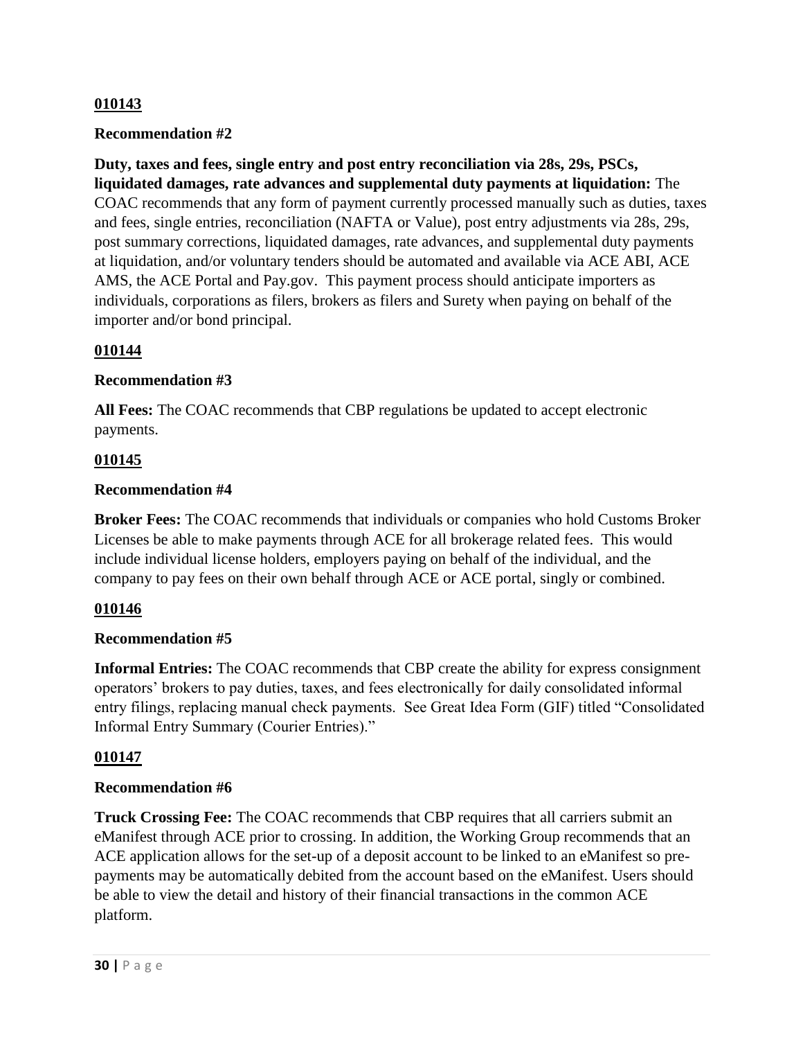**010143**

**Recommendation #2**

**Duty, taxes and fees, single entry and post entry reconciliation via 28s, 29s, PSCs, liquidated damages, rate advances and supplemental duty payments at liquidation:** The COAC recommends that any form of payment currently processed manually such as duties, taxes and fees, single entries, reconciliation (NAFTA or Value), post entry adjustments via 28s, 29s, post summary corrections, liquidated damages, rate advances, and supplemental duty payments at liquidation, and/or voluntary tenders should be automated and available via ACE ABI, ACE AMS, the ACE Portal and Pay.gov. This payment process should anticipate importers as individuals, corporations as filers, brokers as filers and Surety when paying on behalf of the importer and/or bond principal.

**010144**

**Recommendation #3**

**All Fees:** The COAC recommends that CBP regulations be updated to accept electronic payments.

**010145**

**Recommendation #4**

**Broker Fees:** The COAC recommends that individuals or companies who hold Customs Broker Licenses be able to make payments through ACE for all brokerage related fees. This would include individual license holders, employers paying on behalf of the individual, and the company to pay fees on their own behalf through ACE or ACE portal, singly or combined.

**010146**

**Recommendation #5**

**Informal Entries:** The COAC recommends that CBP create the ability for express consignment operators' brokers to pay duties, taxes, and fees electronically for daily consolidated informal entry filings, replacing manual check payments. See Great Idea Form (GIF) titled "Consolidated Informal Entry Summary (Courier Entries)."

**010147**

**Recommendation #6**

**Truck Crossing Fee:** The COAC recommends that CBP requires that all carriers submit an eManifest through ACE prior to crossing. In addition, the Working Group recommends that an ACE application allows for the set-up of a deposit account to be linked to an eManifest so pre-payments may be automatically debited from the account based on the eManifest. Users should be able to view the detail and history of their financial transactions in the common ACE platform.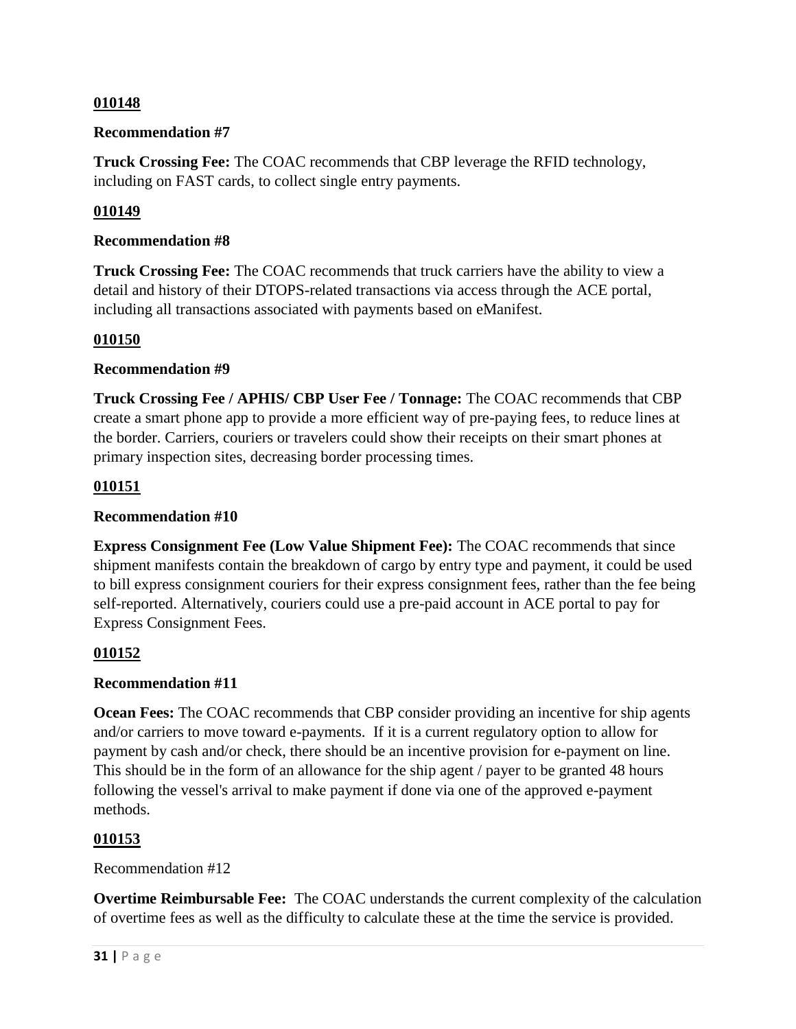**010148**

**Recommendation #7**

**Truck Crossing Fee:** The COAC recommends that CBP leverage the RFID technology, including on FAST cards, to collect single entry payments.

**010149**

**Recommendation #8**

**Truck Crossing Fee:** The COAC recommends that truck carriers have the ability to view a detail and history of their DTOPS-related transactions via access through the ACE portal, including all transactions associated with payments based on eManifest.

**010150**

**Recommendation #9**

**Truck Crossing Fee / APHIS/ CBP User Fee / Tonnage:** The COAC recommends that CBP create a smart phone app to provide a more efficient way of pre-paying fees, to reduce lines at the border. Carriers, couriers or travelers could show their receipts on their smart phones at primary inspection sites, decreasing border processing times.

**010151**

**Recommendation #10**

**Express Consignment Fee (Low Value Shipment Fee):** The COAC recommends that since shipment manifests contain the breakdown of cargo by entry type and payment, it could be used to bill express consignment couriers for their express consignment fees, rather than the fee being self-reported. Alternatively, couriers could use a pre-paid account in ACE portal to pay for Express Consignment Fees.

**010152**

**Recommendation #11**

**Ocean Fees:** The COAC recommends that CBP consider providing an incentive for ship agents and/or carriers to move toward e-payments. If it is a current regulatory option to allow for payment by cash and/or check, there should be an incentive provision for e-payment on line. This should be in the form of an allowance for the ship agent / payer to be granted 48 hours following the vessel's arrival to make payment if done via one of the approved e-payment methods.

**010153**

Recommendation #12

**Overtime Reimbursable Fee:** The COAC understands the current complexity of the calculation of overtime fees as well as the difficulty to calculate these at the time the service is provided.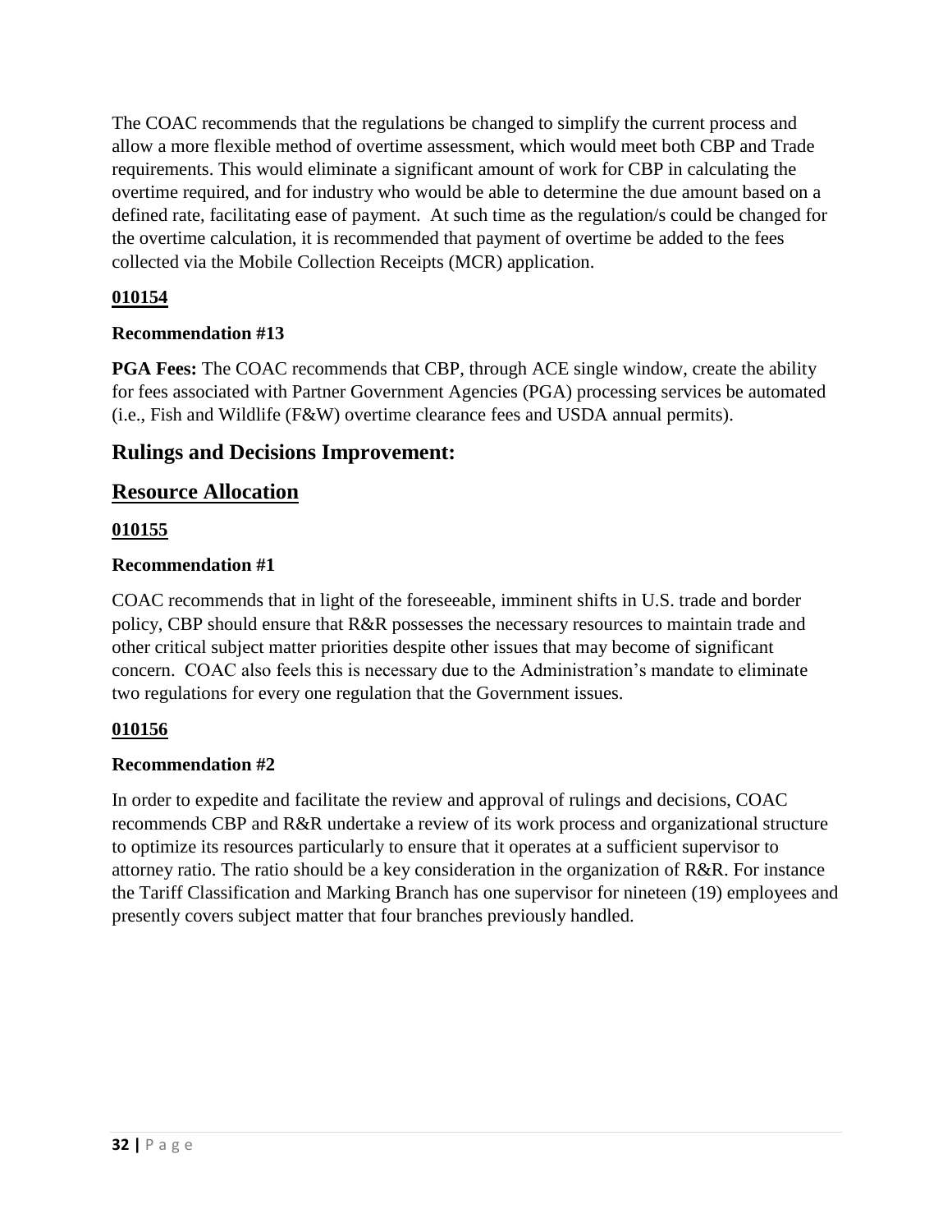The COAC recommends that the regulations be changed to simplify the current process and allow a more flexible method of overtime assessment, which would meet both CBP and Trade requirements. This would eliminate a significant amount of work for CBP in calculating the overtime required, and for industry who would be able to determine the due amount based on a defined rate, facilitating ease of payment. At such time as the regulation/s could be changed for the overtime calculation, it is recommended that payment of overtime be added to the fees collected via the Mobile Collection Receipts (MCR) application.

**010154**

**Recommendation #13**

**PGA Fees:** The COAC recommends that CBP, through ACE single window, create the ability for fees associated with Partner Government Agencies (PGA) processing services be automated (i.e., Fish and Wildlife (F&W) overtime clearance fees and USDA annual permits).

## Rulings and Decisions Improvement:

## Resource Allocation

**010155**

**Recommendation #1**

COAC recommends that in light of the foreseeable, imminent shifts in U.S. trade and border policy, CBP should ensure that R&R possesses the necessary resources to maintain trade and other critical subject matter priorities despite other issues that may become of significant concern. COAC also feels this is necessary due to the Administration's mandate to eliminate two regulations for every one regulation that the Government issues.

**010156**

**Recommendation #2**

In order to expedite and facilitate the review and approval of rulings and decisions, COAC recommends CBP and R&R undertake a review of its work process and organizational structure to optimize its resources particularly to ensure that it operates at a sufficient supervisor to attorney ratio. The ratio should be a key consideration in the organization of R&R. For instance the Tariff Classification and Marking Branch has one supervisor for nineteen (19) employees and presently covers subject matter that four branches previously handled.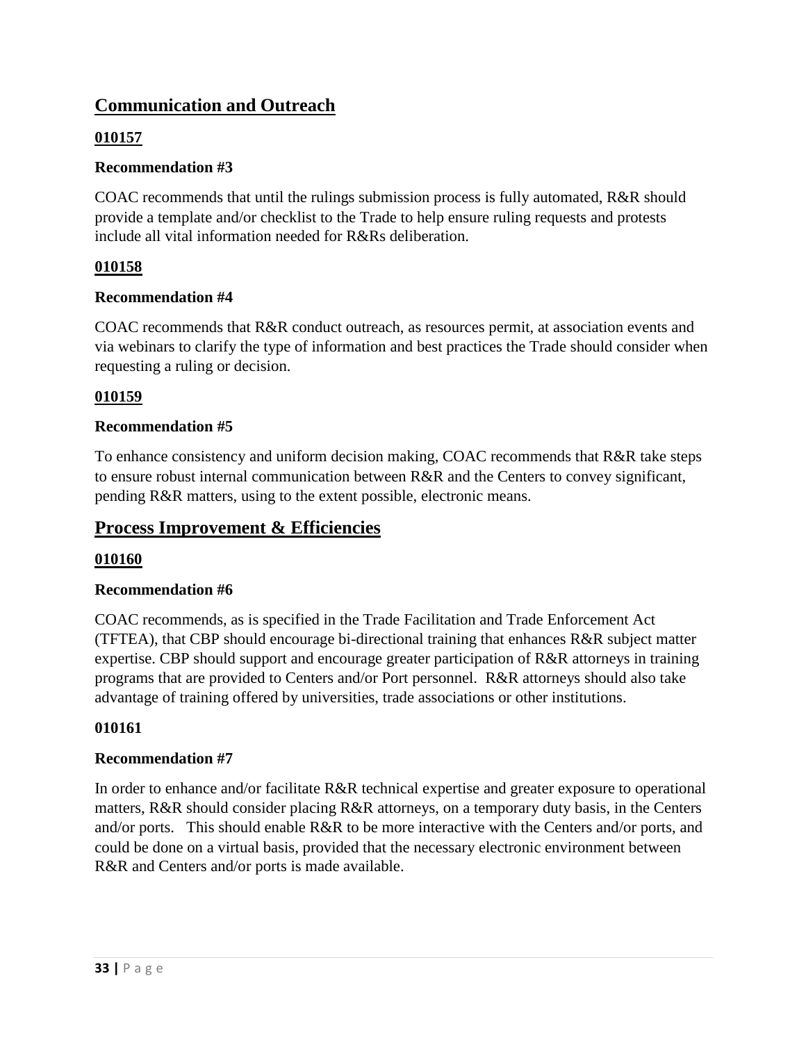## Communication and Outreach

**010157**

**Recommendation #3**

COAC recommends that until the rulings submission process is fully automated, R&R should provide a template and/or checklist to the Trade to help ensure ruling requests and protests include all vital information needed for R&Rs deliberation.

**010158**

**Recommendation #4**

COAC recommends that R&R conduct outreach, as resources permit, at association events and via webinars to clarify the type of information and best practices the Trade should consider when requesting a ruling or decision.

**010159**

**Recommendation #5**

To enhance consistency and uniform decision making, COAC recommends that R&R take steps to ensure robust internal communication between R&R and the Centers to convey significant, pending R&R matters, using to the extent possible, electronic means.

## Process Improvement & Efficiencies

**010160**

**Recommendation #6**

COAC recommends, as is specified in the Trade Facilitation and Trade Enforcement Act (TFTEA), that CBP should encourage bi-directional training that enhances R&R subject matter expertise. CBP should support and encourage greater participation of R&R attorneys in training programs that are provided to Centers and/or Port personnel. R&R attorneys should also take advantage of training offered by universities, trade associations or other institutions.

**010161**

**Recommendation #7**

In order to enhance and/or facilitate R&R technical expertise and greater exposure to operational matters, R&R should consider placing R&R attorneys, on a temporary duty basis, in the Centers and/or ports. This should enable R&R to be more interactive with the Centers and/or ports, and could be done on a virtual basis, provided that the necessary electronic environment between R&R and Centers and/or ports is made available.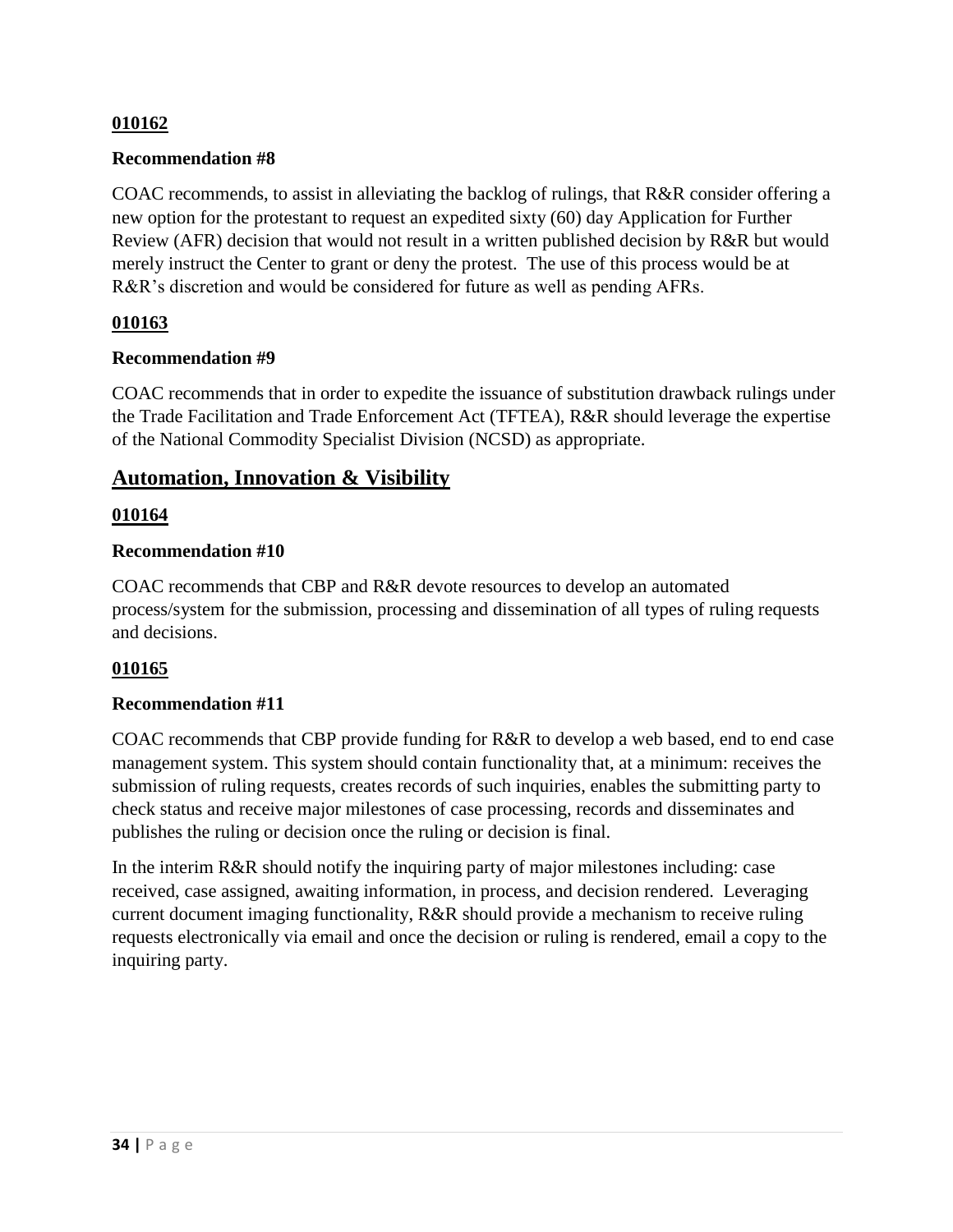**010162**

**Recommendation #8**

COAC recommends, to assist in alleviating the backlog of rulings, that R&R consider offering a new option for the protestant to request an expedited sixty (60) day Application for Further Review (AFR) decision that would not result in a written published decision by R&R but would merely instruct the Center to grant or deny the protest. The use of this process would be at R&R's discretion and would be considered for future as well as pending AFRs.

**010163**

**Recommendation #9**

COAC recommends that in order to expedite the issuance of substitution drawback rulings under the Trade Facilitation and Trade Enforcement Act (TFTEA), R&R should leverage the expertise of the National Commodity Specialist Division (NCSD) as appropriate.

## Automation, Innovation & Visibility

**010164**

**Recommendation #10**

COAC recommends that CBP and R&R devote resources to develop an automated process/system for the submission, processing and dissemination of all types of ruling requests and decisions.

**010165**

**Recommendation #11**

COAC recommends that CBP provide funding for R&R to develop a web based, end to end case management system. This system should contain functionality that, at a minimum: receives the submission of ruling requests, creates records of such inquiries, enables the submitting party to check status and receive major milestones of case processing, records and disseminates and publishes the ruling or decision once the ruling or decision is final.

In the interim R&R should notify the inquiring party of major milestones including: case received, case assigned, awaiting information, in process, and decision rendered. Leveraging current document imaging functionality, R&R should provide a mechanism to receive ruling requests electronically via email and once the decision or ruling is rendered, email a copy to the inquiring party.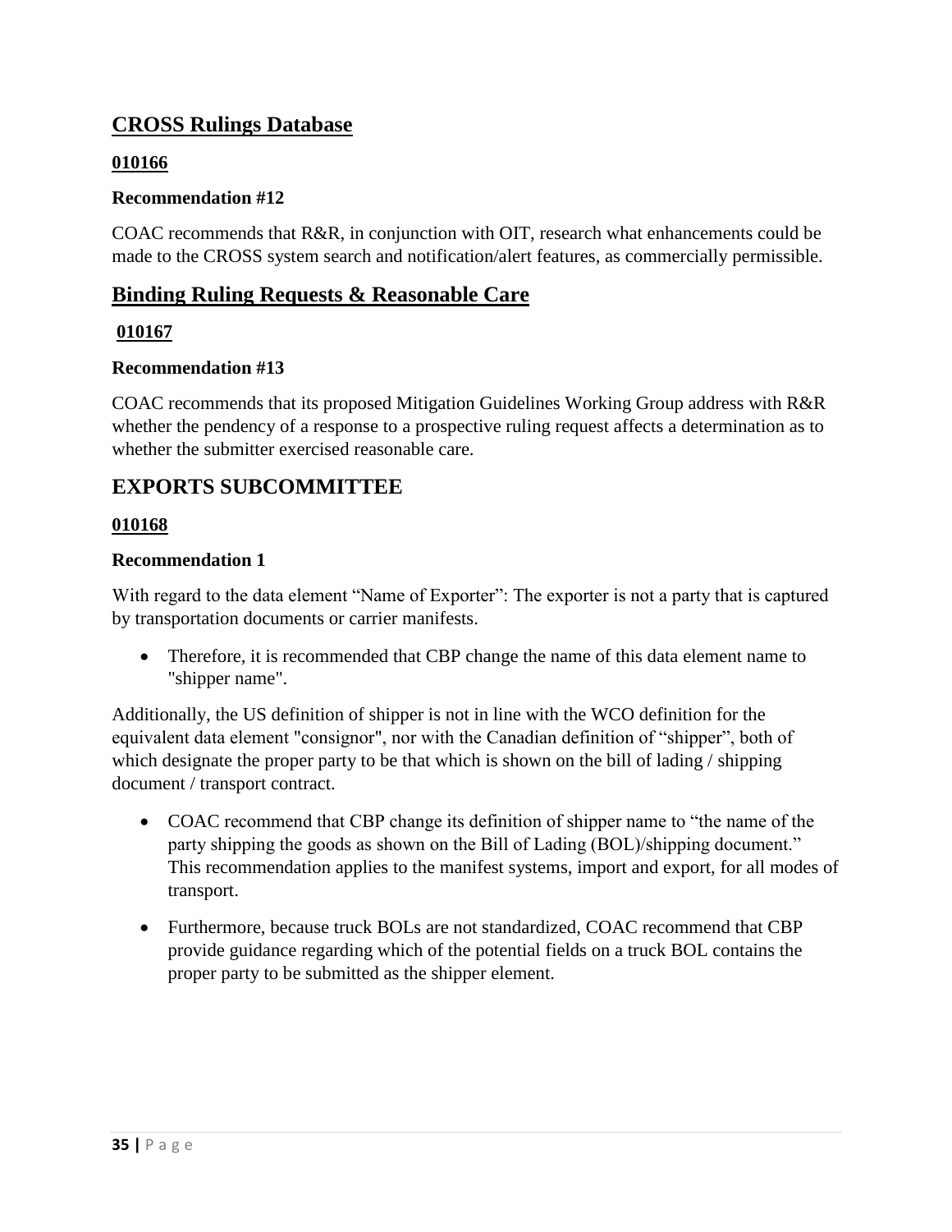## CROSS Rulings Database

**010166**

**Recommendation #12**

COAC recommends that R&R, in conjunction with OIT, research what enhancements could be made to the CROSS system search and notification/alert features, as commercially permissible.

## Binding Ruling Requests & Reasonable Care

**010167**

**Recommendation #13**

COAC recommends that its proposed Mitigation Guidelines Working Group address with R&R whether the pendency of a response to a prospective ruling request affects a determination as to whether the submitter exercised reasonable care.

# EXPORTS SUBCOMMITTEE

**010168**

**Recommendation 1**

With regard to the data element "Name of Exporter": The exporter is not a party that is captured by transportation documents or carrier manifests.

- Therefore, it is recommended that CBP change the name of this data element name to "shipper name".

Additionally, the US definition of shipper is not in line with the WCO definition for the equivalent data element "consignor", nor with the Canadian definition of "shipper", both of which designate the proper party to be that which is shown on the bill of lading / shipping document / transport contract.

- COAC recommend that CBP change its definition of shipper name to "the name of the party shipping the goods as shown on the Bill of Lading (BOL)/shipping document." This recommendation applies to the manifest systems, import and export, for all modes of transport.
- Furthermore, because truck BOLs are not standardized, COAC recommend that CBP provide guidance regarding which of the potential fields on a truck BOL contains the proper party to be submitted as the shipper element.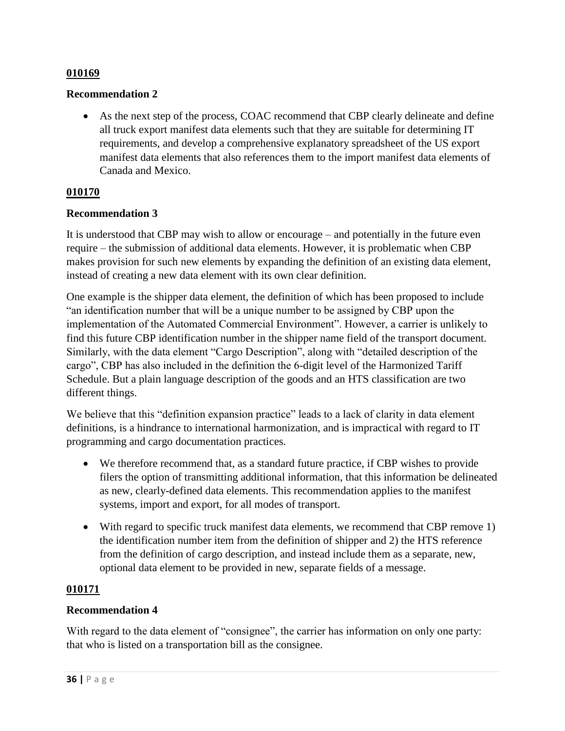**010169**

**Recommendation 2**

- As the next step of the process, COAC recommend that CBP clearly delineate and define all truck export manifest data elements such that they are suitable for determining IT requirements, and develop a comprehensive explanatory spreadsheet of the US export manifest data elements that also references them to the import manifest data elements of Canada and Mexico.

**010170**

**Recommendation 3**

It is understood that CBP may wish to allow or encourage – and potentially in the future even require – the submission of additional data elements. However, it is problematic when CBP makes provision for such new elements by expanding the definition of an existing data element, instead of creating a new data element with its own clear definition.

One example is the shipper data element, the definition of which has been proposed to include "an identification number that will be a unique number to be assigned by CBP upon the implementation of the Automated Commercial Environment". However, a carrier is unlikely to find this future CBP identification number in the shipper name field of the transport document. Similarly, with the data element "Cargo Description", along with "detailed description of the cargo", CBP has also included in the definition the 6-digit level of the Harmonized Tariff Schedule. But a plain language description of the goods and an HTS classification are two different things.

We believe that this "definition expansion practice" leads to a lack of clarity in data element definitions, is a hindrance to international harmonization, and is impractical with regard to IT programming and cargo documentation practices.

- We therefore recommend that, as a standard future practice, if CBP wishes to provide filers the option of transmitting additional information, that this information be delineated as new, clearly-defined data elements. This recommendation applies to the manifest systems, import and export, for all modes of transport.
- With regard to specific truck manifest data elements, we recommend that CBP remove 1) the identification number item from the definition of shipper and 2) the HTS reference from the definition of cargo description, and instead include them as a separate, new, optional data element to be provided in new, separate fields of a message.

**010171**

**Recommendation 4**

With regard to the data element of "consignee", the carrier has information on only one party: that who is listed on a transportation bill as the consignee.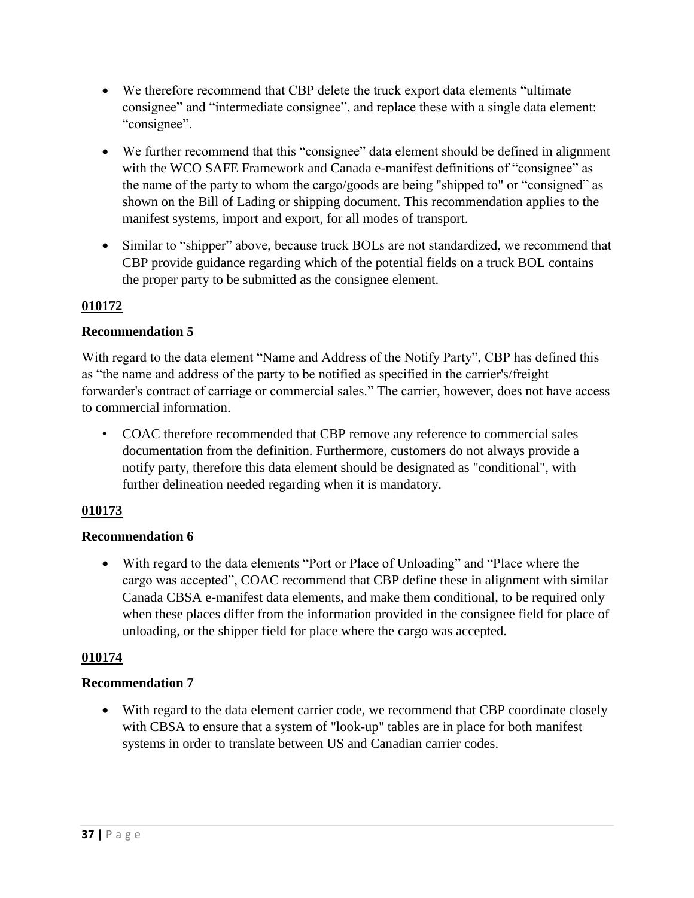- We therefore recommend that CBP delete the truck export data elements "ultimate consignee" and "intermediate consignee", and replace these with a single data element: "consignee".
- We further recommend that this "consignee" data element should be defined in alignment with the WCO SAFE Framework and Canada e-manifest definitions of "consignee" as the name of the party to whom the cargo/goods are being "shipped to" or "consigned" as shown on the Bill of Lading or shipping document. This recommendation applies to the manifest systems, import and export, for all modes of transport.
- Similar to "shipper" above, because truck BOLs are not standardized, we recommend that CBP provide guidance regarding which of the potential fields on a truck BOL contains the proper party to be submitted as the consignee element.

**010172**

**Recommendation 5**

With regard to the data element "Name and Address of the Notify Party", CBP has defined this as "the name and address of the party to be notified as specified in the carrier's/freight forwarder's contract of carriage or commercial sales." The carrier, however, does not have access to commercial information.

- COAC therefore recommended that CBP remove any reference to commercial sales documentation from the definition. Furthermore, customers do not always provide a notify party, therefore this data element should be designated as "conditional", with further delineation needed regarding when it is mandatory.

**010173**

**Recommendation 6**

- With regard to the data elements "Port or Place of Unloading" and "Place where the cargo was accepted", COAC recommend that CBP define these in alignment with similar Canada CBSA e-manifest data elements, and make them conditional, to be required only when these places differ from the information provided in the consignee field for place of unloading, or the shipper field for place where the cargo was accepted.

**010174**

**Recommendation 7**

- With regard to the data element carrier code, we recommend that CBP coordinate closely with CBSA to ensure that a system of "look-up" tables are in place for both manifest systems in order to translate between US and Canadian carrier codes.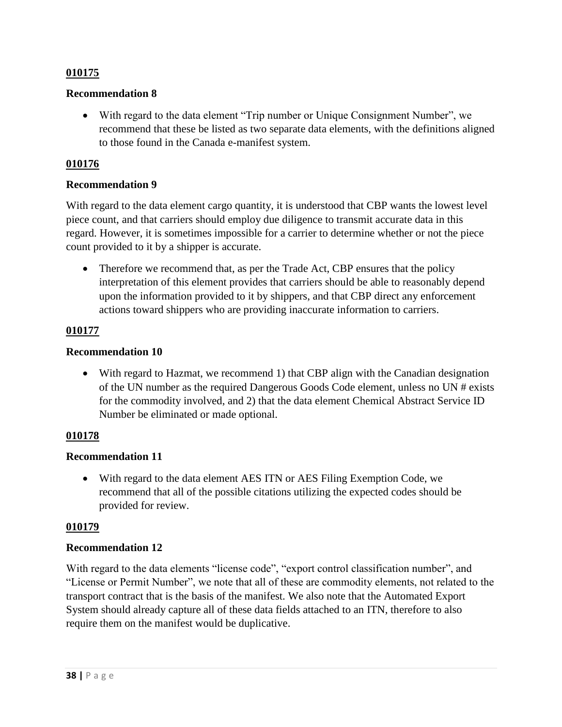**010175**

**Recommendation 8**

- With regard to the data element “Trip number or Unique Consignment Number”, we recommend that these be listed as two separate data elements, with the definitions aligned to those found in the Canada e-manifest system.

**010176**

**Recommendation 9**

With regard to the data element cargo quantity, it is understood that CBP wants the lowest level piece count, and that carriers should employ due diligence to transmit accurate data in this regard. However, it is sometimes impossible for a carrier to determine whether or not the piece count provided to it by a shipper is accurate.

- Therefore we recommend that, as per the Trade Act, CBP ensures that the policy interpretation of this element provides that carriers should be able to reasonably depend upon the information provided to it by shippers, and that CBP direct any enforcement actions toward shippers who are providing inaccurate information to carriers.

**010177**

**Recommendation 10**

- With regard to Hazmat, we recommend 1) that CBP align with the Canadian designation of the UN number as the required Dangerous Goods Code element, unless no UN # exists for the commodity involved, and 2) that the data element Chemical Abstract Service ID Number be eliminated or made optional.

**010178**

**Recommendation 11**

- With regard to the data element AES ITN or AES Filing Exemption Code, we recommend that all of the possible citations utilizing the expected codes should be provided for review.

**010179**

**Recommendation 12**

With regard to the data elements “license code”, “export control classification number”, and “License or Permit Number”, we note that all of these are commodity elements, not related to the transport contract that is the basis of the manifest. We also note that the Automated Export System should already capture all of these data fields attached to an ITN, therefore to also require them on the manifest would be duplicative.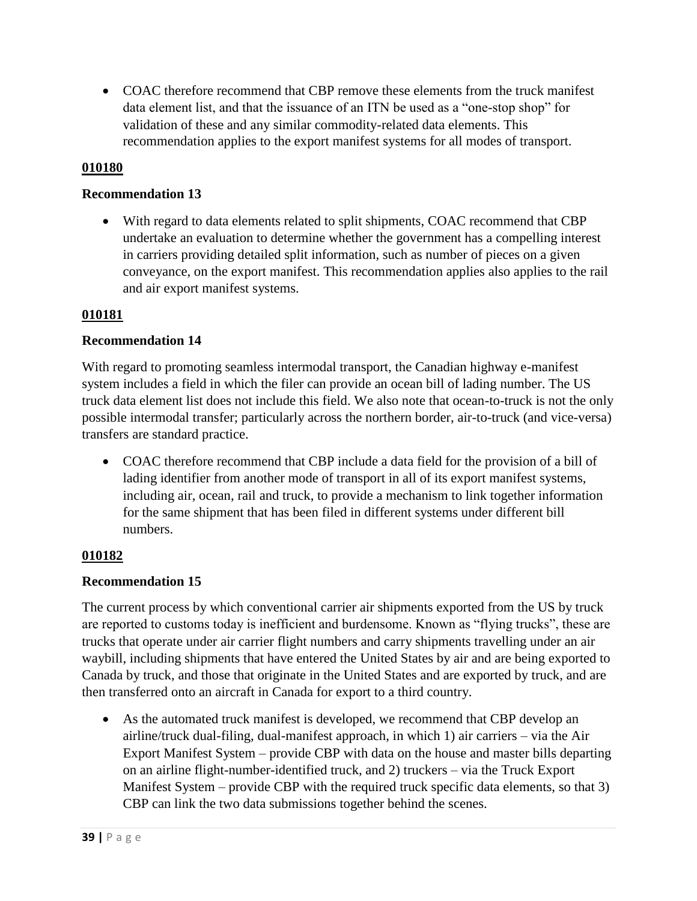- COAC therefore recommend that CBP remove these elements from the truck manifest data element list, and that the issuance of an ITN be used as a "one-stop shop" for validation of these and any similar commodity-related data elements. This recommendation applies to the export manifest systems for all modes of transport.

**010180**

**Recommendation 13**

- With regard to data elements related to split shipments, COAC recommend that CBP undertake an evaluation to determine whether the government has a compelling interest in carriers providing detailed split information, such as number of pieces on a given conveyance, on the export manifest. This recommendation applies also applies to the rail and air export manifest systems.

**010181**

**Recommendation 14**

With regard to promoting seamless intermodal transport, the Canadian highway e-manifest system includes a field in which the filer can provide an ocean bill of lading number. The US truck data element list does not include this field. We also note that ocean-to-truck is not the only possible intermodal transfer; particularly across the northern border, air-to-truck (and vice-versa) transfers are standard practice.

- COAC therefore recommend that CBP include a data field for the provision of a bill of lading identifier from another mode of transport in all of its export manifest systems, including air, ocean, rail and truck, to provide a mechanism to link together information for the same shipment that has been filed in different systems under different bill numbers.

**010182**

**Recommendation 15**

The current process by which conventional carrier air shipments exported from the US by truck are reported to customs today is inefficient and burdensome. Known as "flying trucks", these are trucks that operate under air carrier flight numbers and carry shipments travelling under an air waybill, including shipments that have entered the United States by air and are being exported to Canada by truck, and those that originate in the United States and are exported by truck, and are then transferred onto an aircraft in Canada for export to a third country.

- As the automated truck manifest is developed, we recommend that CBP develop an airline/truck dual-filing, dual-manifest approach, in which 1) air carriers – via the Air Export Manifest System – provide CBP with data on the house and master bills departing on an airline flight-number-identified truck, and 2) truckers – via the Truck Export Manifest System – provide CBP with the required truck specific data elements, so that 3) CBP can link the two data submissions together behind the scenes.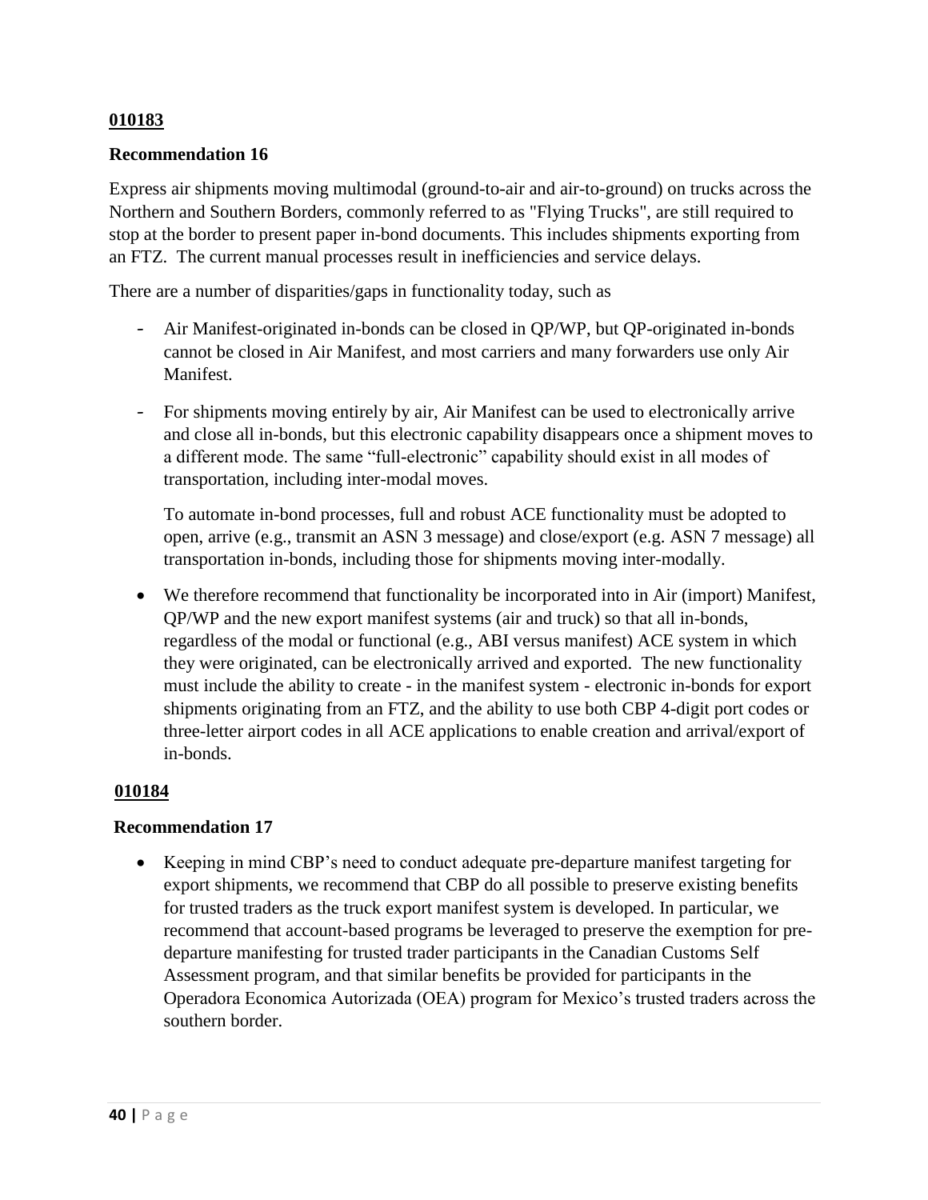**010183**

**Recommendation 16**

Express air shipments moving multimodal (ground-to-air and air-to-ground) on trucks across the Northern and Southern Borders, commonly referred to as "Flying Trucks", are still required to stop at the border to present paper in-bond documents. This includes shipments exporting from an FTZ. The current manual processes result in inefficiencies and service delays.

There are a number of disparities/gaps in functionality today, such as

- Air Manifest-originated in-bonds can be closed in QP/WP, but QP-originated in-bonds cannot be closed in Air Manifest, and most carriers and many forwarders use only Air Manifest.
- For shipments moving entirely by air, Air Manifest can be used to electronically arrive and close all in-bonds, but this electronic capability disappears once a shipment moves to a different mode. The same "full-electronic" capability should exist in all modes of transportation, including inter-modal moves.

  To automate in-bond processes, full and robust ACE functionality must be adopted to open, arrive (e.g., transmit an ASN 3 message) and close/export (e.g. ASN 7 message) all transportation in-bonds, including those for shipments moving inter-modally.

- We therefore recommend that functionality be incorporated into in Air (import) Manifest, QP/WP and the new export manifest systems (air and truck) so that all in-bonds, regardless of the modal or functional (e.g., ABI versus manifest) ACE system in which they were originated, can be electronically arrived and exported. The new functionality must include the ability to create - in the manifest system - electronic in-bonds for export shipments originating from an FTZ, and the ability to use both CBP 4-digit port codes or three-letter airport codes in all ACE applications to enable creation and arrival/export of in-bonds.

**010184**

**Recommendation 17**

- Keeping in mind CBP's need to conduct adequate pre-departure manifest targeting for export shipments, we recommend that CBP do all possible to preserve existing benefits for trusted traders as the truck export manifest system is developed. In particular, we recommend that account-based programs be leveraged to preserve the exemption for pre-departure manifesting for trusted trader participants in the Canadian Customs Self Assessment program, and that similar benefits be provided for participants in the Operadora Economica Autorizada (OEA) program for Mexico's trusted traders across the southern border.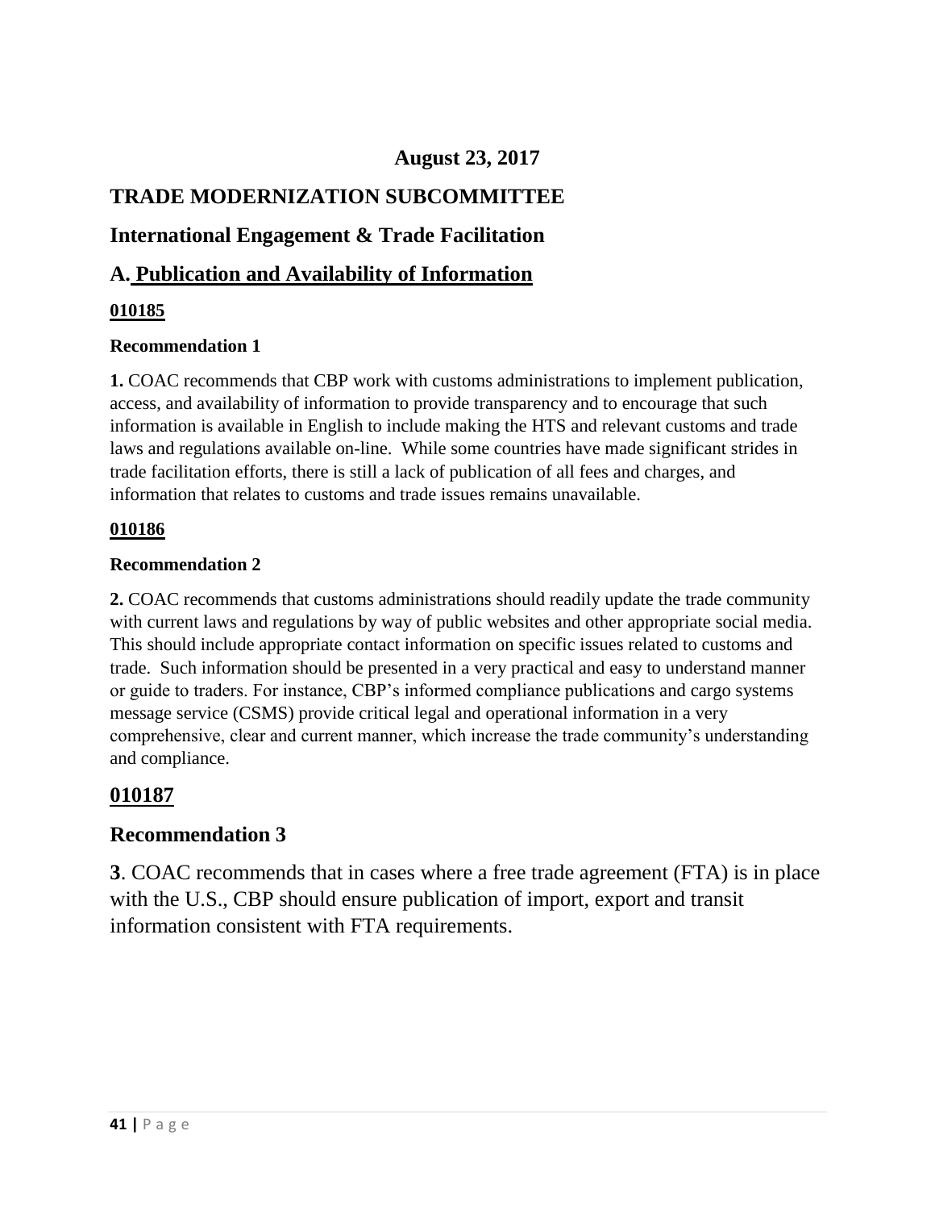**August 23, 2017**

## TRADE MODERNIZATION SUBCOMMITTEE

## International Engagement & Trade Facilitation

## A. Publication and Availability of Information

**010185**

**Recommendation 1**

**1.** COAC recommends that CBP work with customs administrations to implement publication, access, and availability of information to provide transparency and to encourage that such information is available in English to include making the HTS and relevant customs and trade laws and regulations available on-line. While some countries have made significant strides in trade facilitation efforts, there is still a lack of publication of all fees and charges, and information that relates to customs and trade issues remains unavailable.

**010186**

**Recommendation 2**

**2.** COAC recommends that customs administrations should readily update the trade community with current laws and regulations by way of public websites and other appropriate social media. This should include appropriate contact information on specific issues related to customs and trade. Such information should be presented in a very practical and easy to understand manner or guide to traders. For instance, CBP's informed compliance publications and cargo systems message service (CSMS) provide critical legal and operational information in a very comprehensive, clear and current manner, which increase the trade community's understanding and compliance.

### 010187

### Recommendation 3

**3**. COAC recommends that in cases where a free trade agreement (FTA) is in place with the U.S., CBP should ensure publication of import, export and transit information consistent with FTA requirements.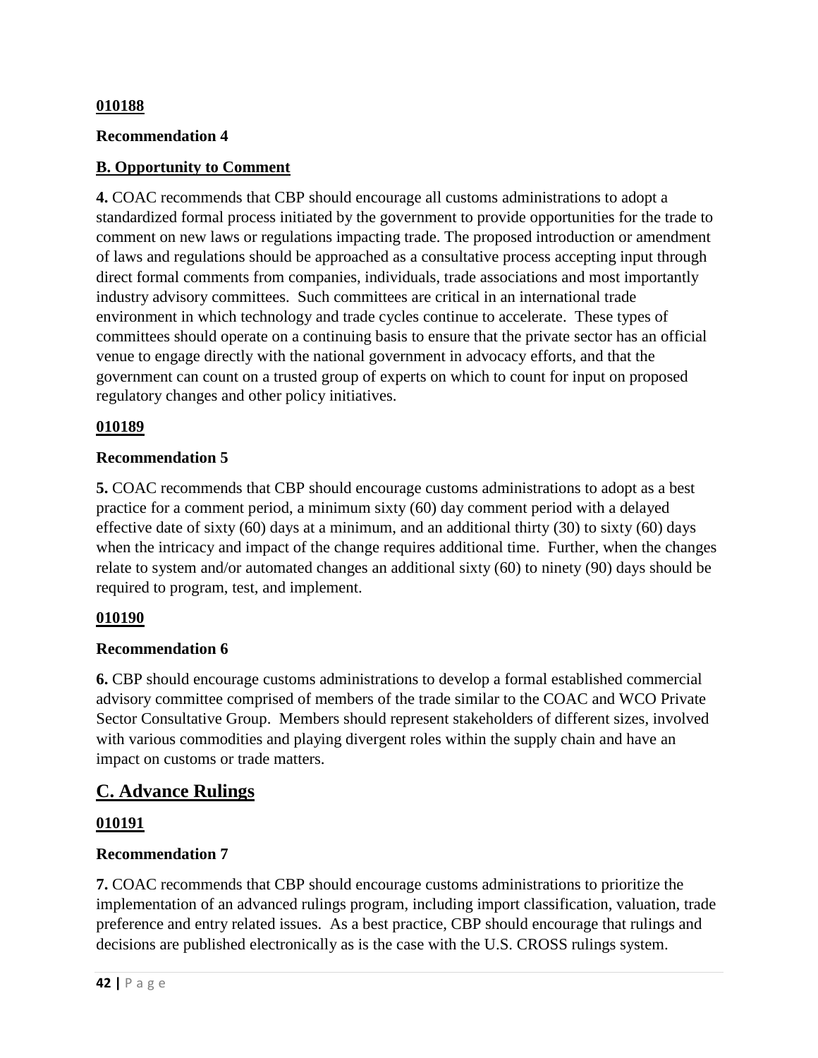**010188**

**Recommendation 4**

**B. Opportunity to Comment**

**4.** COAC recommends that CBP should encourage all customs administrations to adopt a standardized formal process initiated by the government to provide opportunities for the trade to comment on new laws or regulations impacting trade. The proposed introduction or amendment of laws and regulations should be approached as a consultative process accepting input through direct formal comments from companies, individuals, trade associations and most importantly industry advisory committees. Such committees are critical in an international trade environment in which technology and trade cycles continue to accelerate. These types of committees should operate on a continuing basis to ensure that the private sector has an official venue to engage directly with the national government in advocacy efforts, and that the government can count on a trusted group of experts on which to count for input on proposed regulatory changes and other policy initiatives.

**010189**

**Recommendation 5**

**5.** COAC recommends that CBP should encourage customs administrations to adopt as a best practice for a comment period, a minimum sixty (60) day comment period with a delayed effective date of sixty (60) days at a minimum, and an additional thirty (30) to sixty (60) days when the intricacy and impact of the change requires additional time. Further, when the changes relate to system and/or automated changes an additional sixty (60) to ninety (90) days should be required to program, test, and implement.

**010190**

**Recommendation 6**

**6.** CBP should encourage customs administrations to develop a formal established commercial advisory committee comprised of members of the trade similar to the COAC and WCO Private Sector Consultative Group. Members should represent stakeholders of different sizes, involved with various commodities and playing divergent roles within the supply chain and have an impact on customs or trade matters.

## C. Advance Rulings

**010191**

**Recommendation 7**

**7.** COAC recommends that CBP should encourage customs administrations to prioritize the implementation of an advanced rulings program, including import classification, valuation, trade preference and entry related issues. As a best practice, CBP should encourage that rulings and decisions are published electronically as is the case with the U.S. CROSS rulings system.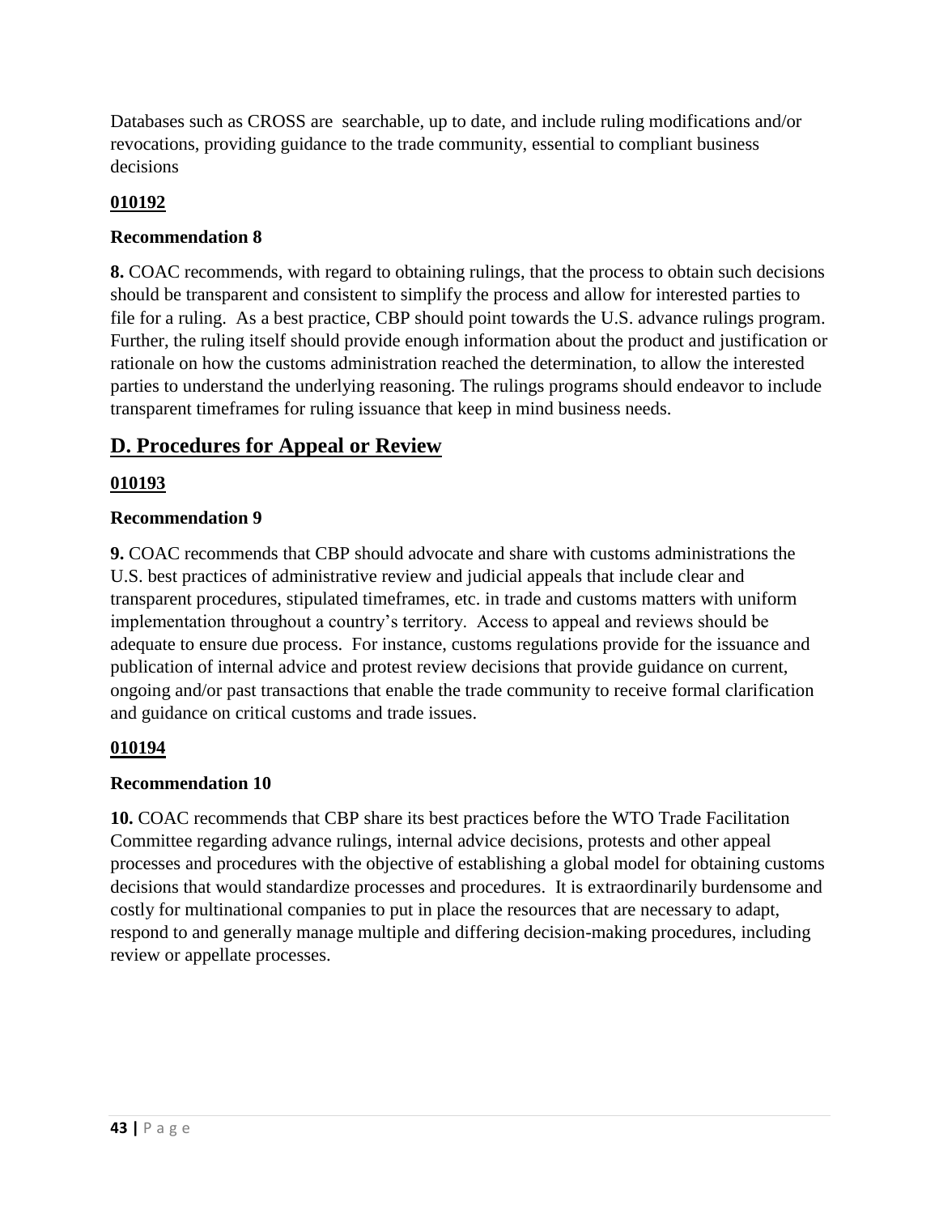Databases such as CROSS are searchable, up to date, and include ruling modifications and/or revocations, providing guidance to the trade community, essential to compliant business decisions

**010192**

**Recommendation 8**

**8.** COAC recommends, with regard to obtaining rulings, that the process to obtain such decisions should be transparent and consistent to simplify the process and allow for interested parties to file for a ruling. As a best practice, CBP should point towards the U.S. advance rulings program. Further, the ruling itself should provide enough information about the product and justification or rationale on how the customs administration reached the determination, to allow the interested parties to understand the underlying reasoning. The rulings programs should endeavor to include transparent timeframes for ruling issuance that keep in mind business needs.

## D. Procedures for Appeal or Review

**010193**

**Recommendation 9**

**9.** COAC recommends that CBP should advocate and share with customs administrations the U.S. best practices of administrative review and judicial appeals that include clear and transparent procedures, stipulated timeframes, etc. in trade and customs matters with uniform implementation throughout a country's territory. Access to appeal and reviews should be adequate to ensure due process. For instance, customs regulations provide for the issuance and publication of internal advice and protest review decisions that provide guidance on current, ongoing and/or past transactions that enable the trade community to receive formal clarification and guidance on critical customs and trade issues.

**010194**

**Recommendation 10**

**10.** COAC recommends that CBP share its best practices before the WTO Trade Facilitation Committee regarding advance rulings, internal advice decisions, protests and other appeal processes and procedures with the objective of establishing a global model for obtaining customs decisions that would standardize processes and procedures. It is extraordinarily burdensome and costly for multinational companies to put in place the resources that are necessary to adapt, respond to and generally manage multiple and differing decision-making procedures, including review or appellate processes.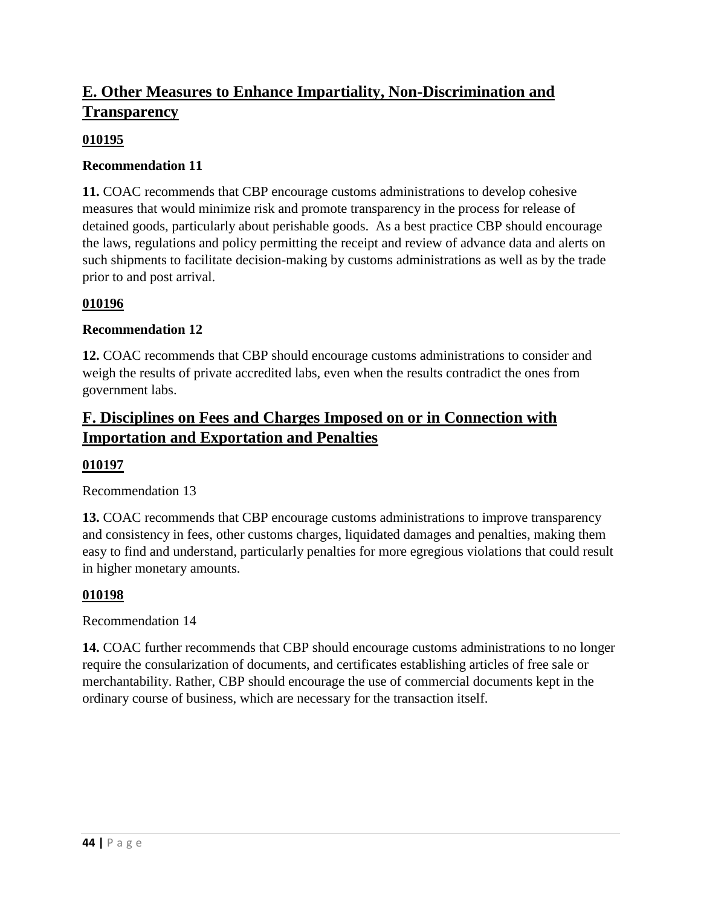## E. Other Measures to Enhance Impartiality, Non-Discrimination and Transparency

**010195**

**Recommendation 11**

**11.** COAC recommends that CBP encourage customs administrations to develop cohesive measures that would minimize risk and promote transparency in the process for release of detained goods, particularly about perishable goods. As a best practice CBP should encourage the laws, regulations and policy permitting the receipt and review of advance data and alerts on such shipments to facilitate decision-making by customs administrations as well as by the trade prior to and post arrival.

**010196**

**Recommendation 12**

**12.** COAC recommends that CBP should encourage customs administrations to consider and weigh the results of private accredited labs, even when the results contradict the ones from government labs.

## F. Disciplines on Fees and Charges Imposed on or in Connection with Importation and Exportation and Penalties

**010197**

Recommendation 13

**13.** COAC recommends that CBP encourage customs administrations to improve transparency and consistency in fees, other customs charges, liquidated damages and penalties, making them easy to find and understand, particularly penalties for more egregious violations that could result in higher monetary amounts.

**010198**

Recommendation 14

**14.** COAC further recommends that CBP should encourage customs administrations to no longer require the consularization of documents, and certificates establishing articles of free sale or merchantability. Rather, CBP should encourage the use of commercial documents kept in the ordinary course of business, which are necessary for the transaction itself.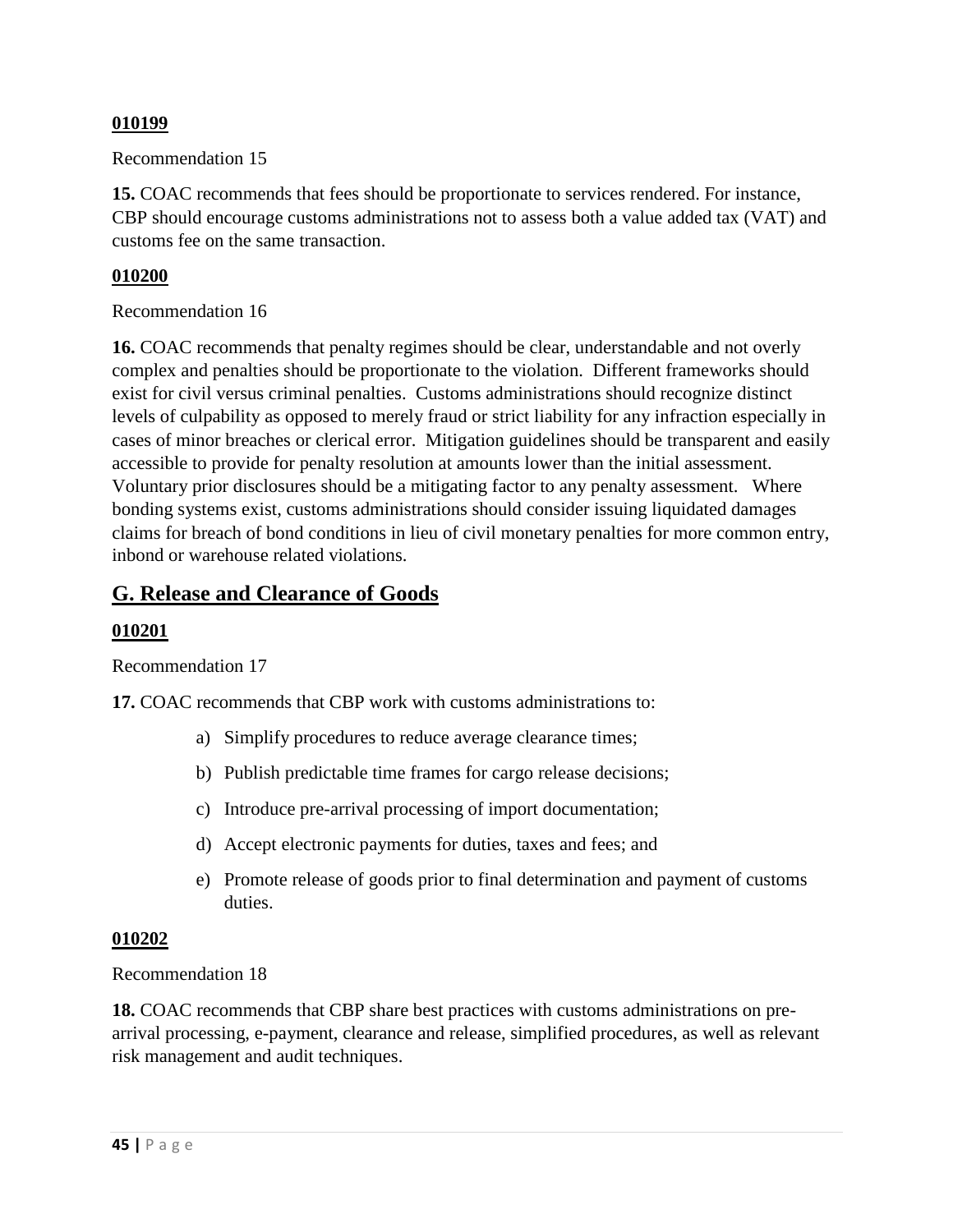**010199**

Recommendation 15

**15.** COAC recommends that fees should be proportionate to services rendered. For instance, CBP should encourage customs administrations not to assess both a value added tax (VAT) and customs fee on the same transaction.

**010200**

Recommendation 16

**16.** COAC recommends that penalty regimes should be clear, understandable and not overly complex and penalties should be proportionate to the violation. Different frameworks should exist for civil versus criminal penalties. Customs administrations should recognize distinct levels of culpability as opposed to merely fraud or strict liability for any infraction especially in cases of minor breaches or clerical error. Mitigation guidelines should be transparent and easily accessible to provide for penalty resolution at amounts lower than the initial assessment. Voluntary prior disclosures should be a mitigating factor to any penalty assessment. Where bonding systems exist, customs administrations should consider issuing liquidated damages claims for breach of bond conditions in lieu of civil monetary penalties for more common entry, inbond or warehouse related violations.

## G. Release and Clearance of Goods

**010201**

Recommendation 17

**17.** COAC recommends that CBP work with customs administrations to:

a) Simplify procedures to reduce average clearance times;

b) Publish predictable time frames for cargo release decisions;

c) Introduce pre-arrival processing of import documentation;

d) Accept electronic payments for duties, taxes and fees; and

e) Promote release of goods prior to final determination and payment of customs duties.

**010202**

Recommendation 18

**18.** COAC recommends that CBP share best practices with customs administrations on pre-arrival processing, e-payment, clearance and release, simplified procedures, as well as relevant risk management and audit techniques.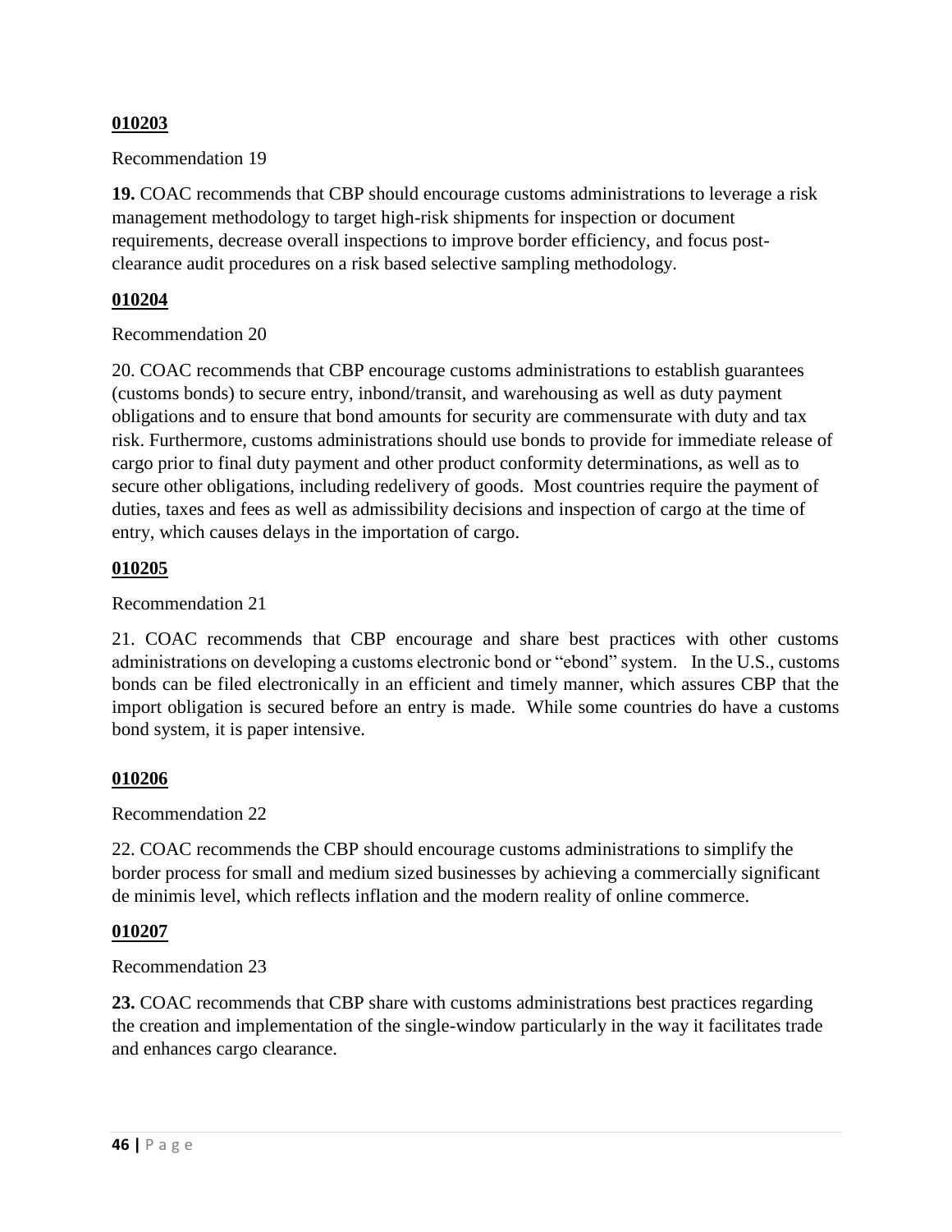**010203**

Recommendation 19

**19.** COAC recommends that CBP should encourage customs administrations to leverage a risk management methodology to target high-risk shipments for inspection or document requirements, decrease overall inspections to improve border efficiency, and focus post-clearance audit procedures on a risk based selective sampling methodology.

**010204**

Recommendation 20

20. COAC recommends that CBP encourage customs administrations to establish guarantees (customs bonds) to secure entry, inbond/transit, and warehousing as well as duty payment obligations and to ensure that bond amounts for security are commensurate with duty and tax risk. Furthermore, customs administrations should use bonds to provide for immediate release of cargo prior to final duty payment and other product conformity determinations, as well as to secure other obligations, including redelivery of goods. Most countries require the payment of duties, taxes and fees as well as admissibility decisions and inspection of cargo at the time of entry, which causes delays in the importation of cargo.

**010205**

Recommendation 21

21. COAC recommends that CBP encourage and share best practices with other customs administrations on developing a customs electronic bond or "ebond" system. In the U.S., customs bonds can be filed electronically in an efficient and timely manner, which assures CBP that the import obligation is secured before an entry is made. While some countries do have a customs bond system, it is paper intensive.

**010206**

Recommendation 22

22. COAC recommends the CBP should encourage customs administrations to simplify the border process for small and medium sized businesses by achieving a commercially significant de minimis level, which reflects inflation and the modern reality of online commerce.

**010207**

Recommendation 23

**23.** COAC recommends that CBP share with customs administrations best practices regarding the creation and implementation of the single-window particularly in the way it facilitates trade and enhances cargo clearance.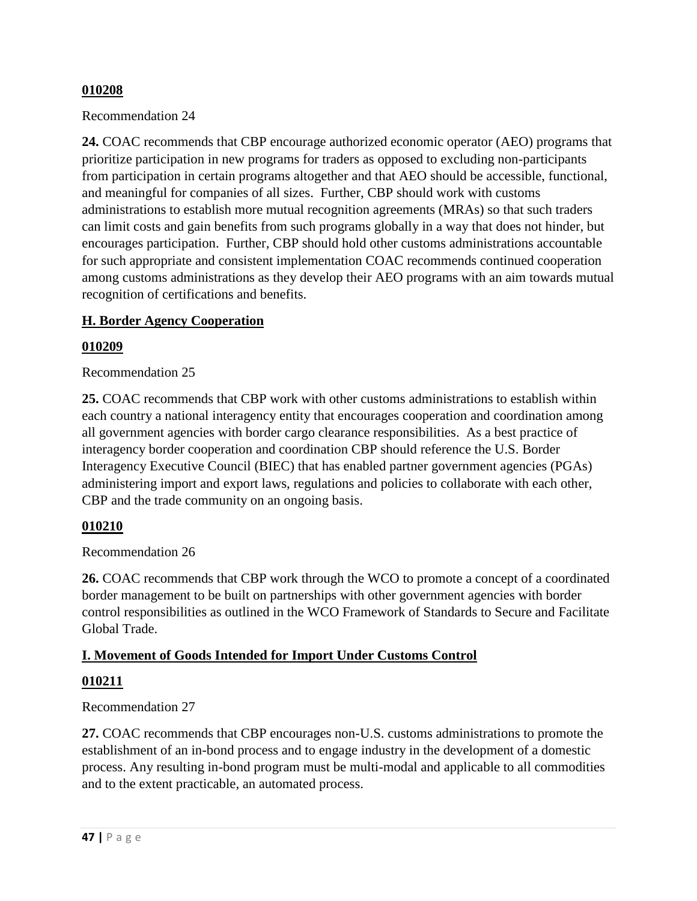**010208**

Recommendation 24

**24.** COAC recommends that CBP encourage authorized economic operator (AEO) programs that prioritize participation in new programs for traders as opposed to excluding non-participants from participation in certain programs altogether and that AEO should be accessible, functional, and meaningful for companies of all sizes. Further, CBP should work with customs administrations to establish more mutual recognition agreements (MRAs) so that such traders can limit costs and gain benefits from such programs globally in a way that does not hinder, but encourages participation. Further, CBP should hold other customs administrations accountable for such appropriate and consistent implementation COAC recommends continued cooperation among customs administrations as they develop their AEO programs with an aim towards mutual recognition of certifications and benefits.

## H. Border Agency Cooperation

**010209**

Recommendation 25

**25.** COAC recommends that CBP work with other customs administrations to establish within each country a national interagency entity that encourages cooperation and coordination among all government agencies with border cargo clearance responsibilities. As a best practice of interagency border cooperation and coordination CBP should reference the U.S. Border Interagency Executive Council (BIEC) that has enabled partner government agencies (PGAs) administering import and export laws, regulations and policies to collaborate with each other, CBP and the trade community on an ongoing basis.

**010210**

Recommendation 26

**26.** COAC recommends that CBP work through the WCO to promote a concept of a coordinated border management to be built on partnerships with other government agencies with border control responsibilities as outlined in the WCO Framework of Standards to Secure and Facilitate Global Trade.

## I. Movement of Goods Intended for Import Under Customs Control

**010211**

Recommendation 27

**27.** COAC recommends that CBP encourages non-U.S. customs administrations to promote the establishment of an in-bond process and to engage industry in the development of a domestic process. Any resulting in-bond program must be multi-modal and applicable to all commodities and to the extent practicable, an automated process.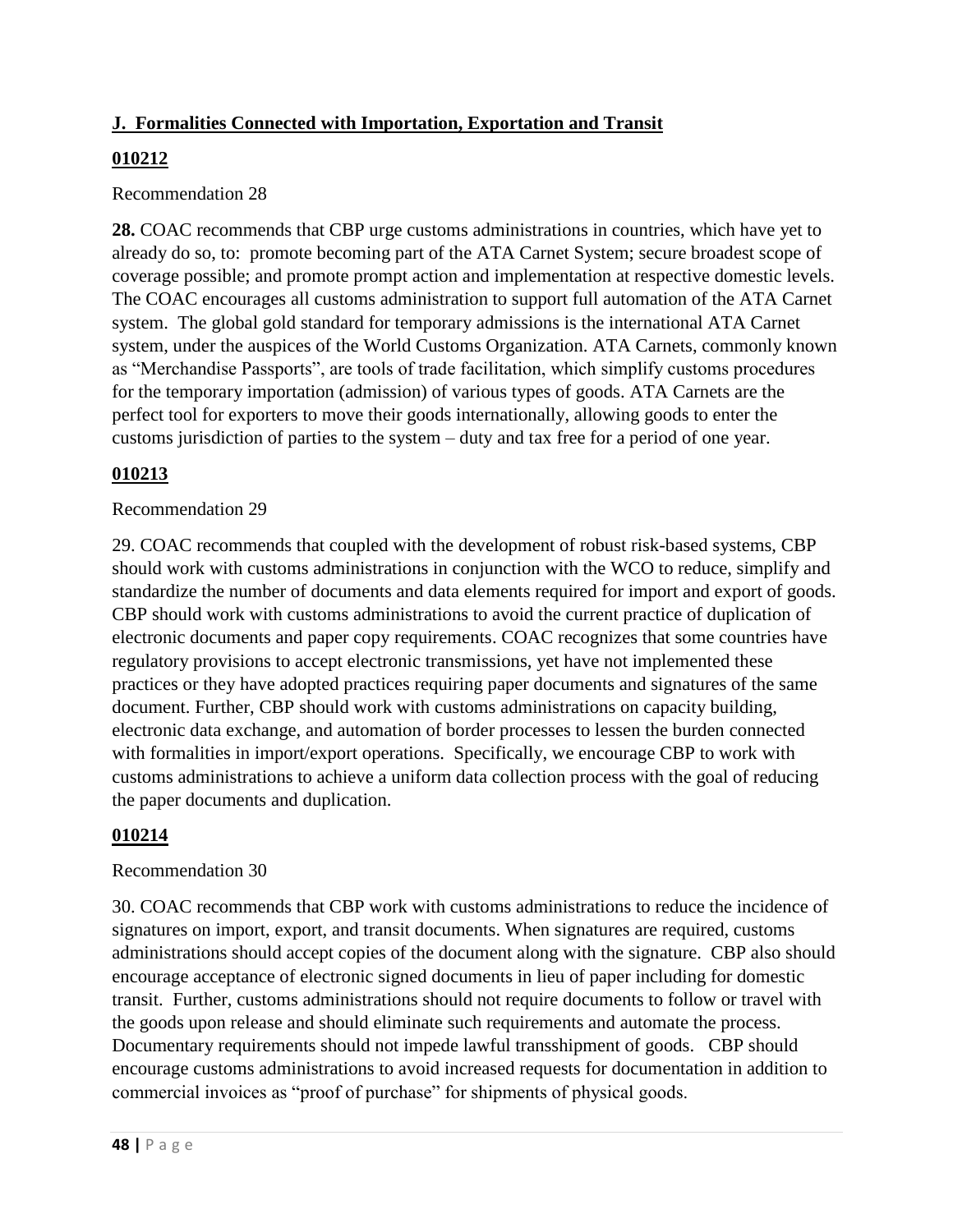**J. Formalities Connected with Importation, Exportation and Transit**

**010212**

Recommendation 28

**28.** COAC recommends that CBP urge customs administrations in countries, which have yet to already do so, to: promote becoming part of the ATA Carnet System; secure broadest scope of coverage possible; and promote prompt action and implementation at respective domestic levels. The COAC encourages all customs administration to support full automation of the ATA Carnet system. The global gold standard for temporary admissions is the international ATA Carnet system, under the auspices of the World Customs Organization. ATA Carnets, commonly known as "Merchandise Passports", are tools of trade facilitation, which simplify customs procedures for the temporary importation (admission) of various types of goods. ATA Carnets are the perfect tool for exporters to move their goods internationally, allowing goods to enter the customs jurisdiction of parties to the system – duty and tax free for a period of one year.

**010213**

Recommendation 29

29. COAC recommends that coupled with the development of robust risk-based systems, CBP should work with customs administrations in conjunction with the WCO to reduce, simplify and standardize the number of documents and data elements required for import and export of goods. CBP should work with customs administrations to avoid the current practice of duplication of electronic documents and paper copy requirements. COAC recognizes that some countries have regulatory provisions to accept electronic transmissions, yet have not implemented these practices or they have adopted practices requiring paper documents and signatures of the same document. Further, CBP should work with customs administrations on capacity building, electronic data exchange, and automation of border processes to lessen the burden connected with formalities in import/export operations. Specifically, we encourage CBP to work with customs administrations to achieve a uniform data collection process with the goal of reducing the paper documents and duplication.

**010214**

Recommendation 30

30. COAC recommends that CBP work with customs administrations to reduce the incidence of signatures on import, export, and transit documents. When signatures are required, customs administrations should accept copies of the document along with the signature. CBP also should encourage acceptance of electronic signed documents in lieu of paper including for domestic transit. Further, customs administrations should not require documents to follow or travel with the goods upon release and should eliminate such requirements and automate the process. Documentary requirements should not impede lawful transshipment of goods. CBP should encourage customs administrations to avoid increased requests for documentation in addition to commercial invoices as "proof of purchase" for shipments of physical goods.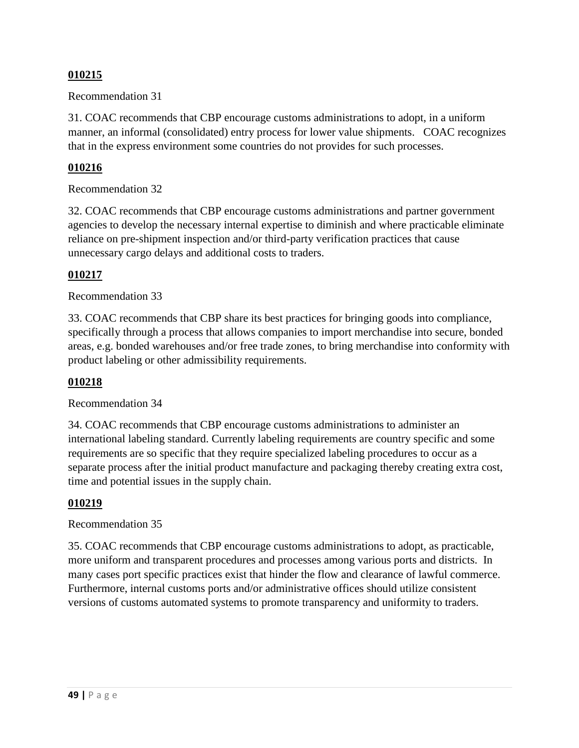**010215**

Recommendation 31

31. COAC recommends that CBP encourage customs administrations to adopt, in a uniform manner, an informal (consolidated) entry process for lower value shipments. COAC recognizes that in the express environment some countries do not provides for such processes.

**010216**

Recommendation 32

32. COAC recommends that CBP encourage customs administrations and partner government agencies to develop the necessary internal expertise to diminish and where practicable eliminate reliance on pre-shipment inspection and/or third-party verification practices that cause unnecessary cargo delays and additional costs to traders.

**010217**

Recommendation 33

33. COAC recommends that CBP share its best practices for bringing goods into compliance, specifically through a process that allows companies to import merchandise into secure, bonded areas, e.g. bonded warehouses and/or free trade zones, to bring merchandise into conformity with product labeling or other admissibility requirements.

**010218**

Recommendation 34

34. COAC recommends that CBP encourage customs administrations to administer an international labeling standard. Currently labeling requirements are country specific and some requirements are so specific that they require specialized labeling procedures to occur as a separate process after the initial product manufacture and packaging thereby creating extra cost, time and potential issues in the supply chain.

**010219**

Recommendation 35

35. COAC recommends that CBP encourage customs administrations to adopt, as practicable, more uniform and transparent procedures and processes among various ports and districts. In many cases port specific practices exist that hinder the flow and clearance of lawful commerce. Furthermore, internal customs ports and/or administrative offices should utilize consistent versions of customs automated systems to promote transparency and uniformity to traders.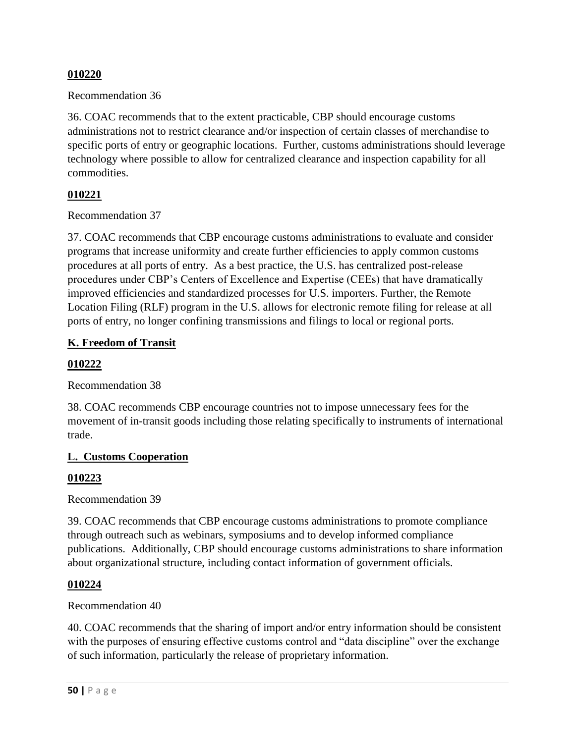**010220**

Recommendation 36

36. COAC recommends that to the extent practicable, CBP should encourage customs administrations not to restrict clearance and/or inspection of certain classes of merchandise to specific ports of entry or geographic locations. Further, customs administrations should leverage technology where possible to allow for centralized clearance and inspection capability for all commodities.

**010221**

Recommendation 37

37. COAC recommends that CBP encourage customs administrations to evaluate and consider programs that increase uniformity and create further efficiencies to apply common customs procedures at all ports of entry. As a best practice, the U.S. has centralized post-release procedures under CBP's Centers of Excellence and Expertise (CEEs) that have dramatically improved efficiencies and standardized processes for U.S. importers. Further, the Remote Location Filing (RLF) program in the U.S. allows for electronic remote filing for release at all ports of entry, no longer confining transmissions and filings to local or regional ports.

## K. Freedom of Transit

**010222**

Recommendation 38

38. COAC recommends CBP encourage countries not to impose unnecessary fees for the movement of in-transit goods including those relating specifically to instruments of international trade.

## L. Customs Cooperation

**010223**

Recommendation 39

39. COAC recommends that CBP encourage customs administrations to promote compliance through outreach such as webinars, symposiums and to develop informed compliance publications. Additionally, CBP should encourage customs administrations to share information about organizational structure, including contact information of government officials.

**010224**

Recommendation 40

40. COAC recommends that the sharing of import and/or entry information should be consistent with the purposes of ensuring effective customs control and "data discipline" over the exchange of such information, particularly the release of proprietary information.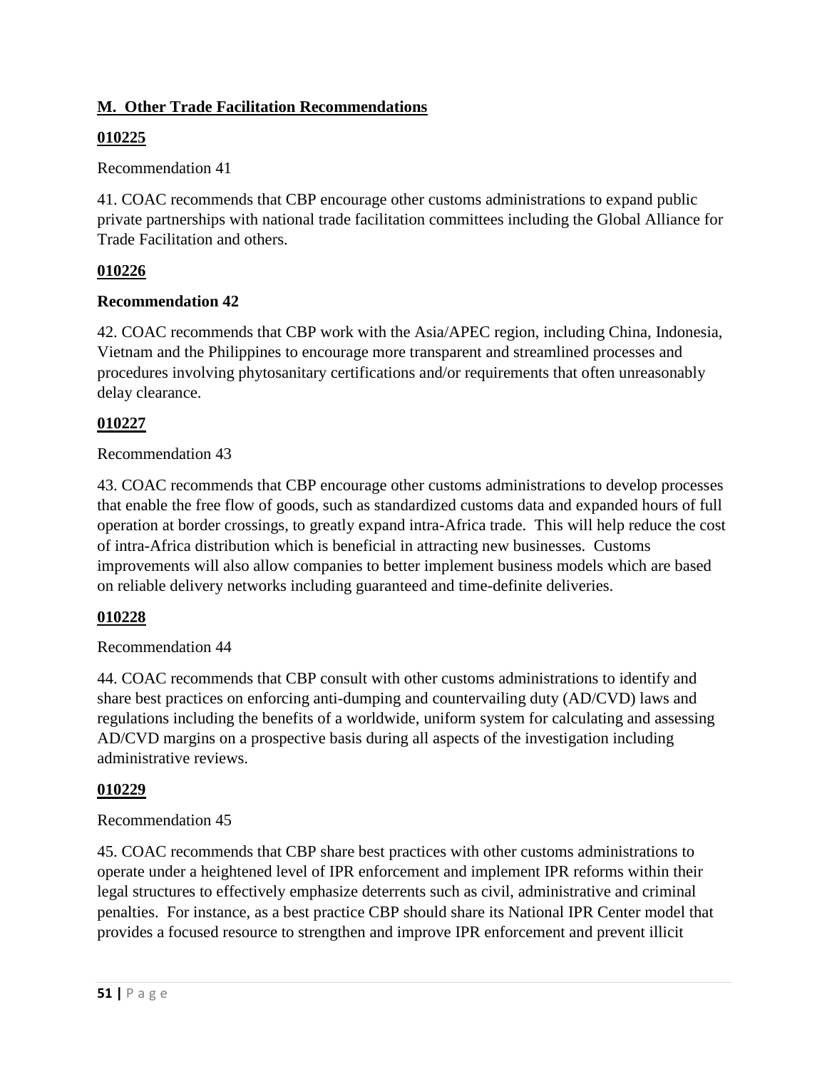**M. Other Trade Facilitation Recommendations**

**010225**

Recommendation 41

41. COAC recommends that CBP encourage other customs administrations to expand public private partnerships with national trade facilitation committees including the Global Alliance for Trade Facilitation and others.

**010226**

**Recommendation 42**

42. COAC recommends that CBP work with the Asia/APEC region, including China, Indonesia, Vietnam and the Philippines to encourage more transparent and streamlined processes and procedures involving phytosanitary certifications and/or requirements that often unreasonably delay clearance.

**010227**

Recommendation 43

43. COAC recommends that CBP encourage other customs administrations to develop processes that enable the free flow of goods, such as standardized customs data and expanded hours of full operation at border crossings, to greatly expand intra-Africa trade. This will help reduce the cost of intra-Africa distribution which is beneficial in attracting new businesses. Customs improvements will also allow companies to better implement business models which are based on reliable delivery networks including guaranteed and time-definite deliveries.

**010228**

Recommendation 44

44. COAC recommends that CBP consult with other customs administrations to identify and share best practices on enforcing anti-dumping and countervailing duty (AD/CVD) laws and regulations including the benefits of a worldwide, uniform system for calculating and assessing AD/CVD margins on a prospective basis during all aspects of the investigation including administrative reviews.

**010229**

Recommendation 45

45. COAC recommends that CBP share best practices with other customs administrations to operate under a heightened level of IPR enforcement and implement IPR reforms within their legal structures to effectively emphasize deterrents such as civil, administrative and criminal penalties. For instance, as a best practice CBP should share its National IPR Center model that provides a focused resource to strengthen and improve IPR enforcement and prevent illicit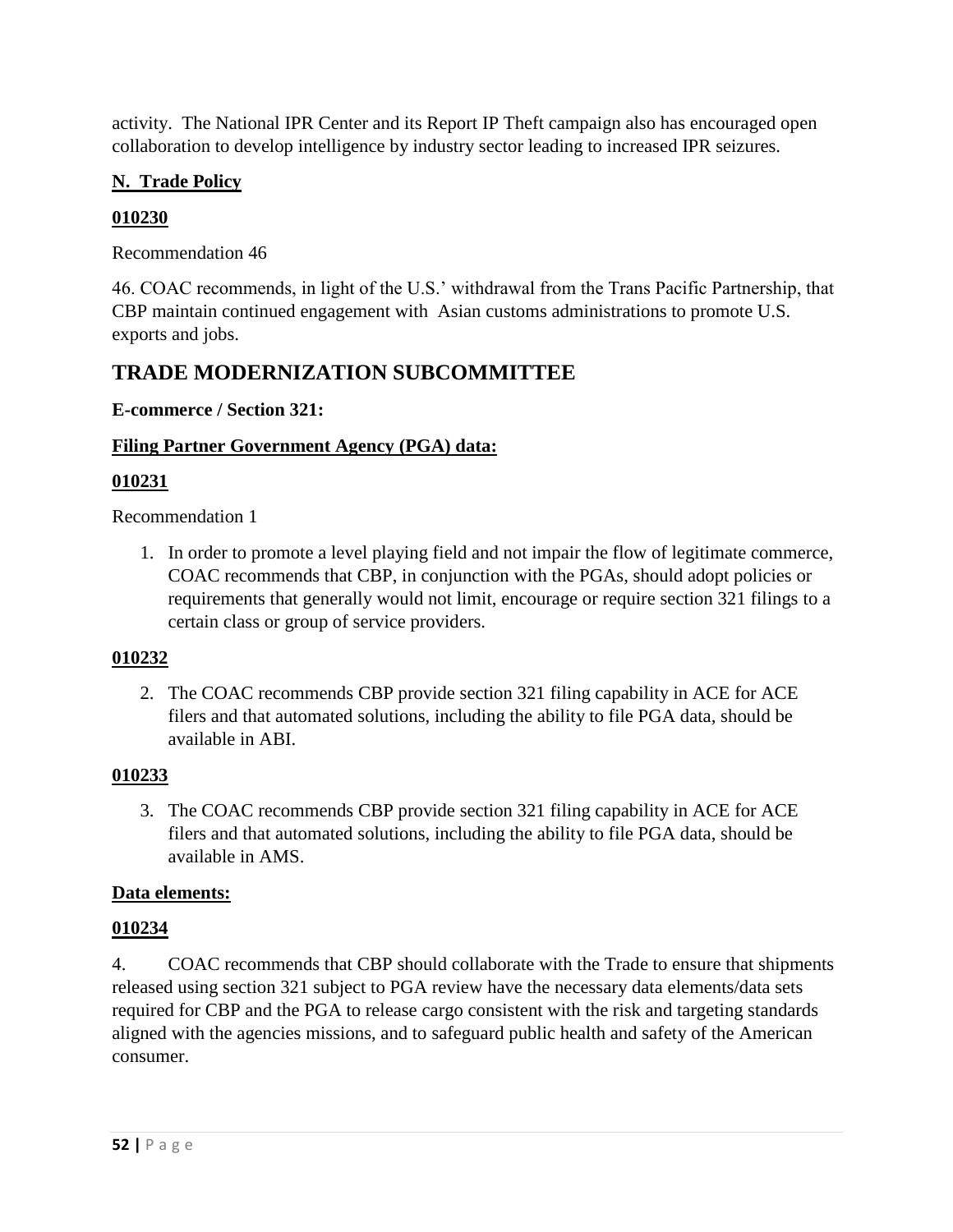activity. The National IPR Center and its Report IP Theft campaign also has encouraged open collaboration to develop intelligence by industry sector leading to increased IPR seizures.

**N. Trade Policy**

**010230**

Recommendation 46

46. COAC recommends, in light of the U.S.' withdrawal from the Trans Pacific Partnership, that CBP maintain continued engagement with Asian customs administrations to promote U.S. exports and jobs.

## TRADE MODERNIZATION SUBCOMMITTEE

**E-commerce / Section 321:**

**Filing Partner Government Agency (PGA) data:**

**010231**

Recommendation 1

1. In order to promote a level playing field and not impair the flow of legitimate commerce, COAC recommends that CBP, in conjunction with the PGAs, should adopt policies or requirements that generally would not limit, encourage or require section 321 filings to a certain class or group of service providers.

**010232**

2. The COAC recommends CBP provide section 321 filing capability in ACE for ACE filers and that automated solutions, including the ability to file PGA data, should be available in ABI.

**010233**

3. The COAC recommends CBP provide section 321 filing capability in ACE for ACE filers and that automated solutions, including the ability to file PGA data, should be available in AMS.

**Data elements:**

**010234**

4. COAC recommends that CBP should collaborate with the Trade to ensure that shipments released using section 321 subject to PGA review have the necessary data elements/data sets required for CBP and the PGA to release cargo consistent with the risk and targeting standards aligned with the agencies missions, and to safeguard public health and safety of the American consumer.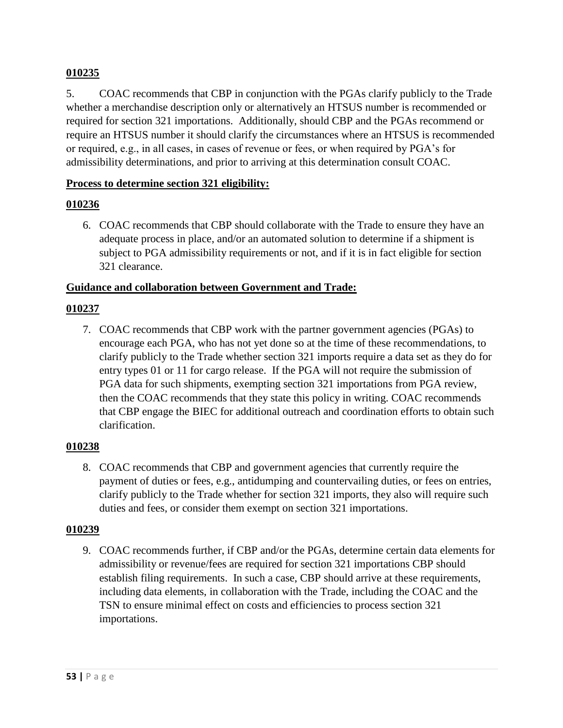**010235**

5. COAC recommends that CBP in conjunction with the PGAs clarify publicly to the Trade whether a merchandise description only or alternatively an HTSUS number is recommended or required for section 321 importations. Additionally, should CBP and the PGAs recommend or require an HTSUS number it should clarify the circumstances where an HTSUS is recommended or required, e.g., in all cases, in cases of revenue or fees, or when required by PGA's for admissibility determinations, and prior to arriving at this determination consult COAC.

**Process to determine section 321 eligibility:**

**010236**

6. COAC recommends that CBP should collaborate with the Trade to ensure they have an adequate process in place, and/or an automated solution to determine if a shipment is subject to PGA admissibility requirements or not, and if it is in fact eligible for section 321 clearance.

**Guidance and collaboration between Government and Trade:**

**010237**

7. COAC recommends that CBP work with the partner government agencies (PGAs) to encourage each PGA, who has not yet done so at the time of these recommendations, to clarify publicly to the Trade whether section 321 imports require a data set as they do for entry types 01 or 11 for cargo release. If the PGA will not require the submission of PGA data for such shipments, exempting section 321 importations from PGA review, then the COAC recommends that they state this policy in writing. COAC recommends that CBP engage the BIEC for additional outreach and coordination efforts to obtain such clarification.

**010238**

8. COAC recommends that CBP and government agencies that currently require the payment of duties or fees, e.g., antidumping and countervailing duties, or fees on entries, clarify publicly to the Trade whether for section 321 imports, they also will require such duties and fees, or consider them exempt on section 321 importations.

**010239**

9. COAC recommends further, if CBP and/or the PGAs, determine certain data elements for admissibility or revenue/fees are required for section 321 importations CBP should establish filing requirements. In such a case, CBP should arrive at these requirements, including data elements, in collaboration with the Trade, including the COAC and the TSN to ensure minimal effect on costs and efficiencies to process section 321 importations.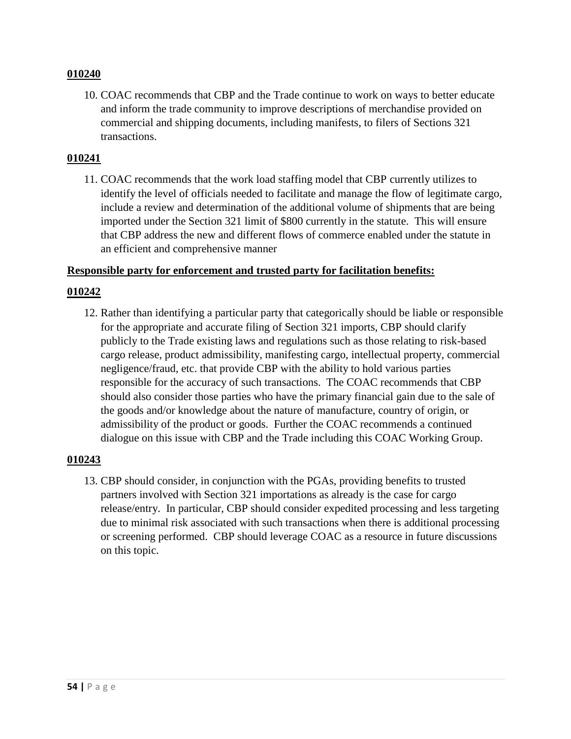**010240**

10. COAC recommends that CBP and the Trade continue to work on ways to better educate and inform the trade community to improve descriptions of merchandise provided on commercial and shipping documents, including manifests, to filers of Sections 321 transactions.

**010241**

11. COAC recommends that the work load staffing model that CBP currently utilizes to identify the level of officials needed to facilitate and manage the flow of legitimate cargo, include a review and determination of the additional volume of shipments that are being imported under the Section 321 limit of $800 currently in the statute. This will ensure that CBP address the new and different flows of commerce enabled under the statute in an efficient and comprehensive manner

**Responsible party for enforcement and trusted party for facilitation benefits:**

**010242**

12. Rather than identifying a particular party that categorically should be liable or responsible for the appropriate and accurate filing of Section 321 imports, CBP should clarify publicly to the Trade existing laws and regulations such as those relating to risk-based cargo release, product admissibility, manifesting cargo, intellectual property, commercial negligence/fraud, etc. that provide CBP with the ability to hold various parties responsible for the accuracy of such transactions. The COAC recommends that CBP should also consider those parties who have the primary financial gain due to the sale of the goods and/or knowledge about the nature of manufacture, country of origin, or admissibility of the product or goods. Further the COAC recommends a continued dialogue on this issue with CBP and the Trade including this COAC Working Group.

**010243**

13. CBP should consider, in conjunction with the PGAs, providing benefits to trusted partners involved with Section 321 importations as already is the case for cargo release/entry. In particular, CBP should consider expedited processing and less targeting due to minimal risk associated with such transactions when there is additional processing or screening performed. CBP should leverage COAC as a resource in future discussions on this topic.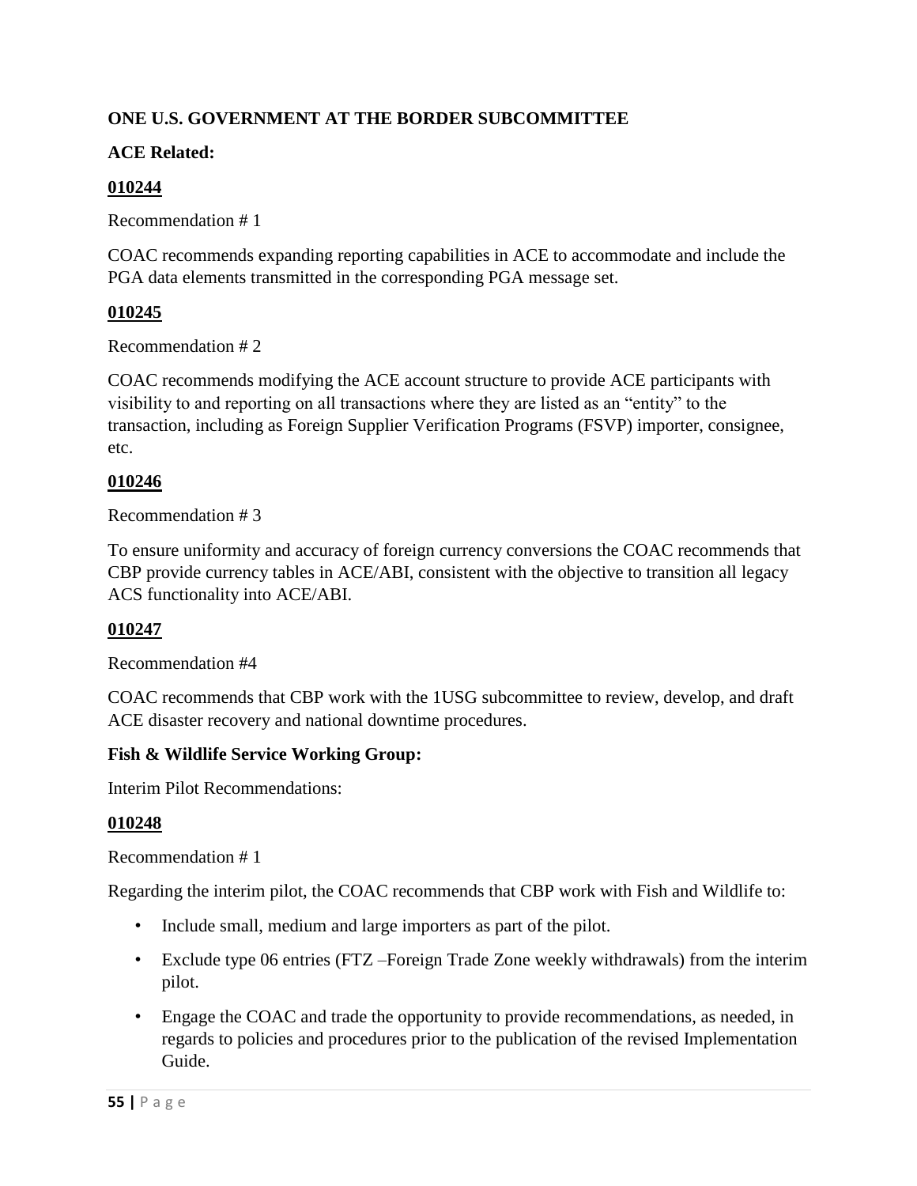**ONE U.S. GOVERNMENT AT THE BORDER SUBCOMMITTEE**

**ACE Related:**

**010244**

Recommendation # 1

COAC recommends expanding reporting capabilities in ACE to accommodate and include the PGA data elements transmitted in the corresponding PGA message set.

**010245**

Recommendation # 2

COAC recommends modifying the ACE account structure to provide ACE participants with visibility to and reporting on all transactions where they are listed as an "entity" to the transaction, including as Foreign Supplier Verification Programs (FSVP) importer, consignee, etc.

**010246**

Recommendation # 3

To ensure uniformity and accuracy of foreign currency conversions the COAC recommends that CBP provide currency tables in ACE/ABI, consistent with the objective to transition all legacy ACS functionality into ACE/ABI.

**010247**

Recommendation #4

COAC recommends that CBP work with the 1USG subcommittee to review, develop, and draft ACE disaster recovery and national downtime procedures.

**Fish & Wildlife Service Working Group:**

Interim Pilot Recommendations:

**010248**

Recommendation # 1

Regarding the interim pilot, the COAC recommends that CBP work with Fish and Wildlife to:

- Include small, medium and large importers as part of the pilot.
- Exclude type 06 entries (FTZ –Foreign Trade Zone weekly withdrawals) from the interim pilot.
- Engage the COAC and trade the opportunity to provide recommendations, as needed, in regards to policies and procedures prior to the publication of the revised Implementation Guide.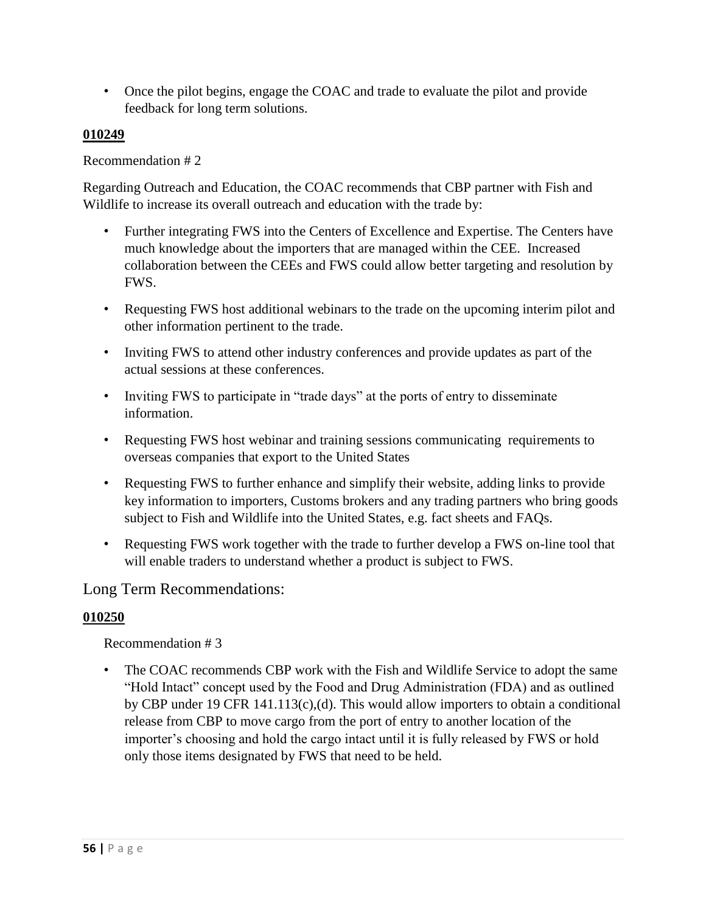- Once the pilot begins, engage the COAC and trade to evaluate the pilot and provide feedback for long term solutions.

**010249**

Recommendation # 2

Regarding Outreach and Education, the COAC recommends that CBP partner with Fish and Wildlife to increase its overall outreach and education with the trade by:

- Further integrating FWS into the Centers of Excellence and Expertise. The Centers have much knowledge about the importers that are managed within the CEE. Increased collaboration between the CEEs and FWS could allow better targeting and resolution by FWS.
- Requesting FWS host additional webinars to the trade on the upcoming interim pilot and other information pertinent to the trade.
- Inviting FWS to attend other industry conferences and provide updates as part of the actual sessions at these conferences.
- Inviting FWS to participate in "trade days" at the ports of entry to disseminate information.
- Requesting FWS host webinar and training sessions communicating requirements to overseas companies that export to the United States
- Requesting FWS to further enhance and simplify their website, adding links to provide key information to importers, Customs brokers and any trading partners who bring goods subject to Fish and Wildlife into the United States, e.g. fact sheets and FAQs.
- Requesting FWS work together with the trade to further develop a FWS on-line tool that will enable traders to understand whether a product is subject to FWS.

## Long Term Recommendations:

**010250**

Recommendation # 3

- The COAC recommends CBP work with the Fish and Wildlife Service to adopt the same "Hold Intact" concept used by the Food and Drug Administration (FDA) and as outlined by CBP under 19 CFR 141.113(c),(d). This would allow importers to obtain a conditional release from CBP to move cargo from the port of entry to another location of the importer's choosing and hold the cargo intact until it is fully released by FWS or hold only those items designated by FWS that need to be held.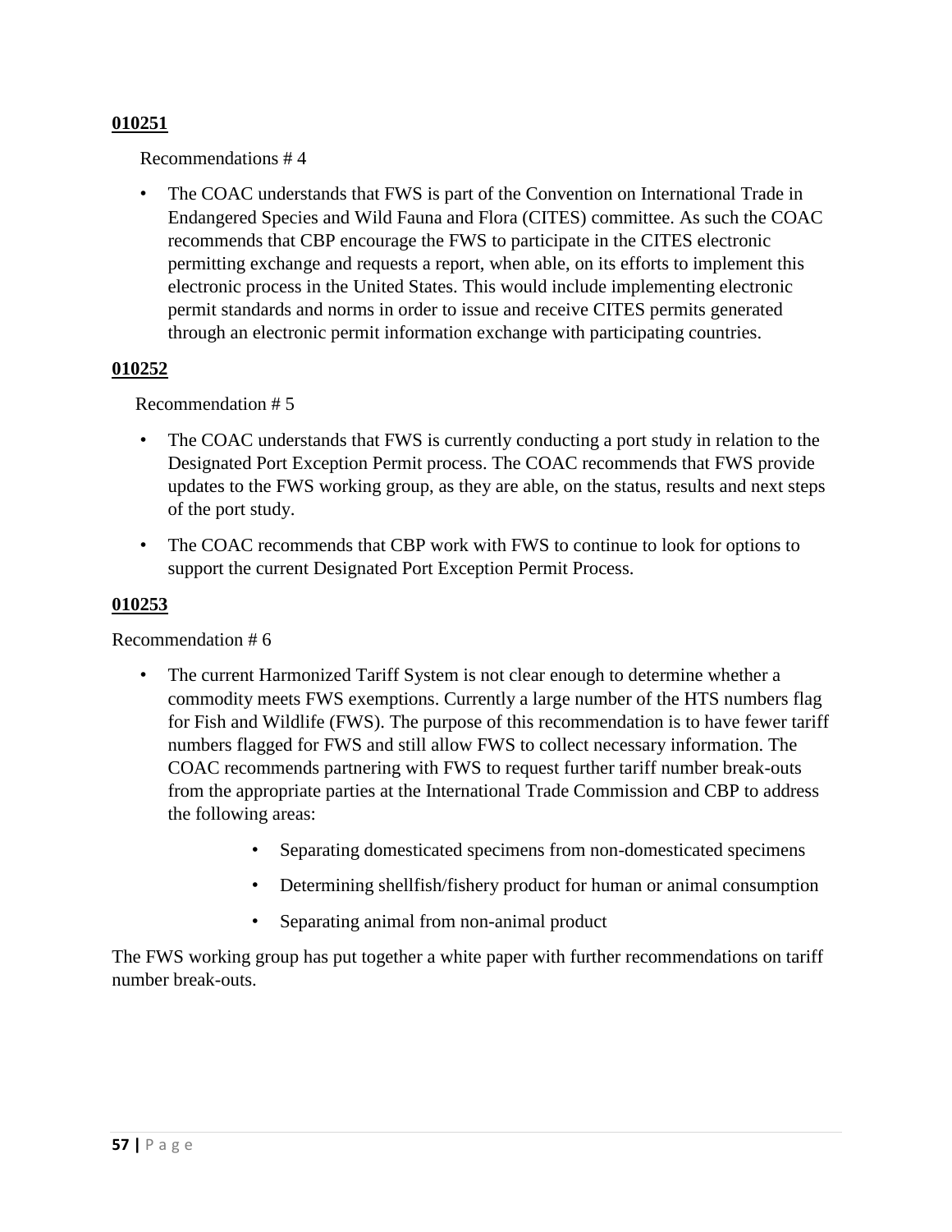**010251**

Recommendations # 4

- The COAC understands that FWS is part of the Convention on International Trade in Endangered Species and Wild Fauna and Flora (CITES) committee. As such the COAC recommends that CBP encourage the FWS to participate in the CITES electronic permitting exchange and requests a report, when able, on its efforts to implement this electronic process in the United States. This would include implementing electronic permit standards and norms in order to issue and receive CITES permits generated through an electronic permit information exchange with participating countries.

**010252**

Recommendation # 5

- The COAC understands that FWS is currently conducting a port study in relation to the Designated Port Exception Permit process. The COAC recommends that FWS provide updates to the FWS working group, as they are able, on the status, results and next steps of the port study.
- The COAC recommends that CBP work with FWS to continue to look for options to support the current Designated Port Exception Permit Process.

**010253**

Recommendation # 6

- The current Harmonized Tariff System is not clear enough to determine whether a commodity meets FWS exemptions. Currently a large number of the HTS numbers flag for Fish and Wildlife (FWS). The purpose of this recommendation is to have fewer tariff numbers flagged for FWS and still allow FWS to collect necessary information. The COAC recommends partnering with FWS to request further tariff number break-outs from the appropriate parties at the International Trade Commission and CBP to address the following areas:
    - Separating domesticated specimens from non-domesticated specimens
    - Determining shellfish/fishery product for human or animal consumption
    - Separating animal from non-animal product

The FWS working group has put together a white paper with further recommendations on tariff number break-outs.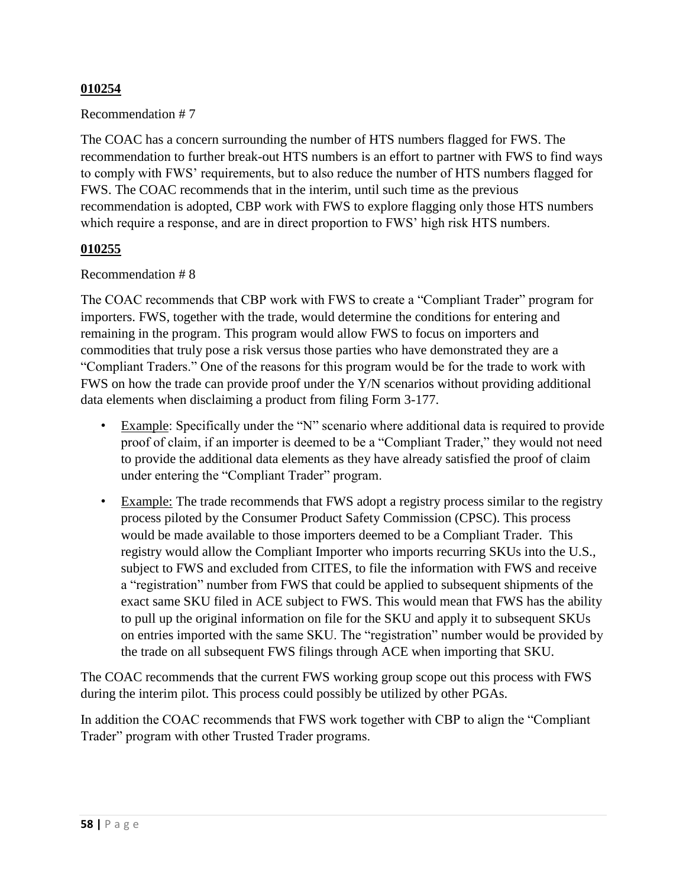**<u>010254</u>**

Recommendation # 7

The COAC has a concern surrounding the number of HTS numbers flagged for FWS. The recommendation to further break-out HTS numbers is an effort to partner with FWS to find ways to comply with FWS' requirements, but to also reduce the number of HTS numbers flagged for FWS. The COAC recommends that in the interim, until such time as the previous recommendation is adopted, CBP work with FWS to explore flagging only those HTS numbers which require a response, and are in direct proportion to FWS' high risk HTS numbers.

**<u>010255</u>**

Recommendation # 8

The COAC recommends that CBP work with FWS to create a "Compliant Trader" program for importers. FWS, together with the trade, would determine the conditions for entering and remaining in the program. This program would allow FWS to focus on importers and commodities that truly pose a risk versus those parties who have demonstrated they are a "Compliant Traders." One of the reasons for this program would be for the trade to work with FWS on how the trade can provide proof under the Y/N scenarios without providing additional data elements when disclaiming a product from filing Form 3-177.

- <u>Example</u>: Specifically under the "N" scenario where additional data is required to provide proof of claim, if an importer is deemed to be a "Compliant Trader," they would not need to provide the additional data elements as they have already satisfied the proof of claim under entering the "Compliant Trader" program.
- <u>Example:</u> The trade recommends that FWS adopt a registry process similar to the registry process piloted by the Consumer Product Safety Commission (CPSC). This process would be made available to those importers deemed to be a Compliant Trader. This registry would allow the Compliant Importer who imports recurring SKUs into the U.S., subject to FWS and excluded from CITES, to file the information with FWS and receive a "registration" number from FWS that could be applied to subsequent shipments of the exact same SKU filed in ACE subject to FWS. This would mean that FWS has the ability to pull up the original information on file for the SKU and apply it to subsequent SKUs on entries imported with the same SKU. The "registration" number would be provided by the trade on all subsequent FWS filings through ACE when importing that SKU.

The COAC recommends that the current FWS working group scope out this process with FWS during the interim pilot. This process could possibly be utilized by other PGAs.

In addition the COAC recommends that FWS work together with CBP to align the "Compliant Trader" program with other Trusted Trader programs.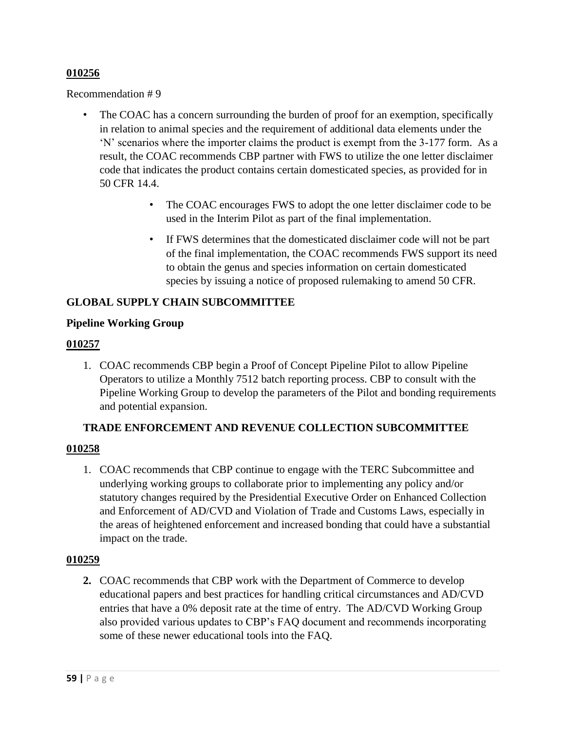**010256**

Recommendation # 9

- The COAC has a concern surrounding the burden of proof for an exemption, specifically in relation to animal species and the requirement of additional data elements under the 'N' scenarios where the importer claims the product is exempt from the 3-177 form. As a result, the COAC recommends CBP partner with FWS to utilize the one letter disclaimer code that indicates the product contains certain domesticated species, as provided for in 50 CFR 14.4.
    - The COAC encourages FWS to adopt the one letter disclaimer code to be used in the Interim Pilot as part of the final implementation.
    - If FWS determines that the domesticated disclaimer code will not be part of the final implementation, the COAC recommends FWS support its need to obtain the genus and species information on certain domesticated species by issuing a notice of proposed rulemaking to amend 50 CFR.

## GLOBAL SUPPLY CHAIN SUBCOMMITTEE

### Pipeline Working Group

**010257**

1. COAC recommends CBP begin a Proof of Concept Pipeline Pilot to allow Pipeline Operators to utilize a Monthly 7512 batch reporting process. CBP to consult with the Pipeline Working Group to develop the parameters of the Pilot and bonding requirements and potential expansion.

## TRADE ENFORCEMENT AND REVENUE COLLECTION SUBCOMMITTEE

**010258**

1. COAC recommends that CBP continue to engage with the TERC Subcommittee and underlying working groups to collaborate prior to implementing any policy and/or statutory changes required by the Presidential Executive Order on Enhanced Collection and Enforcement of AD/CVD and Violation of Trade and Customs Laws, especially in the areas of heightened enforcement and increased bonding that could have a substantial impact on the trade.

**010259**

**2.** COAC recommends that CBP work with the Department of Commerce to develop educational papers and best practices for handling critical circumstances and AD/CVD entries that have a 0% deposit rate at the time of entry. The AD/CVD Working Group also provided various updates to CBP's FAQ document and recommends incorporating some of these newer educational tools into the FAQ.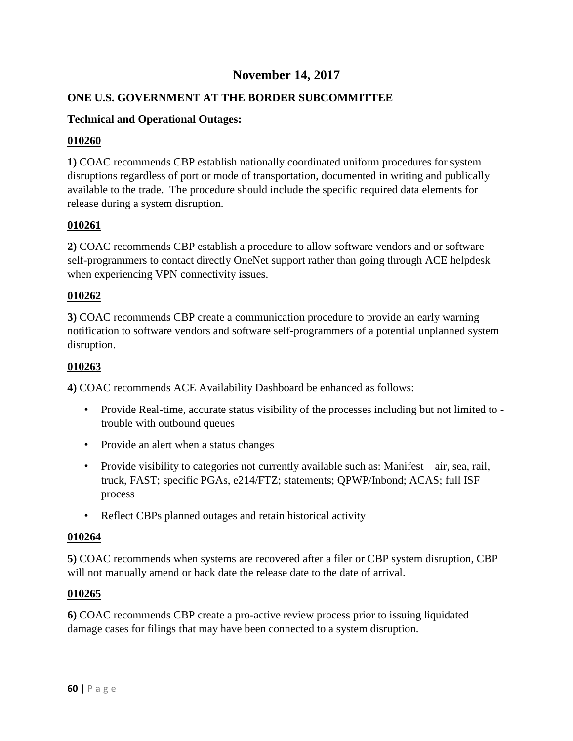## November 14, 2017

### ONE U.S. GOVERNMENT AT THE BORDER SUBCOMMITTEE

**Technical and Operational Outages:**

**010260**

**1)** COAC recommends CBP establish nationally coordinated uniform procedures for system disruptions regardless of port or mode of transportation, documented in writing and publically available to the trade. The procedure should include the specific required data elements for release during a system disruption.

**010261**

**2)** COAC recommends CBP establish a procedure to allow software vendors and or software self-programmers to contact directly OneNet support rather than going through ACE helpdesk when experiencing VPN connectivity issues.

**010262**

**3)** COAC recommends CBP create a communication procedure to provide an early warning notification to software vendors and software self-programmers of a potential unplanned system disruption.

**010263**

**4)** COAC recommends ACE Availability Dashboard be enhanced as follows:

- Provide Real-time, accurate status visibility of the processes including but not limited to - trouble with outbound queues
- Provide an alert when a status changes
- Provide visibility to categories not currently available such as: Manifest – air, sea, rail, truck, FAST; specific PGAs, e214/FTZ; statements; QPWP/Inbond; ACAS; full ISF process
- Reflect CBPs planned outages and retain historical activity

**010264**

**5)** COAC recommends when systems are recovered after a filer or CBP system disruption, CBP will not manually amend or back date the release date to the date of arrival.

**010265**

**6)** COAC recommends CBP create a pro-active review process prior to issuing liquidated damage cases for filings that may have been connected to a system disruption.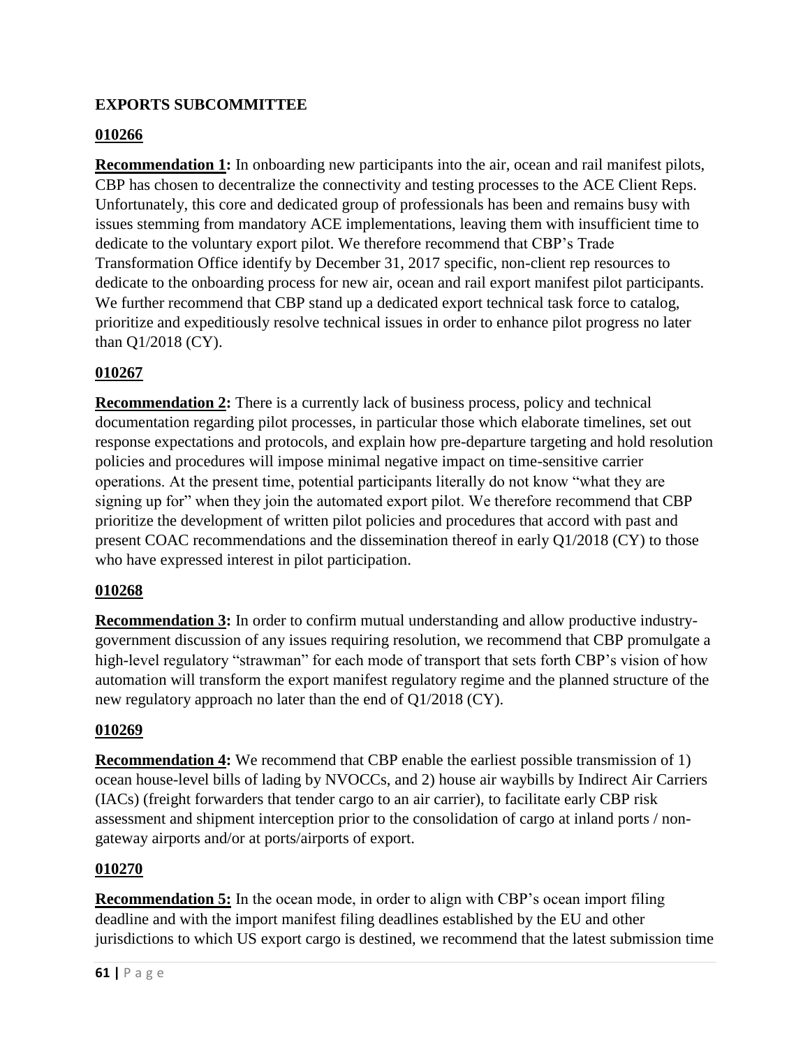## EXPORTS SUBCOMMITTEE

### 010266

**Recommendation 1:** In onboarding new participants into the air, ocean and rail manifest pilots, CBP has chosen to decentralize the connectivity and testing processes to the ACE Client Reps. Unfortunately, this core and dedicated group of professionals has been and remains busy with issues stemming from mandatory ACE implementations, leaving them with insufficient time to dedicate to the voluntary export pilot. We therefore recommend that CBP's Trade Transformation Office identify by December 31, 2017 specific, non-client rep resources to dedicate to the onboarding process for new air, ocean and rail export manifest pilot participants. We further recommend that CBP stand up a dedicated export technical task force to catalog, prioritize and expeditiously resolve technical issues in order to enhance pilot progress no later than Q1/2018 (CY).

### 010267

**Recommendation 2:** There is a currently lack of business process, policy and technical documentation regarding pilot processes, in particular those which elaborate timelines, set out response expectations and protocols, and explain how pre-departure targeting and hold resolution policies and procedures will impose minimal negative impact on time-sensitive carrier operations. At the present time, potential participants literally do not know "what they are signing up for" when they join the automated export pilot. We therefore recommend that CBP prioritize the development of written pilot policies and procedures that accord with past and present COAC recommendations and the dissemination thereof in early Q1/2018 (CY) to those who have expressed interest in pilot participation.

### 010268

**Recommendation 3:** In order to confirm mutual understanding and allow productive industry-government discussion of any issues requiring resolution, we recommend that CBP promulgate a high-level regulatory "strawman" for each mode of transport that sets forth CBP's vision of how automation will transform the export manifest regulatory regime and the planned structure of the new regulatory approach no later than the end of Q1/2018 (CY).

### 010269

**Recommendation 4:** We recommend that CBP enable the earliest possible transmission of 1) ocean house-level bills of lading by NVOCCs, and 2) house air waybills by Indirect Air Carriers (IACs) (freight forwarders that tender cargo to an air carrier), to facilitate early CBP risk assessment and shipment interception prior to the consolidation of cargo at inland ports / non-gateway airports and/or at ports/airports of export.

### 010270

**Recommendation 5:** In the ocean mode, in order to align with CBP's ocean import filing deadline and with the import manifest filing deadlines established by the EU and other jurisdictions to which US export cargo is destined, we recommend that the latest submission time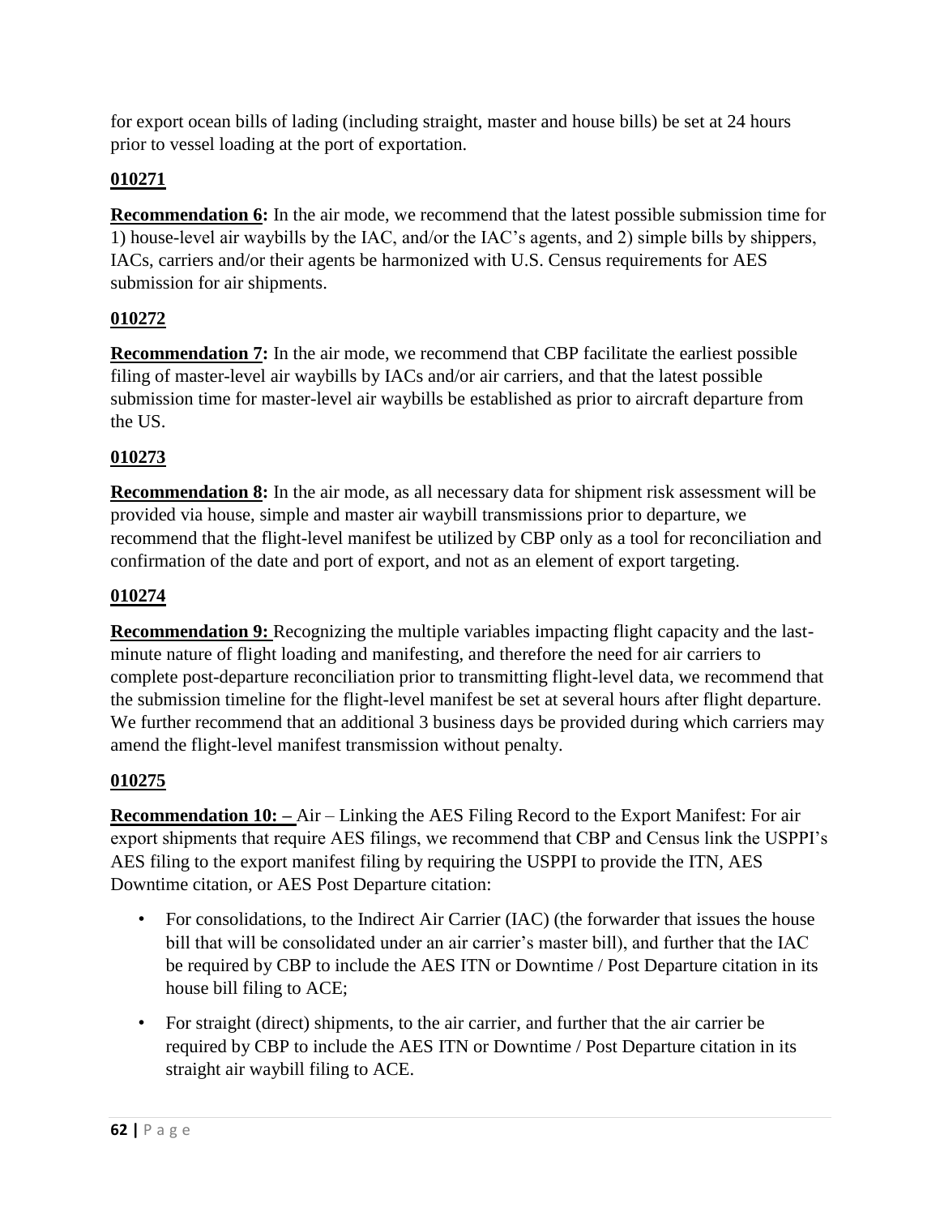for export ocean bills of lading (including straight, master and house bills) be set at 24 hours prior to vessel loading at the port of exportation.

**010271**

**Recommendation 6:** In the air mode, we recommend that the latest possible submission time for 1) house-level air waybills by the IAC, and/or the IAC's agents, and 2) simple bills by shippers, IACs, carriers and/or their agents be harmonized with U.S. Census requirements for AES submission for air shipments.

**010272**

**Recommendation 7:** In the air mode, we recommend that CBP facilitate the earliest possible filing of master-level air waybills by IACs and/or air carriers, and that the latest possible submission time for master-level air waybills be established as prior to aircraft departure from the US.

**010273**

**Recommendation 8:** In the air mode, as all necessary data for shipment risk assessment will be provided via house, simple and master air waybill transmissions prior to departure, we recommend that the flight-level manifest be utilized by CBP only as a tool for reconciliation and confirmation of the date and port of export, and not as an element of export targeting.

**010274**

**Recommendation 9:** Recognizing the multiple variables impacting flight capacity and the last-minute nature of flight loading and manifesting, and therefore the need for air carriers to complete post-departure reconciliation prior to transmitting flight-level data, we recommend that the submission timeline for the flight-level manifest be set at several hours after flight departure. We further recommend that an additional 3 business days be provided during which carriers may amend the flight-level manifest transmission without penalty.

**010275**

**Recommendation 10: –** Air – Linking the AES Filing Record to the Export Manifest: For air export shipments that require AES filings, we recommend that CBP and Census link the USPPI's AES filing to the export manifest filing by requiring the USPPI to provide the ITN, AES Downtime citation, or AES Post Departure citation:

- For consolidations, to the Indirect Air Carrier (IAC) (the forwarder that issues the house bill that will be consolidated under an air carrier's master bill), and further that the IAC be required by CBP to include the AES ITN or Downtime / Post Departure citation in its house bill filing to ACE;
- For straight (direct) shipments, to the air carrier, and further that the air carrier be required by CBP to include the AES ITN or Downtime / Post Departure citation in its straight air waybill filing to ACE.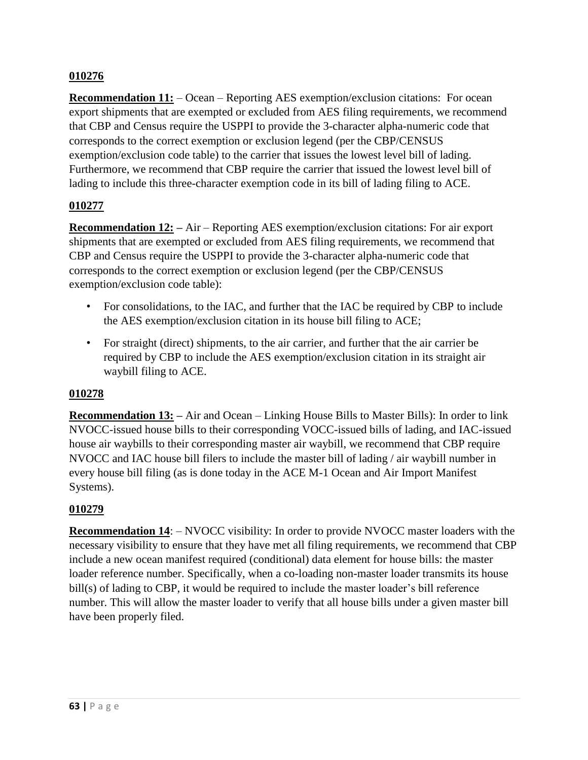**010276**

**Recommendation 11:** – Ocean – Reporting AES exemption/exclusion citations: For ocean export shipments that are exempted or excluded from AES filing requirements, we recommend that CBP and Census require the USPPI to provide the 3-character alpha-numeric code that corresponds to the correct exemption or exclusion legend (per the CBP/CENSUS exemption/exclusion code table) to the carrier that issues the lowest level bill of lading. Furthermore, we recommend that CBP require the carrier that issued the lowest level bill of lading to include this three-character exemption code in its bill of lading filing to ACE.

**010277**

**Recommendation 12: –** Air – Reporting AES exemption/exclusion citations: For air export shipments that are exempted or excluded from AES filing requirements, we recommend that CBP and Census require the USPPI to provide the 3-character alpha-numeric code that corresponds to the correct exemption or exclusion legend (per the CBP/CENSUS exemption/exclusion code table):

- For consolidations, to the IAC, and further that the IAC be required by CBP to include the AES exemption/exclusion citation in its house bill filing to ACE;
- For straight (direct) shipments, to the air carrier, and further that the air carrier be required by CBP to include the AES exemption/exclusion citation in its straight air waybill filing to ACE.

**010278**

**Recommendation 13: –** Air and Ocean – Linking House Bills to Master Bills): In order to link NVOCC-issued house bills to their corresponding VOCC-issued bills of lading, and IAC-issued house air waybills to their corresponding master air waybill, we recommend that CBP require NVOCC and IAC house bill filers to include the master bill of lading / air waybill number in every house bill filing (as is done today in the ACE M-1 Ocean and Air Import Manifest Systems).

**010279**

**Recommendation 14**: – NVOCC visibility: In order to provide NVOCC master loaders with the necessary visibility to ensure that they have met all filing requirements, we recommend that CBP include a new ocean manifest required (conditional) data element for house bills: the master loader reference number. Specifically, when a co-loading non-master loader transmits its house bill(s) of lading to CBP, it would be required to include the master loader's bill reference number. This will allow the master loader to verify that all house bills under a given master bill have been properly filed.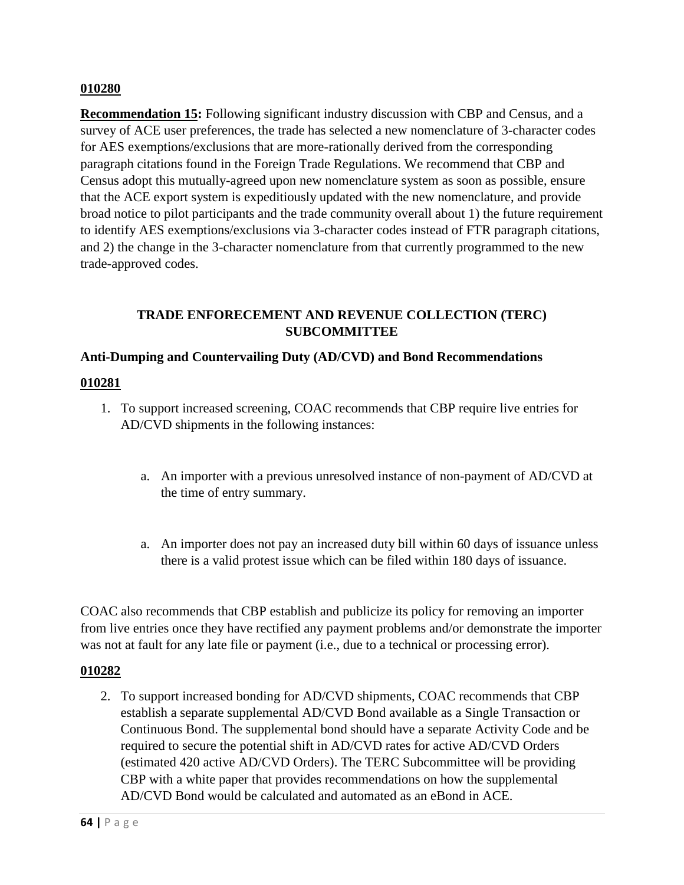**010280**

**Recommendation 15:** Following significant industry discussion with CBP and Census, and a survey of ACE user preferences, the trade has selected a new nomenclature of 3-character codes for AES exemptions/exclusions that are more-rationally derived from the corresponding paragraph citations found in the Foreign Trade Regulations. We recommend that CBP and Census adopt this mutually-agreed upon new nomenclature system as soon as possible, ensure that the ACE export system is expeditiously updated with the new nomenclature, and provide broad notice to pilot participants and the trade community overall about 1) the future requirement to identify AES exemptions/exclusions via 3-character codes instead of FTR paragraph citations, and 2) the change in the 3-character nomenclature from that currently programmed to the new trade-approved codes.

## TRADE ENFORECEMENT AND REVENUE COLLECTION (TERC) SUBCOMMITTEE

### Anti-Dumping and Countervailing Duty (AD/CVD) and Bond Recommendations

**010281**

1. To support increased screening, COAC recommends that CBP require live entries for AD/CVD shipments in the following instances:

    a. An importer with a previous unresolved instance of non-payment of AD/CVD at the time of entry summary.

    a. An importer does not pay an increased duty bill within 60 days of issuance unless there is a valid protest issue which can be filed within 180 days of issuance.

COAC also recommends that CBP establish and publicize its policy for removing an importer from live entries once they have rectified any payment problems and/or demonstrate the importer was not at fault for any late file or payment (i.e., due to a technical or processing error).

**010282**

2. To support increased bonding for AD/CVD shipments, COAC recommends that CBP establish a separate supplemental AD/CVD Bond available as a Single Transaction or Continuous Bond. The supplemental bond should have a separate Activity Code and be required to secure the potential shift in AD/CVD rates for active AD/CVD Orders (estimated 420 active AD/CVD Orders). The TERC Subcommittee will be providing CBP with a white paper that provides recommendations on how the supplemental AD/CVD Bond would be calculated and automated as an eBond in ACE.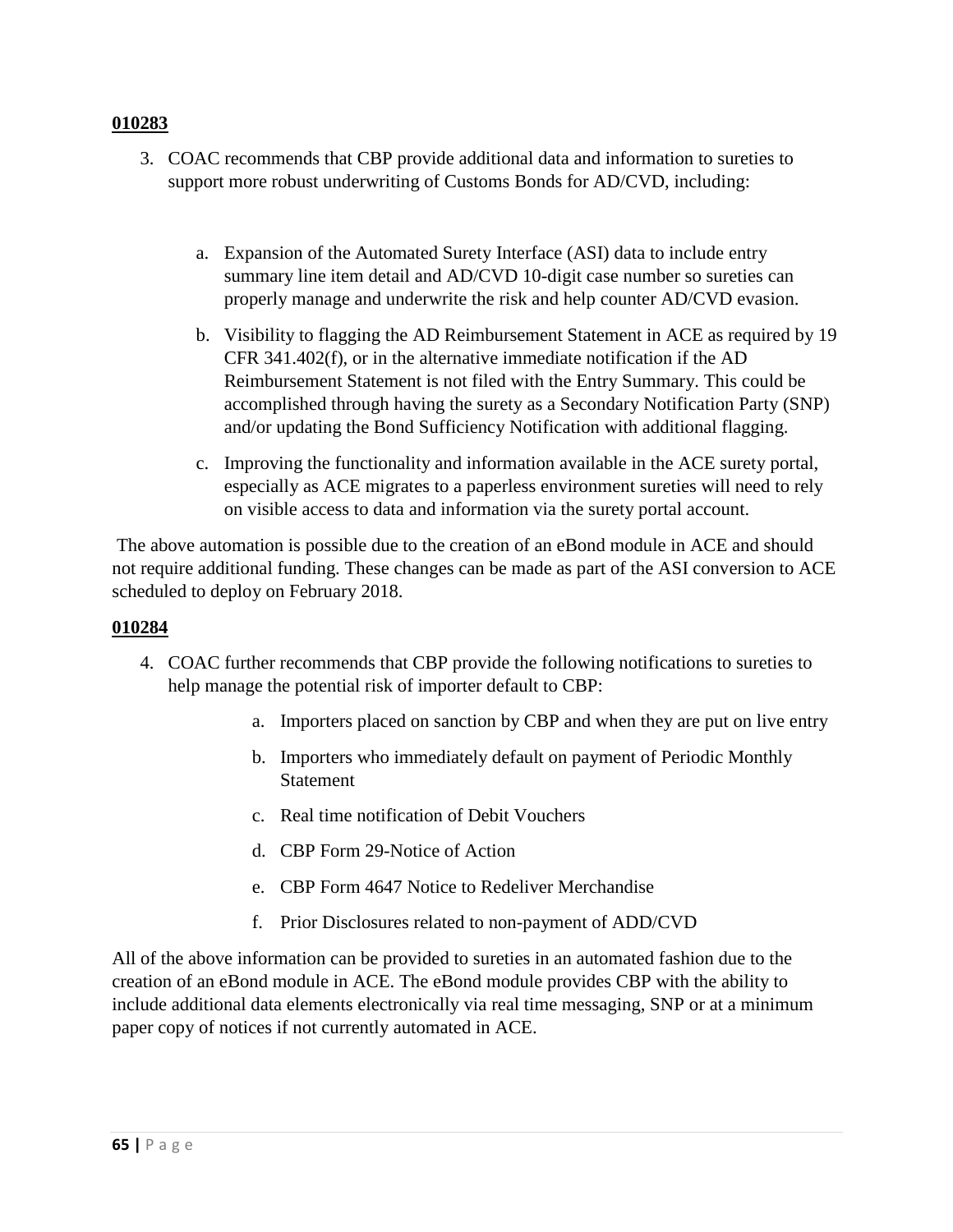**010283**

3. COAC recommends that CBP provide additional data and information to sureties to support more robust underwriting of Customs Bonds for AD/CVD, including:

    a. Expansion of the Automated Surety Interface (ASI) data to include entry summary line item detail and AD/CVD 10-digit case number so sureties can properly manage and underwrite the risk and help counter AD/CVD evasion.

    b. Visibility to flagging the AD Reimbursement Statement in ACE as required by 19 CFR 341.402(f), or in the alternative immediate notification if the AD Reimbursement Statement is not filed with the Entry Summary. This could be accomplished through having the surety as a Secondary Notification Party (SNP) and/or updating the Bond Sufficiency Notification with additional flagging.

    c. Improving the functionality and information available in the ACE surety portal, especially as ACE migrates to a paperless environment sureties will need to rely on visible access to data and information via the surety portal account.

The above automation is possible due to the creation of an eBond module in ACE and should not require additional funding. These changes can be made as part of the ASI conversion to ACE scheduled to deploy on February 2018.

**010284**

4. COAC further recommends that CBP provide the following notifications to sureties to help manage the potential risk of importer default to CBP:

    a. Importers placed on sanction by CBP and when they are put on live entry

    b. Importers who immediately default on payment of Periodic Monthly Statement

    c. Real time notification of Debit Vouchers

    d. CBP Form 29-Notice of Action

    e. CBP Form 4647 Notice to Redeliver Merchandise

    f. Prior Disclosures related to non-payment of ADD/CVD

All of the above information can be provided to sureties in an automated fashion due to the creation of an eBond module in ACE. The eBond module provides CBP with the ability to include additional data elements electronically via real time messaging, SNP or at a minimum paper copy of notices if not currently automated in ACE.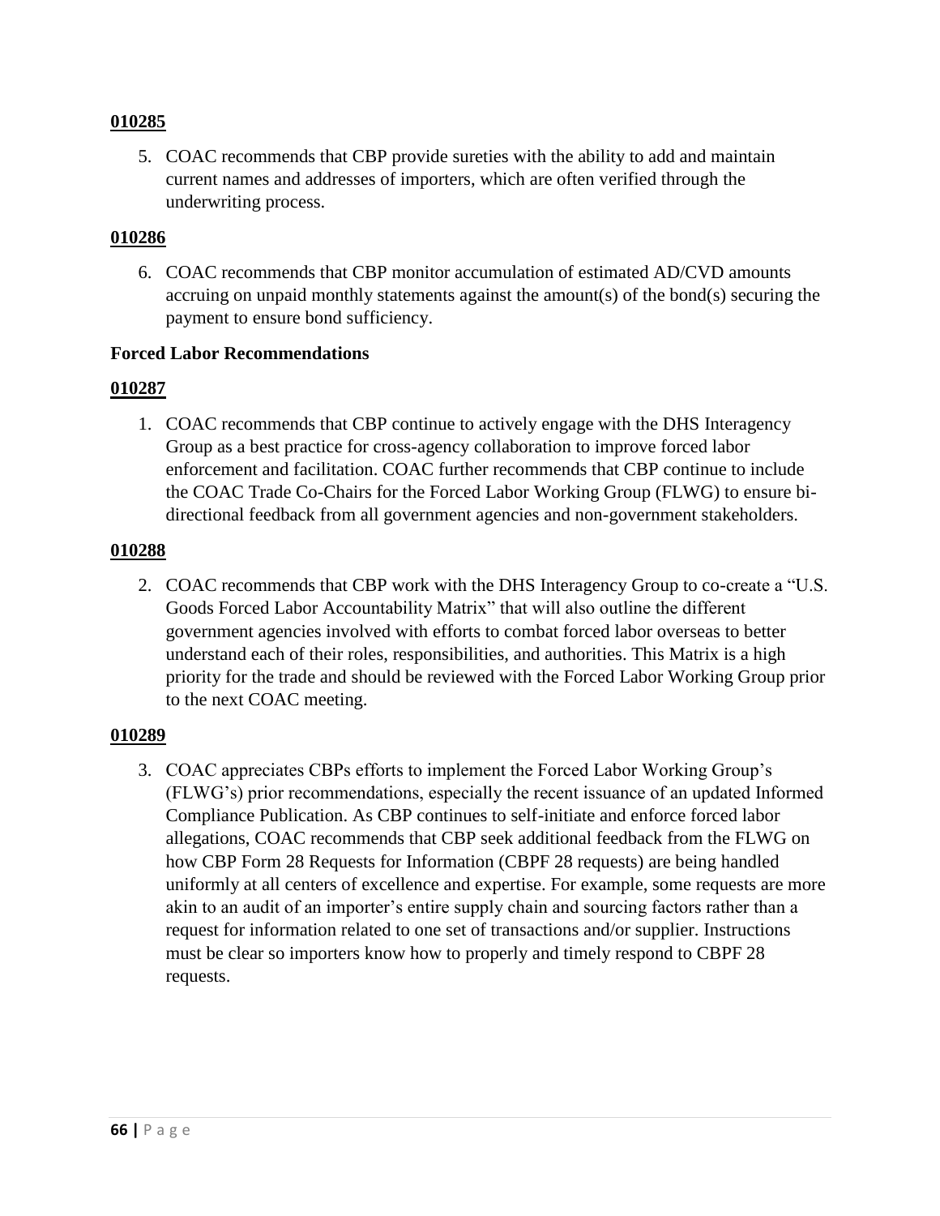**010285**

5. COAC recommends that CBP provide sureties with the ability to add and maintain current names and addresses of importers, which are often verified through the underwriting process.

**010286**

6. COAC recommends that CBP monitor accumulation of estimated AD/CVD amounts accruing on unpaid monthly statements against the amount(s) of the bond(s) securing the payment to ensure bond sufficiency.

**Forced Labor Recommendations**

**010287**

1. COAC recommends that CBP continue to actively engage with the DHS Interagency Group as a best practice for cross-agency collaboration to improve forced labor enforcement and facilitation. COAC further recommends that CBP continue to include the COAC Trade Co-Chairs for the Forced Labor Working Group (FLWG) to ensure bi-directional feedback from all government agencies and non-government stakeholders.

**010288**

2. COAC recommends that CBP work with the DHS Interagency Group to co-create a "U.S. Goods Forced Labor Accountability Matrix" that will also outline the different government agencies involved with efforts to combat forced labor overseas to better understand each of their roles, responsibilities, and authorities. This Matrix is a high priority for the trade and should be reviewed with the Forced Labor Working Group prior to the next COAC meeting.

**010289**

3. COAC appreciates CBPs efforts to implement the Forced Labor Working Group's (FLWG's) prior recommendations, especially the recent issuance of an updated Informed Compliance Publication. As CBP continues to self-initiate and enforce forced labor allegations, COAC recommends that CBP seek additional feedback from the FLWG on how CBP Form 28 Requests for Information (CBPF 28 requests) are being handled uniformly at all centers of excellence and expertise. For example, some requests are more akin to an audit of an importer's entire supply chain and sourcing factors rather than a request for information related to one set of transactions and/or supplier. Instructions must be clear so importers know how to properly and timely respond to CBPF 28 requests.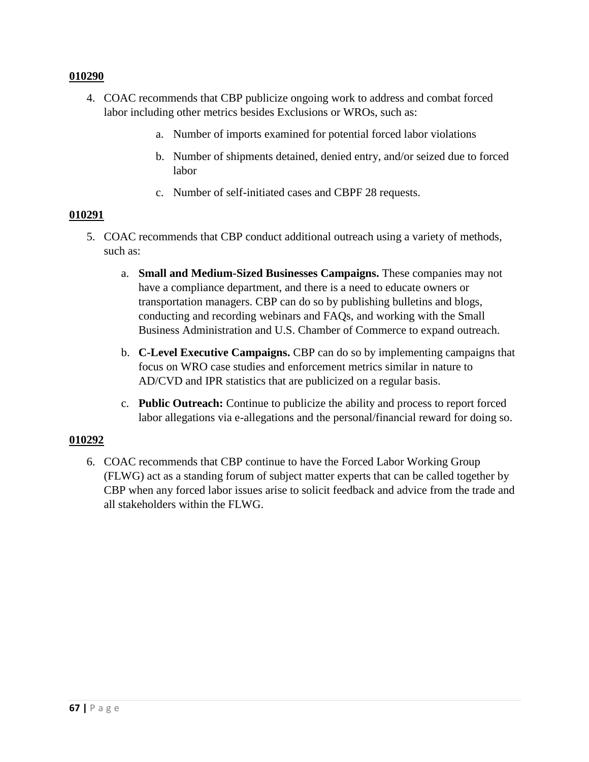**<u>010290</u>**

4. COAC recommends that CBP publicize ongoing work to address and combat forced labor including other metrics besides Exclusions or WROs, such as:

    a. Number of imports examined for potential forced labor violations

    b. Number of shipments detained, denied entry, and/or seized due to forced labor

    c. Number of self-initiated cases and CBPF 28 requests.

**<u>010291</u>**

5. COAC recommends that CBP conduct additional outreach using a variety of methods, such as:

    a. **Small and Medium-Sized Businesses Campaigns.** These companies may not have a compliance department, and there is a need to educate owners or transportation managers. CBP can do so by publishing bulletins and blogs, conducting and recording webinars and FAQs, and working with the Small Business Administration and U.S. Chamber of Commerce to expand outreach.

    b. **C-Level Executive Campaigns.** CBP can do so by implementing campaigns that focus on WRO case studies and enforcement metrics similar in nature to AD/CVD and IPR statistics that are publicized on a regular basis.

    c. **Public Outreach:** Continue to publicize the ability and process to report forced labor allegations via e-allegations and the personal/financial reward for doing so.

**<u>010292</u>**

6. COAC recommends that CBP continue to have the Forced Labor Working Group (FLWG) act as a standing forum of subject matter experts that can be called together by CBP when any forced labor issues arise to solicit feedback and advice from the trade and all stakeholders within the FLWG.